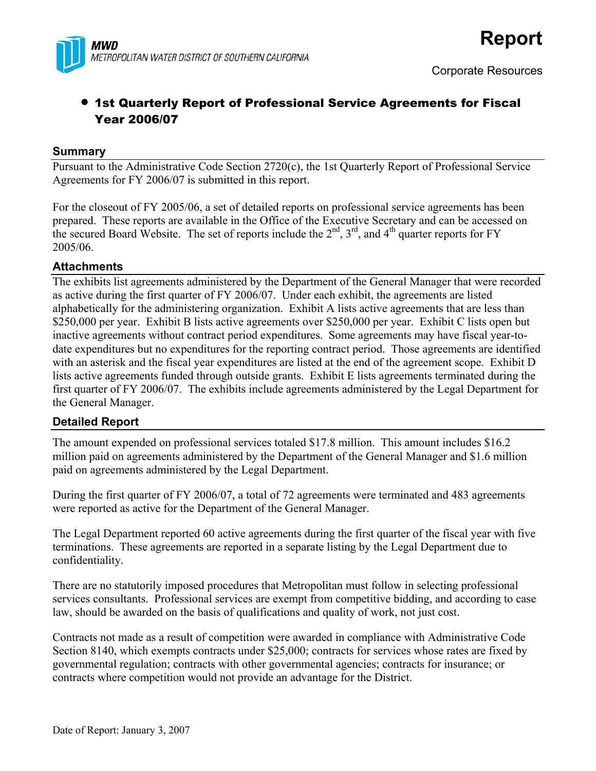**MWD**
*METROPOLITAN WATER DISTRICT OF SOUTHERN CALIFORNIA*

# Report

Corporate Resources

## • 1st Quarterly Report of Professional Service Agreements for Fiscal Year 2006/07

### Summary

Pursuant to the Administrative Code Section 2720(c), the 1st Quarterly Report of Professional Service Agreements for FY 2006/07 is submitted in this report.

For the closeout of FY 2005/06, a set of detailed reports on professional service agreements has been prepared. These reports are available in the Office of the Executive Secretary and can be accessed on the secured Board Website. The set of reports include the 2nd, 3rd, and 4th quarter reports for FY 2005/06.

### Attachments

The exhibits list agreements administered by the Department of the General Manager that were recorded as active during the first quarter of FY 2006/07. Under each exhibit, the agreements are listed alphabetically for the administering organization. Exhibit A lists active agreements that are less than $250,000 per year. Exhibit B lists active agreements over $250,000 per year. Exhibit C lists open but inactive agreements without contract period expenditures. Some agreements may have fiscal year-to-date expenditures but no expenditures for the reporting contract period. Those agreements are identified with an asterisk and the fiscal year expenditures are listed at the end of the agreement scope. Exhibit D lists active agreements funded through outside grants. Exhibit E lists agreements terminated during the first quarter of FY 2006/07. The exhibits include agreements administered by the Legal Department for the General Manager.

### Detailed Report

The amount expended on professional services totaled $17.8 million. This amount includes $16.2 million paid on agreements administered by the Department of the General Manager and $1.6 million paid on agreements administered by the Legal Department.

During the first quarter of FY 2006/07, a total of 72 agreements were terminated and 483 agreements were reported as active for the Department of the General Manager.

The Legal Department reported 60 active agreements during the first quarter of the fiscal year with five terminations. These agreements are reported in a separate listing by the Legal Department due to confidentiality.

There are no statutorily imposed procedures that Metropolitan must follow in selecting professional services consultants. Professional services are exempt from competitive bidding, and according to case law, should be awarded on the basis of qualifications and quality of work, not just cost.

Contracts not made as a result of competition were awarded in compliance with Administrative Code Section 8140, which exempts contracts under $25,000; contracts for services whose rates are fixed by governmental regulation; contracts with other governmental agencies; contracts for insurance; or contracts where competition would not provide an advantage for the District.

Date of Report: January 3, 2007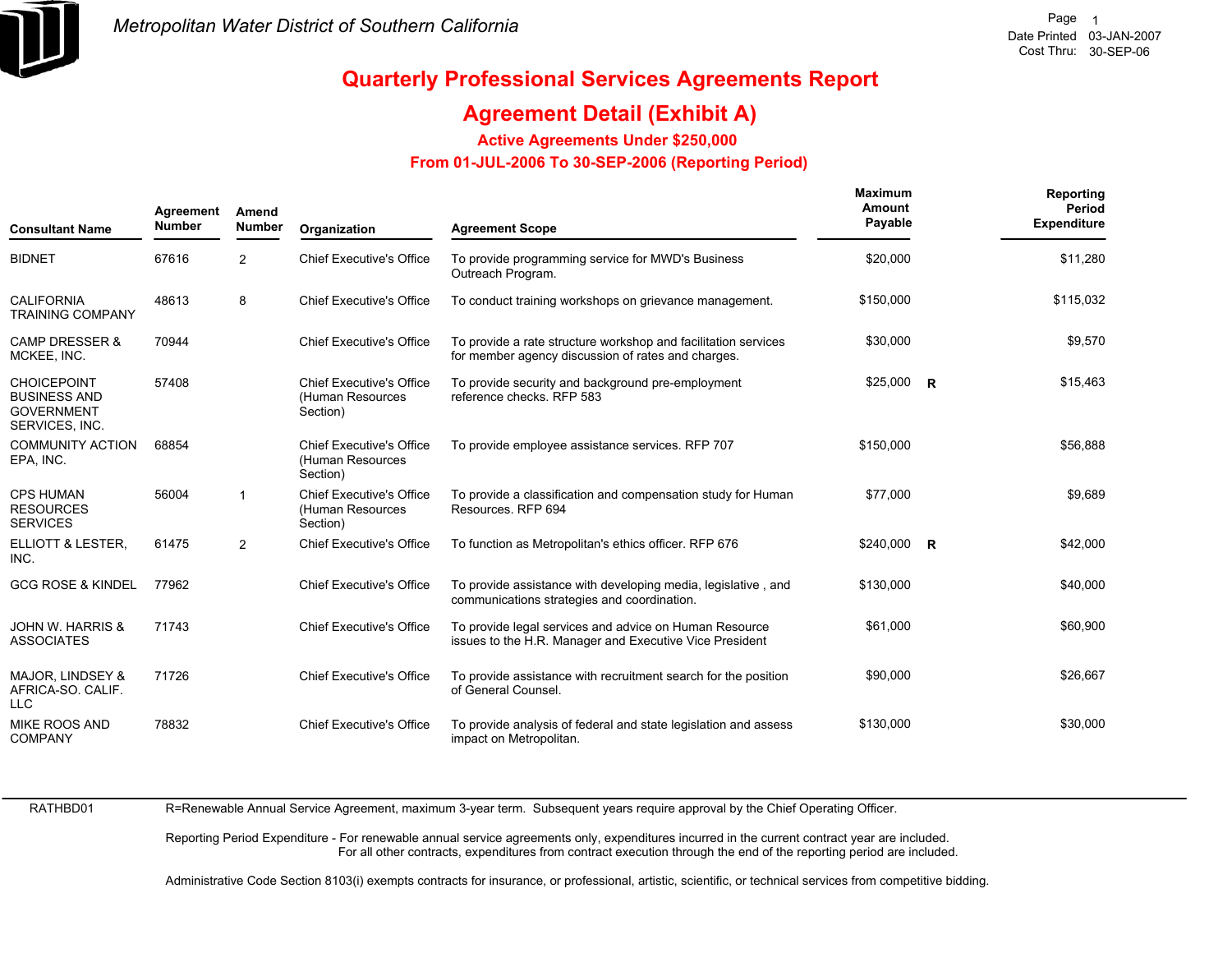Metropolitan Water District of Southern California

Date Printed 03-JAN-2007
Cost Thru: 30-SEP-06

# Quarterly Professional Services Agreements Report

## Agreement Detail (Exhibit A)

### Active Agreements Under $250,000

### From 01-JUL-2006 To 30-SEP-2006 (Reporting Period)

| Consultant Name | Agreement Number | Amend Number | Organization | Agreement Scope | Maximum Amount Payable | | Reporting Period Expenditure |
|---|---|---|---|---|---|---|---|
| BIDNET | 67616 | 2 | Chief Executive's Office | To provide programming service for MWD's Business Outreach Program. | $20,000 | | $11,280 |
| CALIFORNIA TRAINING COMPANY | 48613 | 8 | Chief Executive's Office | To conduct training workshops on grievance management. | $150,000 | | $115,032 |
| CAMP DRESSER & MCKEE, INC. | 70944 | | Chief Executive's Office | To provide a rate structure workshop and facilitation services for member agency discussion of rates and charges. | $30,000 | | $9,570 |
| CHOICEPOINT BUSINESS AND GOVERNMENT SERVICES, INC. | 57408 | | Chief Executive's Office (Human Resources Section) | To provide security and background pre-employment reference checks. RFP 583 | $25,000 | R | $15,463 |
| COMMUNITY ACTION EPA, INC. | 68854 | | Chief Executive's Office (Human Resources Section) | To provide employee assistance services. RFP 707 | $150,000 | | $56,888 |
| CPS HUMAN RESOURCES SERVICES | 56004 | 1 | Chief Executive's Office (Human Resources Section) | To provide a classification and compensation study for Human Resources. RFP 694 | $77,000 | | $9,689 |
| ELLIOTT & LESTER, INC. | 61475 | 2 | Chief Executive's Office | To function as Metropolitan's ethics officer. RFP 676 | $240,000 | R | $42,000 |
| GCG ROSE & KINDEL | 77962 | | Chief Executive's Office | To provide assistance with developing media, legislative , and communications strategies and coordination. | $130,000 | | $40,000 |
| JOHN W. HARRIS & ASSOCIATES | 71743 | | Chief Executive's Office | To provide legal services and advice on Human Resource issues to the H.R. Manager and Executive Vice President | $61,000 | | $60,900 |
| MAJOR, LINDSEY & AFRICA-SO. CALIF. LLC | 71726 | | Chief Executive's Office | To provide assistance with recruitment search for the position of General Counsel. | $90,000 | | $26,667 |
| MIKE ROOS AND COMPANY | 78832 | | Chief Executive's Office | To provide analysis of federal and state legislation and assess impact on Metropolitan. | $130,000 | | $30,000 |

RATHBD01

R=Renewable Annual Service Agreement, maximum 3-year term. Subsequent years require approval by the Chief Operating Officer.

Reporting Period Expenditure - For renewable annual service agreements only, expenditures incurred in the current contract year are included. For all other contracts, expenditures from contract execution through the end of the reporting period are included.

Administrative Code Section 8103(i) exempts contracts for insurance, or professional, artistic, scientific, or technical services from competitive bidding.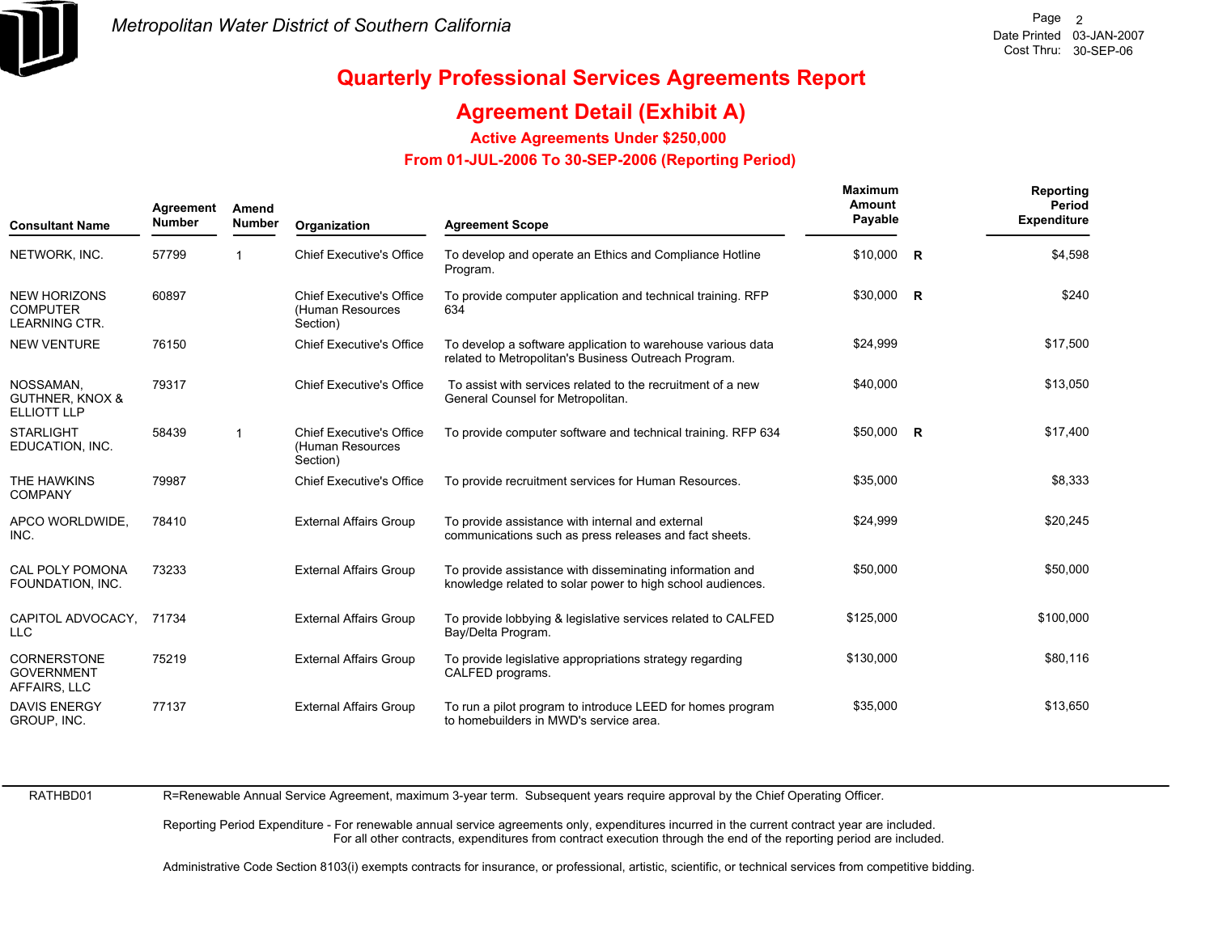Metropolitan Water District of Southern California

Date Printed 03-JAN-2007
Cost Thru: 30-SEP-06

# Quarterly Professional Services Agreements Report

## Agreement Detail (Exhibit A)

### Active Agreements Under $250,000

### From 01-JUL-2006 To 30-SEP-2006 (Reporting Period)

| Consultant Name | Agreement Number | Amend Number | Organization | Agreement Scope | Maximum Amount Payable | | Reporting Period Expenditure |
|---|---|---|---|---|---|---|---|
| NETWORK, INC. | 57799 | 1 | Chief Executive's Office | To develop and operate an Ethics and Compliance Hotline Program. | $10,000 | R | $4,598 |
| NEW HORIZONS COMPUTER LEARNING CTR. | 60897 | | Chief Executive's Office (Human Resources Section) | To provide computer application and technical training. RFP 634 | $30,000 | R | $240 |
| NEW VENTURE | 76150 | | Chief Executive's Office | To develop a software application to warehouse various data related to Metropolitan's Business Outreach Program. | $24,999 | | $17,500 |
| NOSSAMAN, GUTHNER, KNOX & ELLIOTT LLP | 79317 | | Chief Executive's Office | To assist with services related to the recruitment of a new General Counsel for Metropolitan. | $40,000 | | $13,050 |
| STARLIGHT EDUCATION, INC. | 58439 | 1 | Chief Executive's Office (Human Resources Section) | To provide computer software and technical training. RFP 634 | $50,000 | R | $17,400 |
| THE HAWKINS COMPANY | 79987 | | Chief Executive's Office | To provide recruitment services for Human Resources. | $35,000 | | $8,333 |
| APCO WORLDWIDE, INC. | 78410 | | External Affairs Group | To provide assistance with internal and external communications such as press releases and fact sheets. | $24,999 | | $20,245 |
| CAL POLY POMONA FOUNDATION, INC. | 73233 | | External Affairs Group | To provide assistance with disseminating information and knowledge related to solar power to high school audiences. | $50,000 | | $50,000 |
| CAPITOL ADVOCACY, LLC | 71734 | | External Affairs Group | To provide lobbying & legislative services related to CALFED Bay/Delta Program. | $125,000 | | $100,000 |
| CORNERSTONE GOVERNMENT AFFAIRS, LLC | 75219 | | External Affairs Group | To provide legislative appropriations strategy regarding CALFED programs. | $130,000 | | $80,116 |
| DAVIS ENERGY GROUP, INC. | 77137 | | External Affairs Group | To run a pilot program to introduce LEED for homes program to homebuilders in MWD's service area. | $35,000 | | $13,650 |

RATHBD01

R=Renewable Annual Service Agreement, maximum 3-year term. Subsequent years require approval by the Chief Operating Officer.

Reporting Period Expenditure - For renewable annual service agreements only, expenditures incurred in the current contract year are included. For all other contracts, expenditures from contract execution through the end of the reporting period are included.

Administrative Code Section 8103(i) exempts contracts for insurance, or professional, artistic, scientific, or technical services from competitive bidding.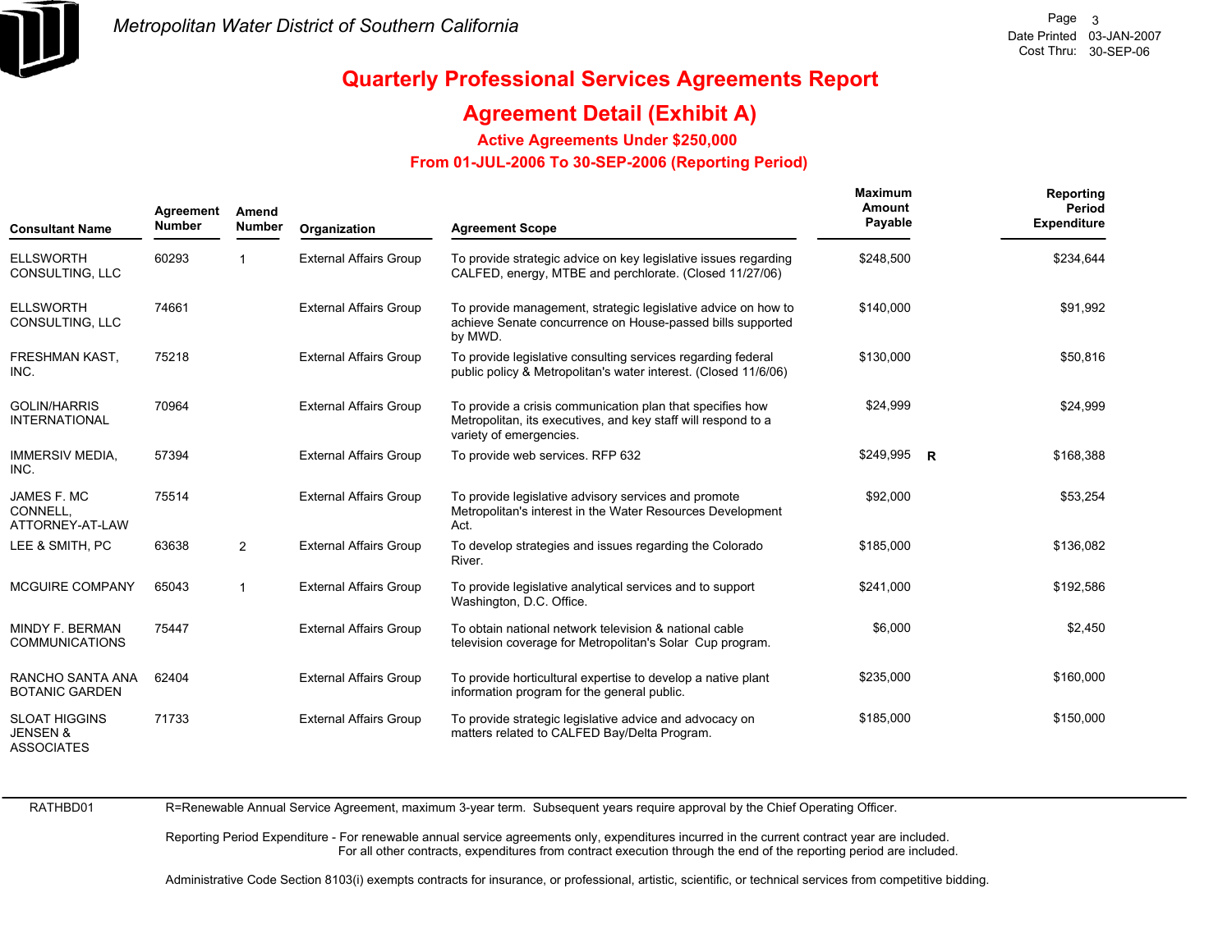# Quarterly Professional Services Agreements Report

## Agreement Detail (Exhibit A)

### Active Agreements Under $250,000

### From 01-JUL-2006 To 30-SEP-2006 (Reporting Period)

| Consultant Name | Agreement Number | Amend Number | Organization | Agreement Scope | Maximum Amount Payable | | Reporting Period Expenditure |
|---|---|---|---|---|---|---|---|
| ELLSWORTH CONSULTING, LLC | 60293 | 1 | External Affairs Group | To provide strategic advice on key legislative issues regarding CALFED, energy, MTBE and perchlorate. (Closed 11/27/06) | $248,500 | | $234,644 |
| ELLSWORTH CONSULTING, LLC | 74661 | | External Affairs Group | To provide management, strategic legislative advice on how to achieve Senate concurrence on House-passed bills supported by MWD. | $140,000 | | $91,992 |
| FRESHMAN KAST, INC. | 75218 | | External Affairs Group | To provide legislative consulting services regarding federal public policy & Metropolitan's water interest. (Closed 11/6/06) | $130,000 | | $50,816 |
| GOLIN/HARRIS INTERNATIONAL | 70964 | | External Affairs Group | To provide a crisis communication plan that specifies how Metropolitan, its executives, and key staff will respond to a variety of emergencies. | $24,999 | | $24,999 |
| IMMERSIV MEDIA, INC. | 57394 | | External Affairs Group | To provide web services. RFP 632 | $249,995 | R | $168,388 |
| JAMES F. MC CONNELL, ATTORNEY-AT-LAW | 75514 | | External Affairs Group | To provide legislative advisory services and promote Metropolitan's interest in the Water Resources Development Act. | $92,000 | | $53,254 |
| LEE & SMITH, PC | 63638 | 2 | External Affairs Group | To develop strategies and issues regarding the Colorado River. | $185,000 | | $136,082 |
| MCGUIRE COMPANY | 65043 | 1 | External Affairs Group | To provide legislative analytical services and to support Washington, D.C. Office. | $241,000 | | $192,586 |
| MINDY F. BERMAN COMMUNICATIONS | 75447 | | External Affairs Group | To obtain national network television & national cable television coverage for Metropolitan's Solar Cup program. | $6,000 | | $2,450 |
| RANCHO SANTA ANA BOTANIC GARDEN | 62404 | | External Affairs Group | To provide horticultural expertise to develop a native plant information program for the general public. | $235,000 | | $160,000 |
| SLOAT HIGGINS JENSEN & ASSOCIATES | 71733 | | External Affairs Group | To provide strategic legislative advice and advocacy on matters related to CALFED Bay/Delta Program. | $185,000 | | $150,000 |

RATHBD01

R=Renewable Annual Service Agreement, maximum 3-year term. Subsequent years require approval by the Chief Operating Officer.

Reporting Period Expenditure - For renewable annual service agreements only, expenditures incurred in the current contract year are included. For all other contracts, expenditures from contract execution through the end of the reporting period are included.

Administrative Code Section 8103(i) exempts contracts for insurance, or professional, artistic, scientific, or technical services from competitive bidding.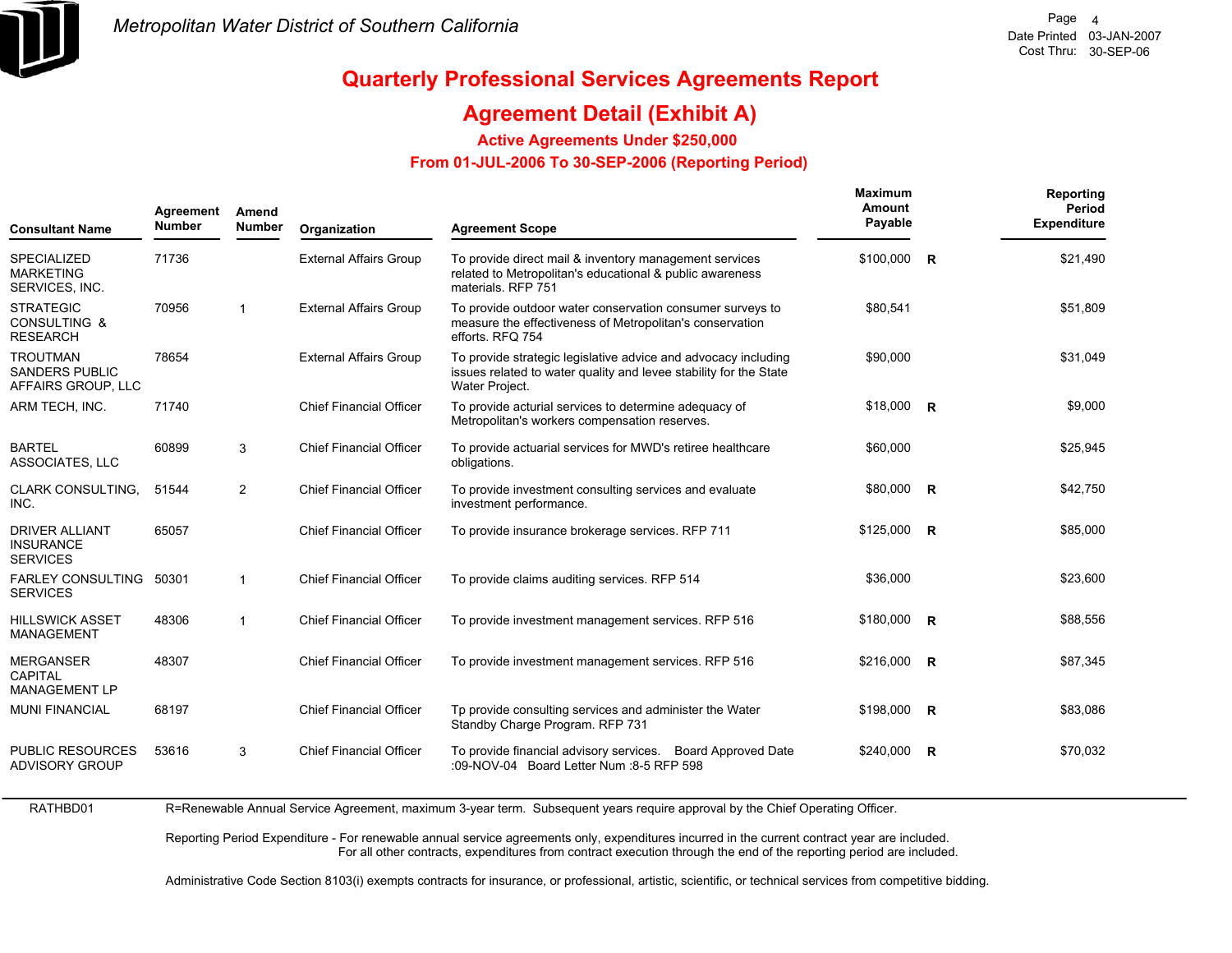# Metropolitan Water District of Southern California

## Quarterly Professional Services Agreements Report

## Agreement Detail (Exhibit A)

### Active Agreements Under $250,000

### From 01-JUL-2006 To 30-SEP-2006 (Reporting Period)

| Consultant Name | Agreement Number | Amend Number | Organization | Agreement Scope | Maximum Amount Payable | | Reporting Period Expenditure |
|---|---|---|---|---|---|---|---|
| SPECIALIZED MARKETING SERVICES, INC. | 71736 | | External Affairs Group | To provide direct mail & inventory management services related to Metropolitan's educational & public awareness materials. RFP 751 | $100,000 | R | $21,490 |
| STRATEGIC CONSULTING & RESEARCH | 70956 | 1 | External Affairs Group | To provide outdoor water conservation consumer surveys to measure the effectiveness of Metropolitan's conservation efforts. RFQ 754 | $80,541 | | $51,809 |
| TROUTMAN SANDERS PUBLIC AFFAIRS GROUP, LLC | 78654 | | External Affairs Group | To provide strategic legislative advice and advocacy including issues related to water quality and levee stability for the State Water Project. | $90,000 | | $31,049 |
| ARM TECH, INC. | 71740 | | Chief Financial Officer | To provide acturial services to determine adequacy of Metropolitan's workers compensation reserves. | $18,000 | R | $9,000 |
| BARTEL ASSOCIATES, LLC | 60899 | 3 | Chief Financial Officer | To provide actuarial services for MWD's retiree healthcare obligations. | $60,000 | | $25,945 |
| CLARK CONSULTING, INC. | 51544 | 2 | Chief Financial Officer | To provide investment consulting services and evaluate investment performance. | $80,000 | R | $42,750 |
| DRIVER ALLIANT INSURANCE SERVICES | 65057 | | Chief Financial Officer | To provide insurance brokerage services. RFP 711 | $125,000 | R | $85,000 |
| FARLEY CONSULTING SERVICES | 50301 | 1 | Chief Financial Officer | To provide claims auditing services. RFP 514 | $36,000 | | $23,600 |
| HILLSWICK ASSET MANAGEMENT | 48306 | 1 | Chief Financial Officer | To provide investment management services. RFP 516 | $180,000 | R | $88,556 |
| MERGANSER CAPITAL MANAGEMENT LP | 48307 | | Chief Financial Officer | To provide investment management services. RFP 516 | $216,000 | R | $87,345 |
| MUNI FINANCIAL | 68197 | | Chief Financial Officer | Tp provide consulting services and administer the Water Standby Charge Program. RFP 731 | $198,000 | R | $83,086 |
| PUBLIC RESOURCES ADVISORY GROUP | 53616 | 3 | Chief Financial Officer | To provide financial advisory services. Board Approved Date :09-NOV-04 Board Letter Num :8-5 RFP 598 | $240,000 | R | $70,032 |

RATHBD01

R=Renewable Annual Service Agreement, maximum 3-year term. Subsequent years require approval by the Chief Operating Officer.

Reporting Period Expenditure - For renewable annual service agreements only, expenditures incurred in the current contract year are included. For all other contracts, expenditures from contract execution through the end of the reporting period are included.

Administrative Code Section 8103(i) exempts contracts for insurance, or professional, artistic, scientific, or technical services from competitive bidding.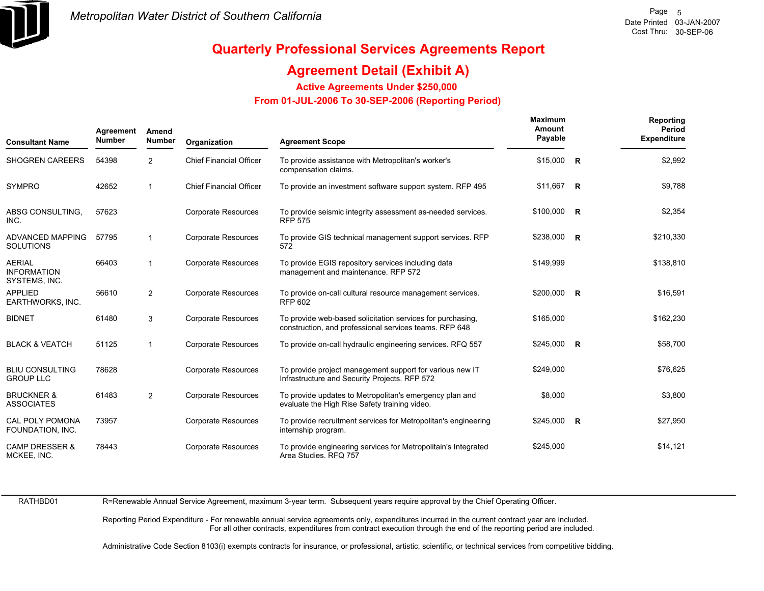Metropolitan Water District of Southern California

Date Printed 03-JAN-2007
Cost Thru: 30-SEP-06

# Quarterly Professional Services Agreements Report

## Agreement Detail (Exhibit A)

### Active Agreements Under $250,000

### From 01-JUL-2006 To 30-SEP-2006 (Reporting Period)

| Consultant Name | Agreement Number | Amend Number | Organization | Agreement Scope | Maximum Amount Payable | | Reporting Period Expenditure |
|---|---|---|---|---|---|---|---|
| SHOGREN CAREERS | 54398 | 2 | Chief Financial Officer | To provide assistance with Metropolitan's worker's compensation claims. | $15,000 | R | $2,992 |
| SYMPRO | 42652 | 1 | Chief Financial Officer | To provide an investment software support system. RFP 495 | $11,667 | R | $9,788 |
| ABSG CONSULTING, INC. | 57623 | | Corporate Resources | To provide seismic integrity assessment as-needed services. RFP 575 | $100,000 | R | $2,354 |
| ADVANCED MAPPING SOLUTIONS | 57795 | 1 | Corporate Resources | To provide GIS technical management support services. RFP 572 | $238,000 | R | $210,330 |
| AERIAL INFORMATION SYSTEMS, INC. | 66403 | 1 | Corporate Resources | To provide EGIS repository services including data management and maintenance. RFP 572 | $149,999 | | $138,810 |
| APPLIED EARTHWORKS, INC. | 56610 | 2 | Corporate Resources | To provide on-call cultural resource management services. RFP 602 | $200,000 | R | $16,591 |
| BIDNET | 61480 | 3 | Corporate Resources | To provide web-based solicitation services for purchasing, construction, and professional services teams. RFP 648 | $165,000 | | $162,230 |
| BLACK & VEATCH | 51125 | 1 | Corporate Resources | To provide on-call hydraulic engineering services. RFQ 557 | $245,000 | R | $58,700 |
| BLIU CONSULTING GROUP LLC | 78628 | | Corporate Resources | To provide project management support for various new IT Infrastructure and Security Projects. RFP 572 | $249,000 | | $76,625 |
| BRUCKNER & ASSOCIATES | 61483 | 2 | Corporate Resources | To provide updates to Metropolitan's emergency plan and evaluate the High Rise Safety training video. | $8,000 | | $3,800 |
| CAL POLY POMONA FOUNDATION, INC. | 73957 | | Corporate Resources | To provide recruitment services for Metropolitan's engineering internship program. | $245,000 | R | $27,950 |
| CAMP DRESSER & MCKEE, INC. | 78443 | | Corporate Resources | To provide engineering services for Metropolitain's Integrated Area Studies. RFQ 757 | $245,000 | | $14,121 |

RATHBD01

R=Renewable Annual Service Agreement, maximum 3-year term. Subsequent years require approval by the Chief Operating Officer.

Reporting Period Expenditure - For renewable annual service agreements only, expenditures incurred in the current contract year are included.
For all other contracts, expenditures from contract execution through the end of the reporting period are included.

Administrative Code Section 8103(i) exempts contracts for insurance, or professional, artistic, scientific, or technical services from competitive bidding.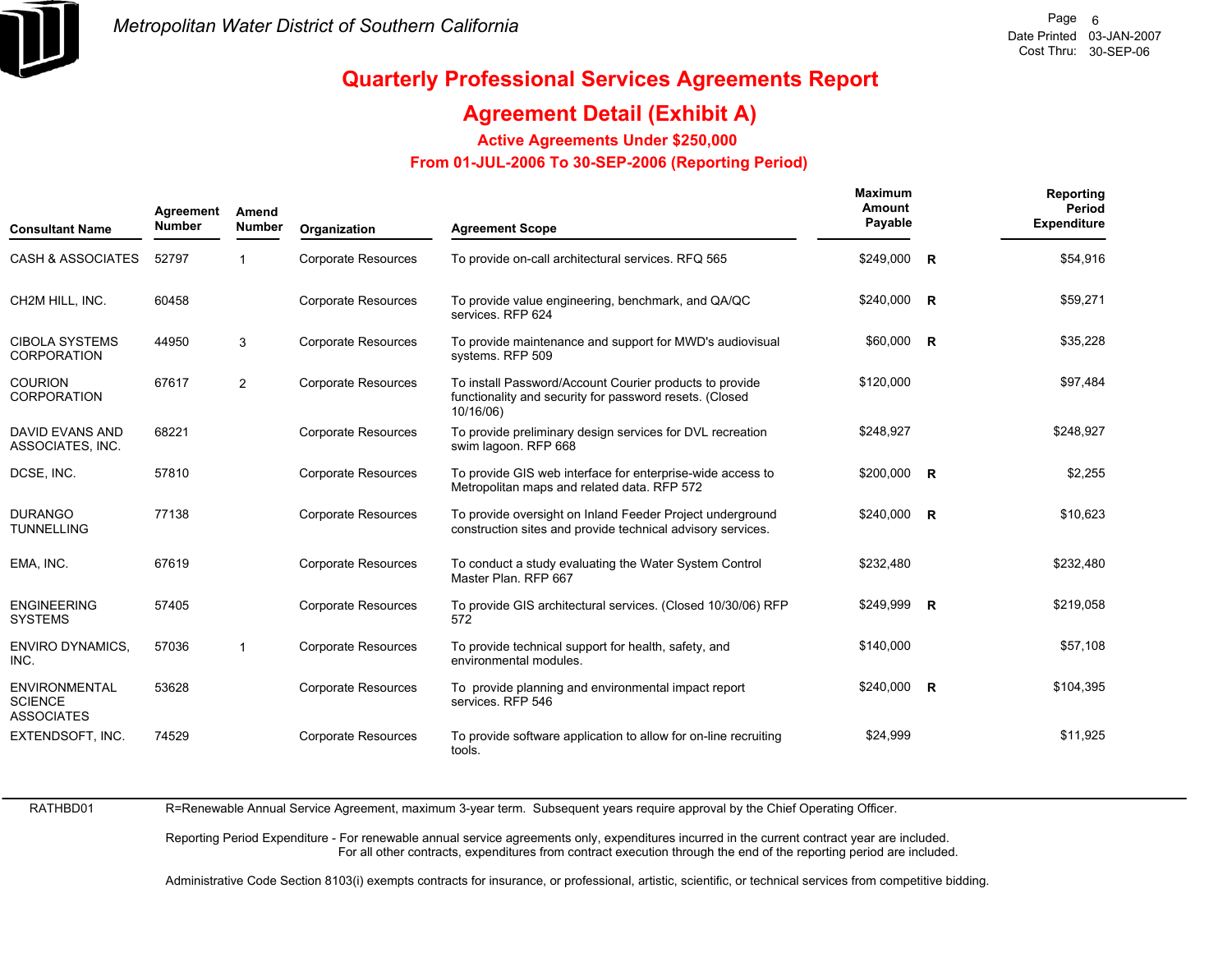# Metropolitan Water District of Southern California

Date Printed 03-JAN-2007
Cost Thru: 30-SEP-06

## Quarterly Professional Services Agreements Report

## Agreement Detail (Exhibit A)

### Active Agreements Under $250,000

### From 01-JUL-2006 To 30-SEP-2006 (Reporting Period)

| Consultant Name | Agreement Number | Amend Number | Organization | Agreement Scope | Maximum Amount Payable | | Reporting Period Expenditure |
|---|---|---|---|---|---|---|---|
| CASH & ASSOCIATES | 52797 | 1 | Corporate Resources | To provide on-call architectural services. RFQ 565 | $249,000 | R | $54,916 |
| CH2M HILL, INC. | 60458 | | Corporate Resources | To provide value engineering, benchmark, and QA/QC services. RFP 624 | $240,000 | R | $59,271 |
| CIBOLA SYSTEMS CORPORATION | 44950 | 3 | Corporate Resources | To provide maintenance and support for MWD's audiovisual systems. RFP 509 | $60,000 | R | $35,228 |
| COURION CORPORATION | 67617 | 2 | Corporate Resources | To install Password/Account Courier products to provide functionality and security for password resets. (Closed 10/16/06) | $120,000 | | $97,484 |
| DAVID EVANS AND ASSOCIATES, INC. | 68221 | | Corporate Resources | To provide preliminary design services for DVL recreation swim lagoon. RFP 668 | $248,927 | | $248,927 |
| DCSE, INC. | 57810 | | Corporate Resources | To provide GIS web interface for enterprise-wide access to Metropolitan maps and related data. RFP 572 | $200,000 | R | $2,255 |
| DURANGO TUNNELLING | 77138 | | Corporate Resources | To provide oversight on Inland Feeder Project underground construction sites and provide technical advisory services. | $240,000 | R | $10,623 |
| EMA, INC. | 67619 | | Corporate Resources | To conduct a study evaluating the Water System Control Master Plan. RFP 667 | $232,480 | | $232,480 |
| ENGINEERING SYSTEMS | 57405 | | Corporate Resources | To provide GIS architectural services. (Closed 10/30/06) RFP 572 | $249,999 | R | $219,058 |
| ENVIRO DYNAMICS, INC. | 57036 | 1 | Corporate Resources | To provide technical support for health, safety, and environmental modules. | $140,000 | | $57,108 |
| ENVIRONMENTAL SCIENCE ASSOCIATES | 53628 | | Corporate Resources | To provide planning and environmental impact report services. RFP 546 | $240,000 | R | $104,395 |
| EXTENDSOFT, INC. | 74529 | | Corporate Resources | To provide software application to allow for on-line recruiting tools. | $24,999 | | $11,925 |

RATHBD01

R=Renewable Annual Service Agreement, maximum 3-year term. Subsequent years require approval by the Chief Operating Officer.

Reporting Period Expenditure - For renewable annual service agreements only, expenditures incurred in the current contract year are included.
For all other contracts, expenditures from contract execution through the end of the reporting period are included.

Administrative Code Section 8103(i) exempts contracts for insurance, or professional, artistic, scientific, or technical services from competitive bidding.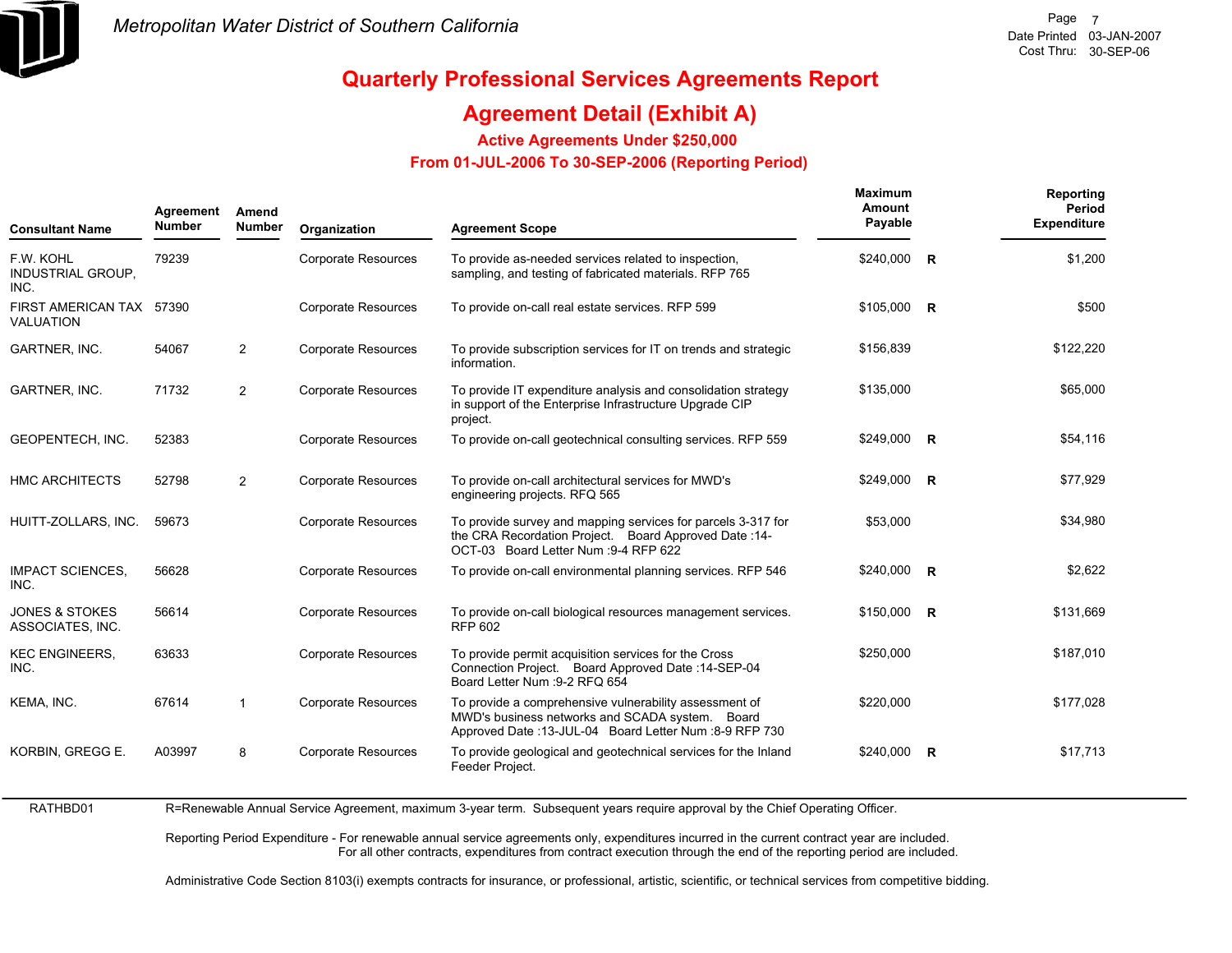# Quarterly Professional Services Agreements Report

## Agreement Detail (Exhibit A)

### Active Agreements Under $250,000

### From 01-JUL-2006 To 30-SEP-2006 (Reporting Period)

| Consultant Name | Agreement Number | Amend Number | Organization | Agreement Scope | Maximum Amount Payable | | Reporting Period Expenditure |
|---|---|---|---|---|---|---|---|
| F.W. KOHL INDUSTRIAL GROUP, INC. | 79239 | | Corporate Resources | To provide as-needed services related to inspection, sampling, and testing of fabricated materials. RFP 765 | $240,000 | R | $1,200 |
| FIRST AMERICAN TAX VALUATION | 57390 | | Corporate Resources | To provide on-call real estate services. RFP 599 | $105,000 | R | $500 |
| GARTNER, INC. | 54067 | 2 | Corporate Resources | To provide subscription services for IT on trends and strategic information. | $156,839 | | $122,220 |
| GARTNER, INC. | 71732 | 2 | Corporate Resources | To provide IT expenditure analysis and consolidation strategy in support of the Enterprise Infrastructure Upgrade CIP project. | $135,000 | | $65,000 |
| GEOPENTECH, INC. | 52383 | | Corporate Resources | To provide on-call geotechnical consulting services. RFP 559 | $249,000 | R | $54,116 |
| HMC ARCHITECTS | 52798 | 2 | Corporate Resources | To provide on-call architectural services for MWD's engineering projects. RFQ 565 | $249,000 | R | $77,929 |
| HUITT-ZOLLARS, INC. | 59673 | | Corporate Resources | To provide survey and mapping services for parcels 3-317 for the CRA Recordation Project. Board Approved Date :14-OCT-03 Board Letter Num :9-4 RFP 622 | $53,000 | | $34,980 |
| IMPACT SCIENCES, INC. | 56628 | | Corporate Resources | To provide on-call environmental planning services. RFP 546 | $240,000 | R | $2,622 |
| JONES & STOKES ASSOCIATES, INC. | 56614 | | Corporate Resources | To provide on-call biological resources management services. RFP 602 | $150,000 | R | $131,669 |
| KEC ENGINEERS, INC. | 63633 | | Corporate Resources | To provide permit acquisition services for the Cross Connection Project. Board Approved Date :14-SEP-04 Board Letter Num :9-2 RFQ 654 | $250,000 | | $187,010 |
| KEMA, INC. | 67614 | 1 | Corporate Resources | To provide a comprehensive vulnerability assessment of MWD's business networks and SCADA system. Board Approved Date :13-JUL-04 Board Letter Num :8-9 RFP 730 | $220,000 | | $177,028 |
| KORBIN, GREGG E. | A03997 | 8 | Corporate Resources | To provide geological and geotechnical services for the Inland Feeder Project. | $240,000 | R | $17,713 |

RATHBD01

R=Renewable Annual Service Agreement, maximum 3-year term. Subsequent years require approval by the Chief Operating Officer.

Reporting Period Expenditure - For renewable annual service agreements only, expenditures incurred in the current contract year are included. For all other contracts, expenditures from contract execution through the end of the reporting period are included.

Administrative Code Section 8103(i) exempts contracts for insurance, or professional, artistic, scientific, or technical services from competitive bidding.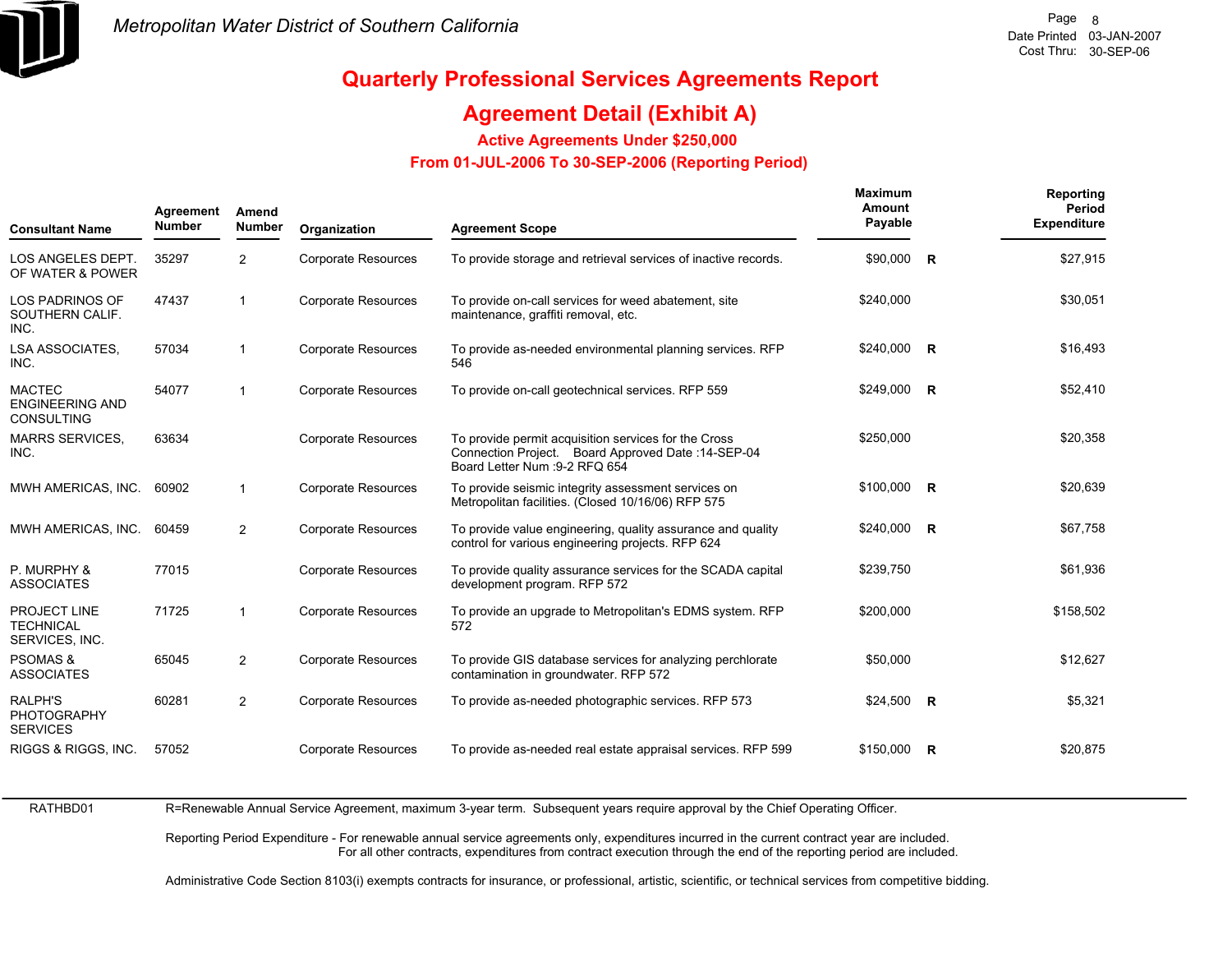## Quarterly Professional Services Agreements Report

## Agreement Detail (Exhibit A)

### Active Agreements Under $250,000

### From 01-JUL-2006 To 30-SEP-2006 (Reporting Period)

| Consultant Name | Agreement Number | Amend Number | Organization | Agreement Scope | Maximum Amount Payable | | Reporting Period Expenditure |
|---|---|---|---|---|---|---|---|
| LOS ANGELES DEPT. OF WATER & POWER | 35297 | 2 | Corporate Resources | To provide storage and retrieval services of inactive records. | $90,000 | R | $27,915 |
| LOS PADRINOS OF SOUTHERN CALIF. INC. | 47437 | 1 | Corporate Resources | To provide on-call services for weed abatement, site maintenance, graffiti removal, etc. | $240,000 | | $30,051 |
| LSA ASSOCIATES, INC. | 57034 | 1 | Corporate Resources | To provide as-needed environmental planning services. RFP 546 | $240,000 | R | $16,493 |
| MACTEC ENGINEERING AND CONSULTING | 54077 | 1 | Corporate Resources | To provide on-call geotechnical services. RFP 559 | $249,000 | R | $52,410 |
| MARRS SERVICES, INC. | 63634 | | Corporate Resources | To provide permit acquisition services for the Cross Connection Project. Board Approved Date :14-SEP-04 Board Letter Num :9-2 RFQ 654 | $250,000 | | $20,358 |
| MWH AMERICAS, INC. | 60902 | 1 | Corporate Resources | To provide seismic integrity assessment services on Metropolitan facilities. (Closed 10/16/06) RFP 575 | $100,000 | R | $20,639 |
| MWH AMERICAS, INC. | 60459 | 2 | Corporate Resources | To provide value engineering, quality assurance and quality control for various engineering projects. RFP 624 | $240,000 | R | $67,758 |
| P. MURPHY & ASSOCIATES | 77015 | | Corporate Resources | To provide quality assurance services for the SCADA capital development program. RFP 572 | $239,750 | | $61,936 |
| PROJECT LINE TECHNICAL SERVICES, INC. | 71725 | 1 | Corporate Resources | To provide an upgrade to Metropolitan's EDMS system. RFP 572 | $200,000 | | $158,502 |
| PSOMAS & ASSOCIATES | 65045 | 2 | Corporate Resources | To provide GIS database services for analyzing perchlorate contamination in groundwater. RFP 572 | $50,000 | | $12,627 |
| RALPH'S PHOTOGRAPHY SERVICES | 60281 | 2 | Corporate Resources | To provide as-needed photographic services. RFP 573 | $24,500 | R | $5,321 |
| RIGGS & RIGGS, INC. | 57052 | | Corporate Resources | To provide as-needed real estate appraisal services. RFP 599 | $150,000 | R | $20,875 |

RATHBD01

R=Renewable Annual Service Agreement, maximum 3-year term. Subsequent years require approval by the Chief Operating Officer.

Reporting Period Expenditure - For renewable annual service agreements only, expenditures incurred in the current contract year are included.
For all other contracts, expenditures from contract execution through the end of the reporting period are included.

Administrative Code Section 8103(i) exempts contracts for insurance, or professional, artistic, scientific, or technical services from competitive bidding.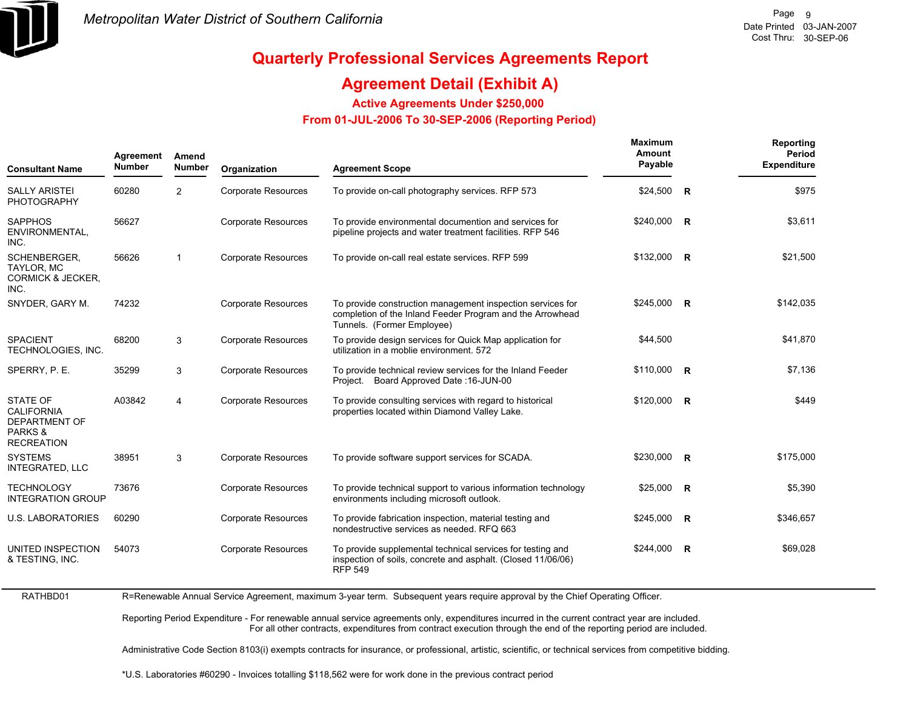Metropolitan Water District of Southern California

Date Printed 03-JAN-2007
Cost Thru: 30-SEP-06

# Quarterly Professional Services Agreements Report

## Agreement Detail (Exhibit A)

### Active Agreements Under $250,000

### From 01-JUL-2006 To 30-SEP-2006 (Reporting Period)

| Consultant Name | Agreement Number | Amend Number | Organization | Agreement Scope | Maximum Amount Payable | | Reporting Period Expenditure |
|---|---|---|---|---|---|---|---|
| SALLY ARISTEI PHOTOGRAPHY | 60280 | 2 | Corporate Resources | To provide on-call photography services. RFP 573 | $24,500 | R | $975 |
| SAPPHOS ENVIRONMENTAL, INC. | 56627 | | Corporate Resources | To provide environmental documention and services for pipeline projects and water treatment facilities. RFP 546 | $240,000 | R | $3,611 |
| SCHENBERGER, TAYLOR, MC CORMICK & JECKER, INC. | 56626 | 1 | Corporate Resources | To provide on-call real estate services. RFP 599 | $132,000 | R | $21,500 |
| SNYDER, GARY M. | 74232 | | Corporate Resources | To provide construction management inspection services for completion of the Inland Feeder Program and the Arrowhead Tunnels. (Former Employee) | $245,000 | R | $142,035 |
| SPACIENT TECHNOLOGIES, INC. | 68200 | 3 | Corporate Resources | To provide design services for Quick Map application for utilization in a moblie environment. 572 | $44,500 | | $41,870 |
| SPERRY, P. E. | 35299 | 3 | Corporate Resources | To provide technical review services for the Inland Feeder Project. Board Approved Date :16-JUN-00 | $110,000 | R | $7,136 |
| STATE OF CALIFORNIA DEPARTMENT OF PARKS & RECREATION | A03842 | 4 | Corporate Resources | To provide consulting services with regard to historical properties located within Diamond Valley Lake. | $120,000 | R | $449 |
| SYSTEMS INTEGRATED, LLC | 38951 | 3 | Corporate Resources | To provide software support services for SCADA. | $230,000 | R | $175,000 |
| TECHNOLOGY INTEGRATION GROUP | 73676 | | Corporate Resources | To provide technical support to various information technology environments including microsoft outlook. | $25,000 | R | $5,390 |
| U.S. LABORATORIES | 60290 | | Corporate Resources | To provide fabrication inspection, material testing and nondestructive services as needed. RFQ 663 | $245,000 | R | $346,657 |
| UNITED INSPECTION & TESTING, INC. | 54073 | | Corporate Resources | To provide supplemental technical services for testing and inspection of soils, concrete and asphalt. (Closed 11/06/06) RFP 549 | $244,000 | R | $69,028 |

RATHBD01

R=Renewable Annual Service Agreement, maximum 3-year term. Subsequent years require approval by the Chief Operating Officer.

Reporting Period Expenditure - For renewable annual service agreements only, expenditures incurred in the current contract year are included. For all other contracts, expenditures from contract execution through the end of the reporting period are included.

Administrative Code Section 8103(i) exempts contracts for insurance, or professional, artistic, scientific, or technical services from competitive bidding.

*U.S. Laboratories #60290 - Invoices totalling $118,562 were for work done in the previous contract period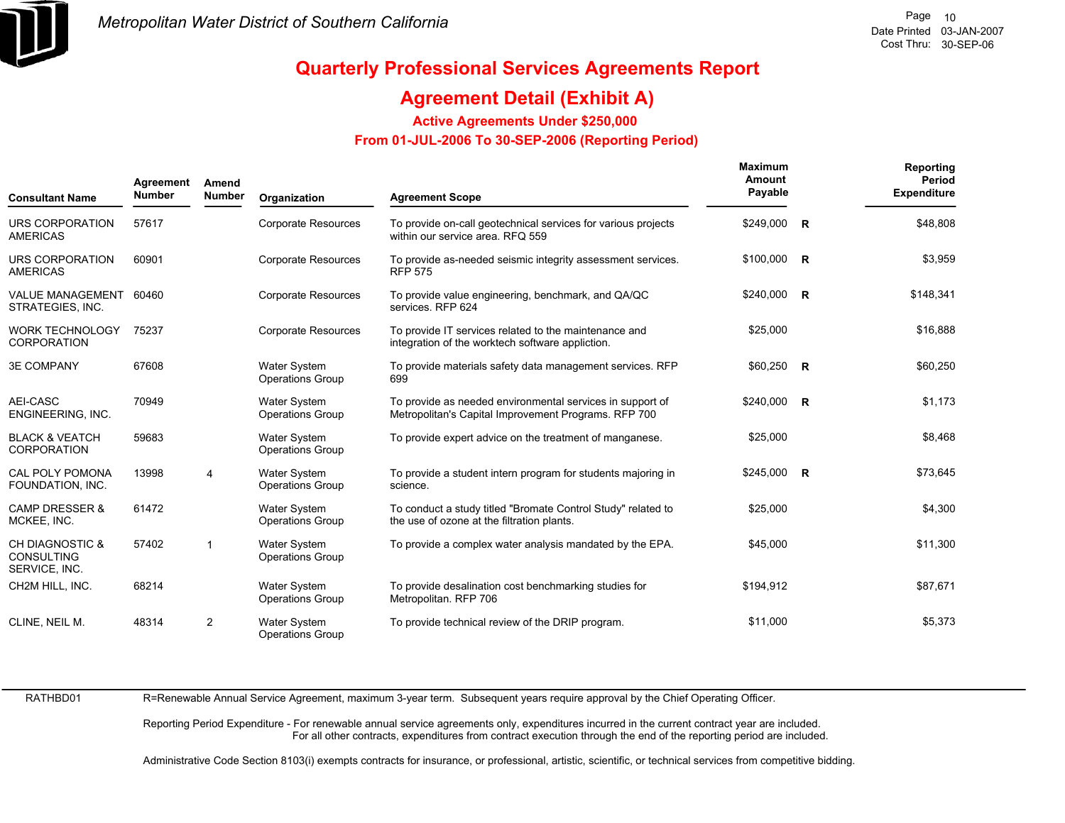# Quarterly Professional Services Agreements Report

## Agreement Detail (Exhibit A)

### Active Agreements Under $250,000

### From 01-JUL-2006 To 30-SEP-2006 (Reporting Period)

| Consultant Name | Agreement Number | Amend Number | Organization | Agreement Scope | Maximum Amount Payable | | Reporting Period Expenditure |
|---|---|---|---|---|---|---|---|
| URS CORPORATION AMERICAS | 57617 | | Corporate Resources | To provide on-call geotechnical services for various projects within our service area. RFQ 559 | $249,000 | R | $48,808 |
| URS CORPORATION AMERICAS | 60901 | | Corporate Resources | To provide as-needed seismic integrity assessment services. RFP 575 | $100,000 | R | $3,959 |
| VALUE MANAGEMENT STRATEGIES, INC. | 60460 | | Corporate Resources | To provide value engineering, benchmark, and QA/QC services. RFP 624 | $240,000 | R | $148,341 |
| WORK TECHNOLOGY CORPORATION | 75237 | | Corporate Resources | To provide IT services related to the maintenance and integration of the worktech software appliction. | $25,000 | | $16,888 |
| 3E COMPANY | 67608 | | Water System Operations Group | To provide materials safety data management services. RFP 699 | $60,250 | R | $60,250 |
| AEI-CASC ENGINEERING, INC. | 70949 | | Water System Operations Group | To provide as needed environmental services in support of Metropolitan's Capital Improvement Programs. RFP 700 | $240,000 | R | $1,173 |
| BLACK & VEATCH CORPORATION | 59683 | | Water System Operations Group | To provide expert advice on the treatment of manganese. | $25,000 | | $8,468 |
| CAL POLY POMONA FOUNDATION, INC. | 13998 | 4 | Water System Operations Group | To provide a student intern program for students majoring in science. | $245,000 | R | $73,645 |
| CAMP DRESSER & MCKEE, INC. | 61472 | | Water System Operations Group | To conduct a study titled "Bromate Control Study" related to the use of ozone at the filtration plants. | $25,000 | | $4,300 |
| CH DIAGNOSTIC & CONSULTING SERVICE, INC. | 57402 | 1 | Water System Operations Group | To provide a complex water analysis mandated by the EPA. | $45,000 | | $11,300 |
| CH2M HILL, INC. | 68214 | | Water System Operations Group | To provide desalination cost benchmarking studies for Metropolitan. RFP 706 | $194,912 | | $87,671 |
| CLINE, NEIL M. | 48314 | 2 | Water System Operations Group | To provide technical review of the DRIP program. | $11,000 | | $5,373 |

RATHBD01 R=Renewable Annual Service Agreement, maximum 3-year term. Subsequent years require approval by the Chief Operating Officer.

Reporting Period Expenditure - For renewable annual service agreements only, expenditures incurred in the current contract year are included. For all other contracts, expenditures from contract execution through the end of the reporting period are included.

Administrative Code Section 8103(i) exempts contracts for insurance, or professional, artistic, scientific, or technical services from competitive bidding.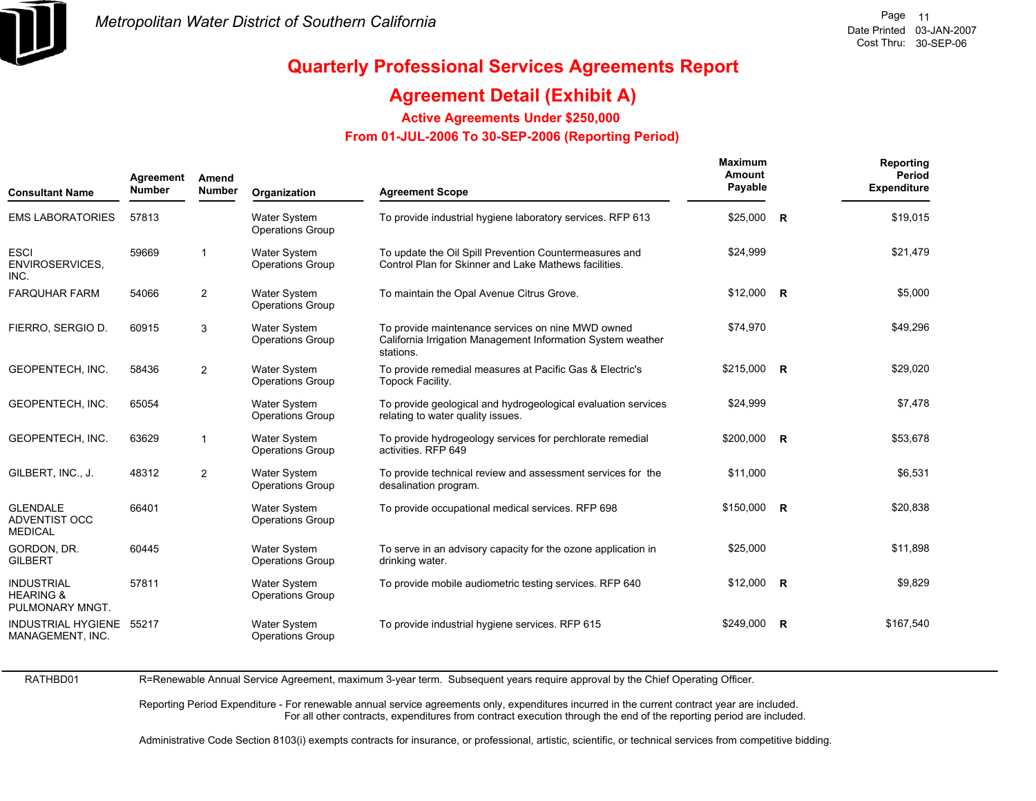# Quarterly Professional Services Agreements Report

## Agreement Detail (Exhibit A)

### Active Agreements Under $250,000

### From 01-JUL-2006 To 30-SEP-2006 (Reporting Period)

| Consultant Name | Agreement Number | Amend Number | Organization | Agreement Scope | Maximum Amount Payable | | Reporting Period Expenditure |
|---|---|---|---|---|---|---|---|
| EMS LABORATORIES | 57813 | | Water System Operations Group | To provide industrial hygiene laboratory services. RFP 613 | $25,000 | R | $19,015 |
| ESCI ENVIROSERVICES, INC. | 59669 | 1 | Water System Operations Group | To update the Oil Spill Prevention Countermeasures and Control Plan for Skinner and Lake Mathews facilities. | $24,999 | | $21,479 |
| FARQUHAR FARM | 54066 | 2 | Water System Operations Group | To maintain the Opal Avenue Citrus Grove. | $12,000 | R | $5,000 |
| FIERRO, SERGIO D. | 60915 | 3 | Water System Operations Group | To provide maintenance services on nine MWD owned California Irrigation Management Information System weather stations. | $74,970 | | $49,296 |
| GEOPENTECH, INC. | 58436 | 2 | Water System Operations Group | To provide remedial measures at Pacific Gas & Electric's Topock Facility. | $215,000 | R | $29,020 |
| GEOPENTECH, INC. | 65054 | | Water System Operations Group | To provide geological and hydrogeological evaluation services relating to water quality issues. | $24,999 | | $7,478 |
| GEOPENTECH, INC. | 63629 | 1 | Water System Operations Group | To provide hydrogeology services for perchlorate remedial activities. RFP 649 | $200,000 | R | $53,678 |
| GILBERT, INC., J. | 48312 | 2 | Water System Operations Group | To provide technical review and assessment services for the desalination program. | $11,000 | | $6,531 |
| GLENDALE ADVENTIST OCC MEDICAL | 66401 | | Water System Operations Group | To provide occupational medical services. RFP 698 | $150,000 | R | $20,838 |
| GORDON, DR. GILBERT | 60445 | | Water System Operations Group | To serve in an advisory capacity for the ozone application in drinking water. | $25,000 | | $11,898 |
| INDUSTRIAL HEARING & PULMONARY MNGT. | 57811 | | Water System Operations Group | To provide mobile audiometric testing services. RFP 640 | $12,000 | R | $9,829 |
| INDUSTRIAL HYGIENE MANAGEMENT, INC. | 55217 | | Water System Operations Group | To provide industrial hygiene services. RFP 615 | $249,000 | R | $167,540 |

RATHBD01

R=Renewable Annual Service Agreement, maximum 3-year term. Subsequent years require approval by the Chief Operating Officer.

Reporting Period Expenditure - For renewable annual service agreements only, expenditures incurred in the current contract year are included. For all other contracts, expenditures from contract execution through the end of the reporting period are included.

Administrative Code Section 8103(i) exempts contracts for insurance, or professional, artistic, scientific, or technical services from competitive bidding.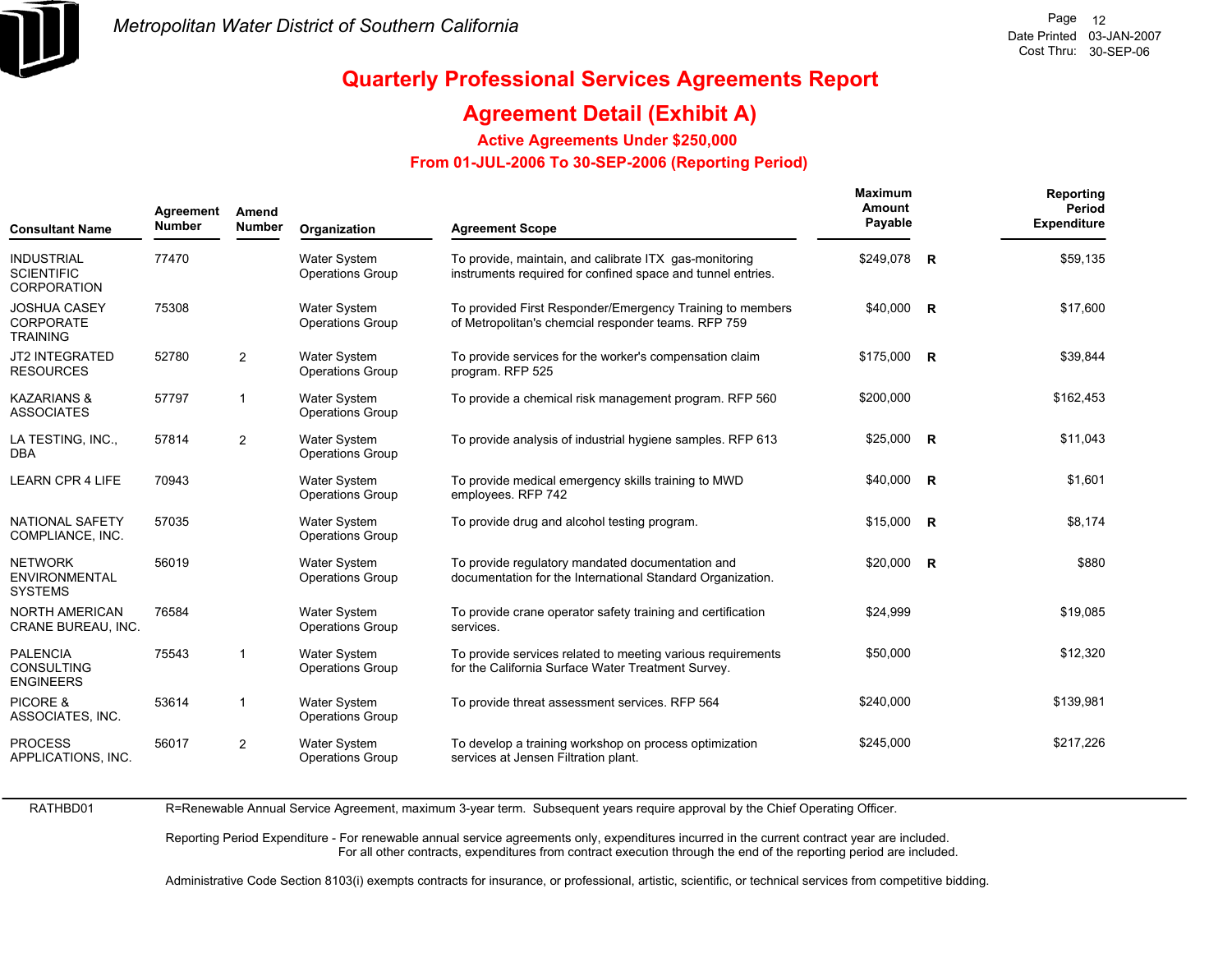# Metropolitan Water District of Southern California

# Quarterly Professional Services Agreements Report

## Agreement Detail (Exhibit A)

### Active Agreements Under $250,000

### From 01-JUL-2006 To 30-SEP-2006 (Reporting Period)

| Consultant Name | Agreement Number | Amend Number | Organization | Agreement Scope | Maximum Amount Payable | | Reporting Period Expenditure |
|---|---|---|---|---|---|---|---|
| INDUSTRIAL SCIENTIFIC CORPORATION | 77470 | | Water System Operations Group | To provide, maintain, and calibrate ITX gas-monitoring instruments required for confined space and tunnel entries. | $249,078 | R | $59,135 |
| JOSHUA CASEY CORPORATE TRAINING | 75308 | | Water System Operations Group | To provided First Responder/Emergency Training to members of Metropolitan's chemcial responder teams. RFP 759 | $40,000 | R | $17,600 |
| JT2 INTEGRATED RESOURCES | 52780 | 2 | Water System Operations Group | To provide services for the worker's compensation claim program. RFP 525 | $175,000 | R | $39,844 |
| KAZARIANS & ASSOCIATES | 57797 | 1 | Water System Operations Group | To provide a chemical risk management program. RFP 560 | $200,000 | | $162,453 |
| LA TESTING, INC., DBA | 57814 | 2 | Water System Operations Group | To provide analysis of industrial hygiene samples. RFP 613 | $25,000 | R | $11,043 |
| LEARN CPR 4 LIFE | 70943 | | Water System Operations Group | To provide medical emergency skills training to MWD employees. RFP 742 | $40,000 | R | $1,601 |
| NATIONAL SAFETY COMPLIANCE, INC. | 57035 | | Water System Operations Group | To provide drug and alcohol testing program. | $15,000 | R | $8,174 |
| NETWORK ENVIRONMENTAL SYSTEMS | 56019 | | Water System Operations Group | To provide regulatory mandated documentation and documentation for the International Standard Organization. | $20,000 | R | $880 |
| NORTH AMERICAN CRANE BUREAU, INC. | 76584 | | Water System Operations Group | To provide crane operator safety training and certification services. | $24,999 | | $19,085 |
| PALENCIA CONSULTING ENGINEERS | 75543 | 1 | Water System Operations Group | To provide services related to meeting various requirements for the California Surface Water Treatment Survey. | $50,000 | | $12,320 |
| PICORE & ASSOCIATES, INC. | 53614 | 1 | Water System Operations Group | To provide threat assessment services. RFP 564 | $240,000 | | $139,981 |
| PROCESS APPLICATIONS, INC. | 56017 | 2 | Water System Operations Group | To develop a training workshop on process optimization services at Jensen Filtration plant. | $245,000 | | $217,226 |

RATHBD01

R=Renewable Annual Service Agreement, maximum 3-year term. Subsequent years require approval by the Chief Operating Officer.

Reporting Period Expenditure - For renewable annual service agreements only, expenditures incurred in the current contract year are included. For all other contracts, expenditures from contract execution through the end of the reporting period are included.

Administrative Code Section 8103(i) exempts contracts for insurance, or professional, artistic, scientific, or technical services from competitive bidding.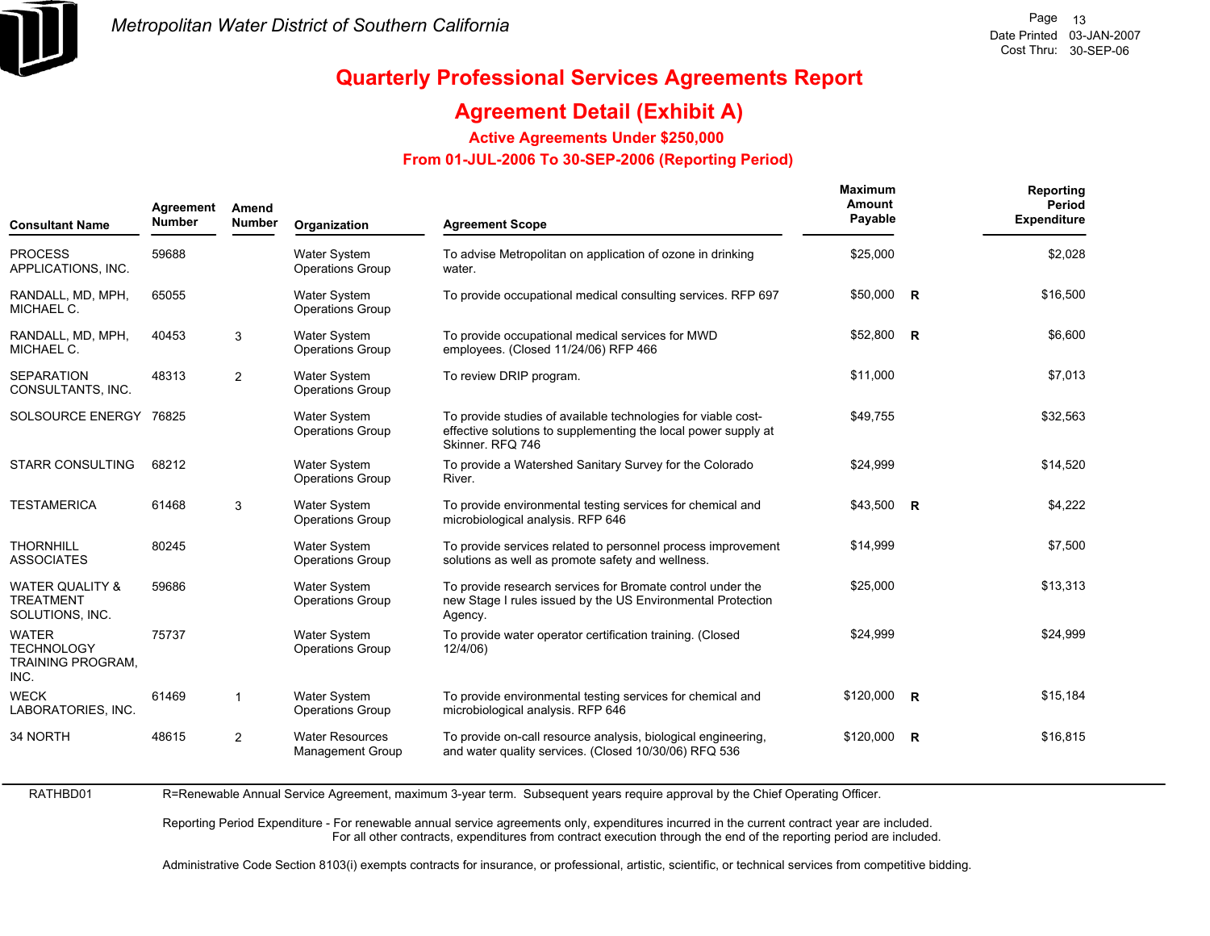# Quarterly Professional Services Agreements Report

## Agreement Detail (Exhibit A)

### Active Agreements Under $250,000

### From 01-JUL-2006 To 30-SEP-2006 (Reporting Period)

| Consultant Name | Agreement Number | Amend Number | Organization | Agreement Scope | Maximum Amount Payable | | Reporting Period Expenditure |
|---|---|---|---|---|---|---|---|
| PROCESS APPLICATIONS, INC. | 59688 | | Water System Operations Group | To advise Metropolitan on application of ozone in drinking water. | $25,000 | | $2,028 |
| RANDALL, MD, MPH, MICHAEL C. | 65055 | | Water System Operations Group | To provide occupational medical consulting services. RFP 697 | $50,000 | R | $16,500 |
| RANDALL, MD, MPH, MICHAEL C. | 40453 | 3 | Water System Operations Group | To provide occupational medical services for MWD employees. (Closed 11/24/06) RFP 466 | $52,800 | R | $6,600 |
| SEPARATION CONSULTANTS, INC. | 48313 | 2 | Water System Operations Group | To review DRIP program. | $11,000 | | $7,013 |
| SOLSOURCE ENERGY | 76825 | | Water System Operations Group | To provide studies of available technologies for viable cost-effective solutions to supplementing the local power supply at Skinner. RFQ 746 | $49,755 | | $32,563 |
| STARR CONSULTING | 68212 | | Water System Operations Group | To provide a Watershed Sanitary Survey for the Colorado River. | $24,999 | | $14,520 |
| TESTAMERICA | 61468 | 3 | Water System Operations Group | To provide environmental testing services for chemical and microbiological analysis. RFP 646 | $43,500 | R | $4,222 |
| THORNHILL ASSOCIATES | 80245 | | Water System Operations Group | To provide services related to personnel process improvement solutions as well as promote safety and wellness. | $14,999 | | $7,500 |
| WATER QUALITY & TREATMENT SOLUTIONS, INC. | 59686 | | Water System Operations Group | To provide research services for Bromate control under the new Stage I rules issued by the US Environmental Protection Agency. | $25,000 | | $13,313 |
| WATER TECHNOLOGY TRAINING PROGRAM, INC. | 75737 | | Water System Operations Group | To provide water operator certification training. (Closed 12/4/06) | $24,999 | | $24,999 |
| WECK LABORATORIES, INC. | 61469 | 1 | Water System Operations Group | To provide environmental testing services for chemical and microbiological analysis. RFP 646 | $120,000 | R | $15,184 |
| 34 NORTH | 48615 | 2 | Water Resources Management Group | To provide on-call resource analysis, biological engineering, and water quality services. (Closed 10/30/06) RFQ 536 | $120,000 | R | $16,815 |

RATHBD01 R=Renewable Annual Service Agreement, maximum 3-year term. Subsequent years require approval by the Chief Operating Officer.

Reporting Period Expenditure - For renewable annual service agreements only, expenditures incurred in the current contract year are included. For all other contracts, expenditures from contract execution through the end of the reporting period are included.

Administrative Code Section 8103(i) exempts contracts for insurance, or professional, artistic, scientific, or technical services from competitive bidding.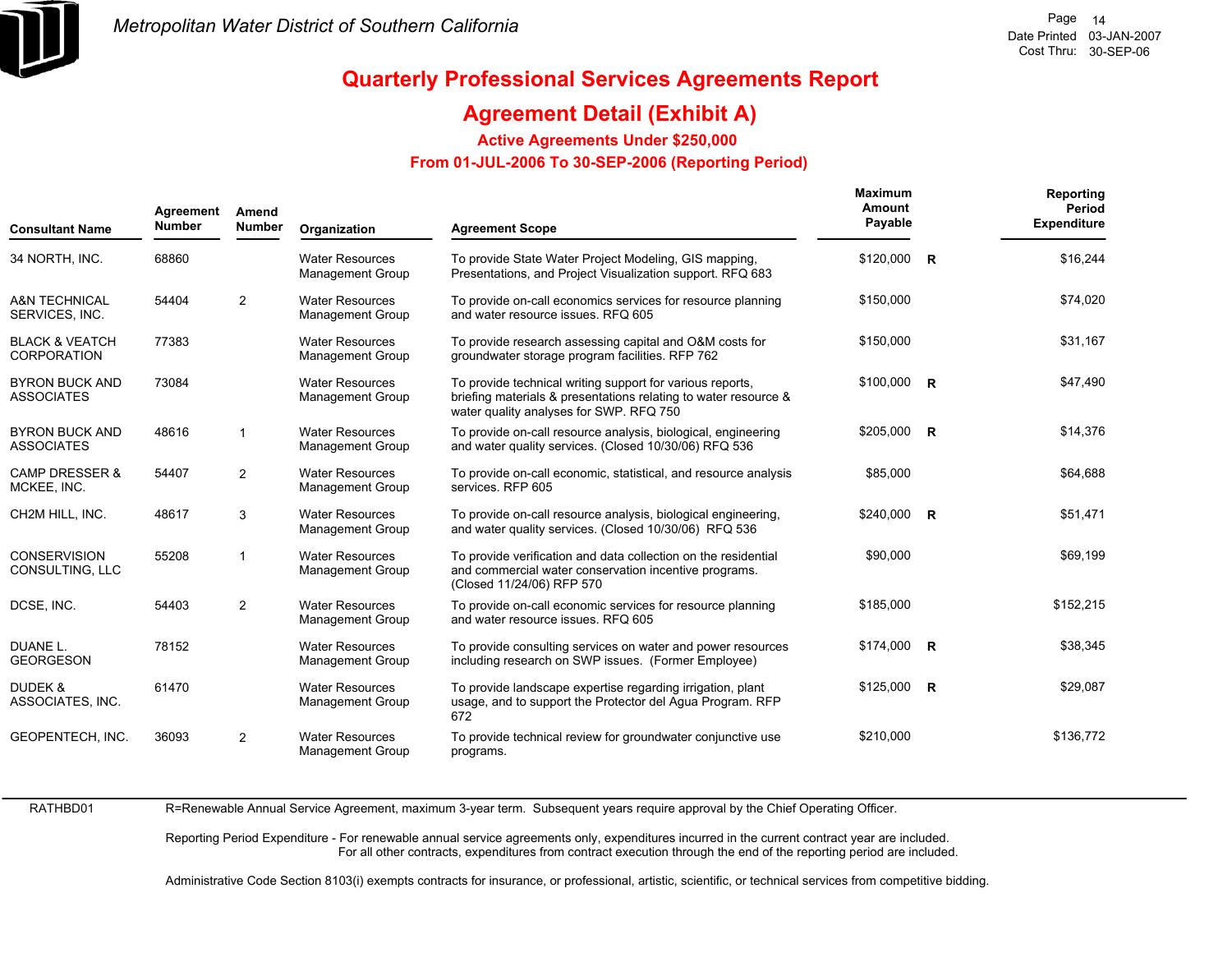# Quarterly Professional Services Agreements Report

## Agreement Detail (Exhibit A)

### Active Agreements Under $250,000

### From 01-JUL-2006 To 30-SEP-2006 (Reporting Period)

| Consultant Name | Agreement Number | Amend Number | Organization | Agreement Scope | Maximum Amount Payable | | Reporting Period Expenditure |
|---|---|---|---|---|---|---|---|
| 34 NORTH, INC. | 68860 | | Water Resources Management Group | To provide State Water Project Modeling, GIS mapping, Presentations, and Project Visualization support. RFQ 683 | $120,000 | R | $16,244 |
| A&N TECHNICAL SERVICES, INC. | 54404 | 2 | Water Resources Management Group | To provide on-call economics services for resource planning and water resource issues. RFQ 605 | $150,000 | | $74,020 |
| BLACK & VEATCH CORPORATION | 77383 | | Water Resources Management Group | To provide research assessing capital and O&M costs for groundwater storage program facilities. RFP 762 | $150,000 | | $31,167 |
| BYRON BUCK AND ASSOCIATES | 73084 | | Water Resources Management Group | To provide technical writing support for various reports, briefing materials & presentations relating to water resource & water quality analyses for SWP. RFQ 750 | $100,000 | R | $47,490 |
| BYRON BUCK AND ASSOCIATES | 48616 | 1 | Water Resources Management Group | To provide on-call resource analysis, biological, engineering and water quality services. (Closed 10/30/06) RFQ 536 | $205,000 | R | $14,376 |
| CAMP DRESSER & MCKEE, INC. | 54407 | 2 | Water Resources Management Group | To provide on-call economic, statistical, and resource analysis services. RFP 605 | $85,000 | | $64,688 |
| CH2M HILL, INC. | 48617 | 3 | Water Resources Management Group | To provide on-call resource analysis, biological engineering, and water quality services. (Closed 10/30/06) RFQ 536 | $240,000 | R | $51,471 |
| CONSERVISION CONSULTING, LLC | 55208 | 1 | Water Resources Management Group | To provide verification and data collection on the residential and commercial water conservation incentive programs. (Closed 11/24/06) RFP 570 | $90,000 | | $69,199 |
| DCSE, INC. | 54403 | 2 | Water Resources Management Group | To provide on-call economic services for resource planning and water resource issues. RFQ 605 | $185,000 | | $152,215 |
| DUANE L. GEORGESON | 78152 | | Water Resources Management Group | To provide consulting services on water and power resources including research on SWP issues. (Former Employee) | $174,000 | R | $38,345 |
| DUDEK & ASSOCIATES, INC. | 61470 | | Water Resources Management Group | To provide landscape expertise regarding irrigation, plant usage, and to support the Protector del Agua Program. RFP 672 | $125,000 | R | $29,087 |
| GEOPENTECH, INC. | 36093 | 2 | Water Resources Management Group | To provide technical review for groundwater conjunctive use programs. | $210,000 | | $136,772 |

RATHBD01

R=Renewable Annual Service Agreement, maximum 3-year term. Subsequent years require approval by the Chief Operating Officer.

Reporting Period Expenditure - For renewable annual service agreements only, expenditures incurred in the current contract year are included. For all other contracts, expenditures from contract execution through the end of the reporting period are included.

Administrative Code Section 8103(i) exempts contracts for insurance, or professional, artistic, scientific, or technical services from competitive bidding.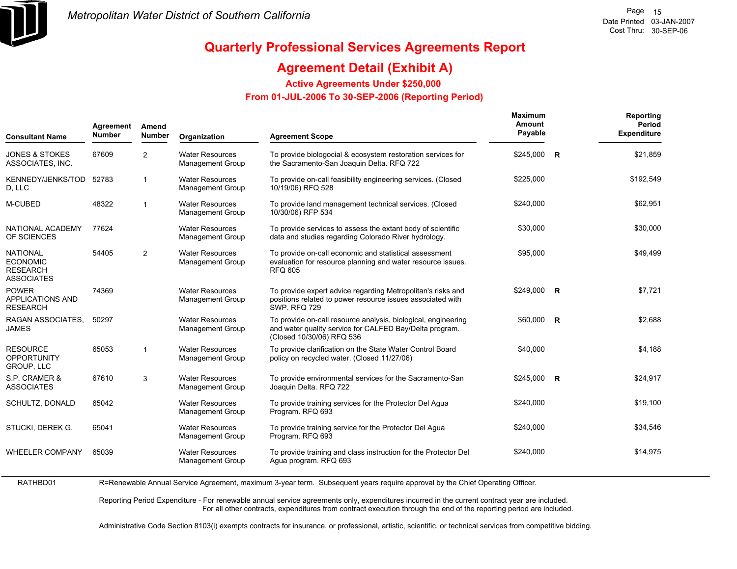# Quarterly Professional Services Agreements Report

## Agreement Detail (Exhibit A)

### Active Agreements Under $250,000

### From 01-JUL-2006 To 30-SEP-2006 (Reporting Period)

| Consultant Name | Agreement Number | Amend Number | Organization | Agreement Scope | Maximum Amount Payable | | Reporting Period Expenditure |
|---|---|---|---|---|---|---|---|
| JONES & STOKES ASSOCIATES, INC. | 67609 | 2 | Water Resources Management Group | To provide biologocial & ecosystem restoration services for the Sacramento-San Joaquin Delta. RFQ 722 | $245,000 | R | $21,859 |
| KENNEDY/JENKS/TODD, LLC | 52783 | 1 | Water Resources Management Group | To provide on-call feasibility engineering services. (Closed 10/19/06) RFQ 528 | $225,000 | | $192,549 |
| M-CUBED | 48322 | 1 | Water Resources Management Group | To provide land management technical services. (Closed 10/30/06) RFP 534 | $240,000 | | $62,951 |
| NATIONAL ACADEMY OF SCIENCES | 77624 | | Water Resources Management Group | To provide services to assess the extant body of scientific data and studies regarding Colorado River hydrology. | $30,000 | | $30,000 |
| NATIONAL ECONOMIC RESEARCH ASSOCIATES | 54405 | 2 | Water Resources Management Group | To provide on-call economic and statistical assessment evaluation for resource planning and water resource issues. RFQ 605 | $95,000 | | $49,499 |
| POWER APPLICATIONS AND RESEARCH | 74369 | | Water Resources Management Group | To provide expert advice regarding Metropolitan's risks and positions related to power resource issues associated with SWP. RFQ 729 | $249,000 | R | $7,721 |
| RAGAN ASSOCIATES, JAMES | 50297 | | Water Resources Management Group | To provide on-call resource analysis, biological, engineering and water quality service for CALFED Bay/Delta program. (Closed 10/30/06) RFQ 536 | $60,000 | R | $2,688 |
| RESOURCE OPPORTUNITY GROUP, LLC | 65053 | 1 | Water Resources Management Group | To provide clarification on the State Water Control Board policy on recycled water. (Closed 11/27/06) | $40,000 | | $4,188 |
| S.P. CRAMER & ASSOCIATES | 67610 | 3 | Water Resources Management Group | To provide environmental services for the Sacramento-San Joaquin Delta. RFQ 722 | $245,000 | R | $24,917 |
| SCHULTZ, DONALD | 65042 | | Water Resources Management Group | To provide training services for the Protector Del Agua Program. RFQ 693 | $240,000 | | $19,100 |
| STUCKI, DEREK G. | 65041 | | Water Resources Management Group | To provide training service for the Protector Del Agua Program. RFQ 693 | $240,000 | | $34,546 |
| WHEELER COMPANY | 65039 | | Water Resources Management Group | To provide training and class instruction for the Protector Del Agua program. RFQ 693 | $240,000 | | $14,975 |

RATHBD01

R=Renewable Annual Service Agreement, maximum 3-year term. Subsequent years require approval by the Chief Operating Officer.

Reporting Period Expenditure - For renewable annual service agreements only, expenditures incurred in the current contract year are included. For all other contracts, expenditures from contract execution through the end of the reporting period are included.

Administrative Code Section 8103(i) exempts contracts for insurance, or professional, artistic, scientific, or technical services from competitive bidding.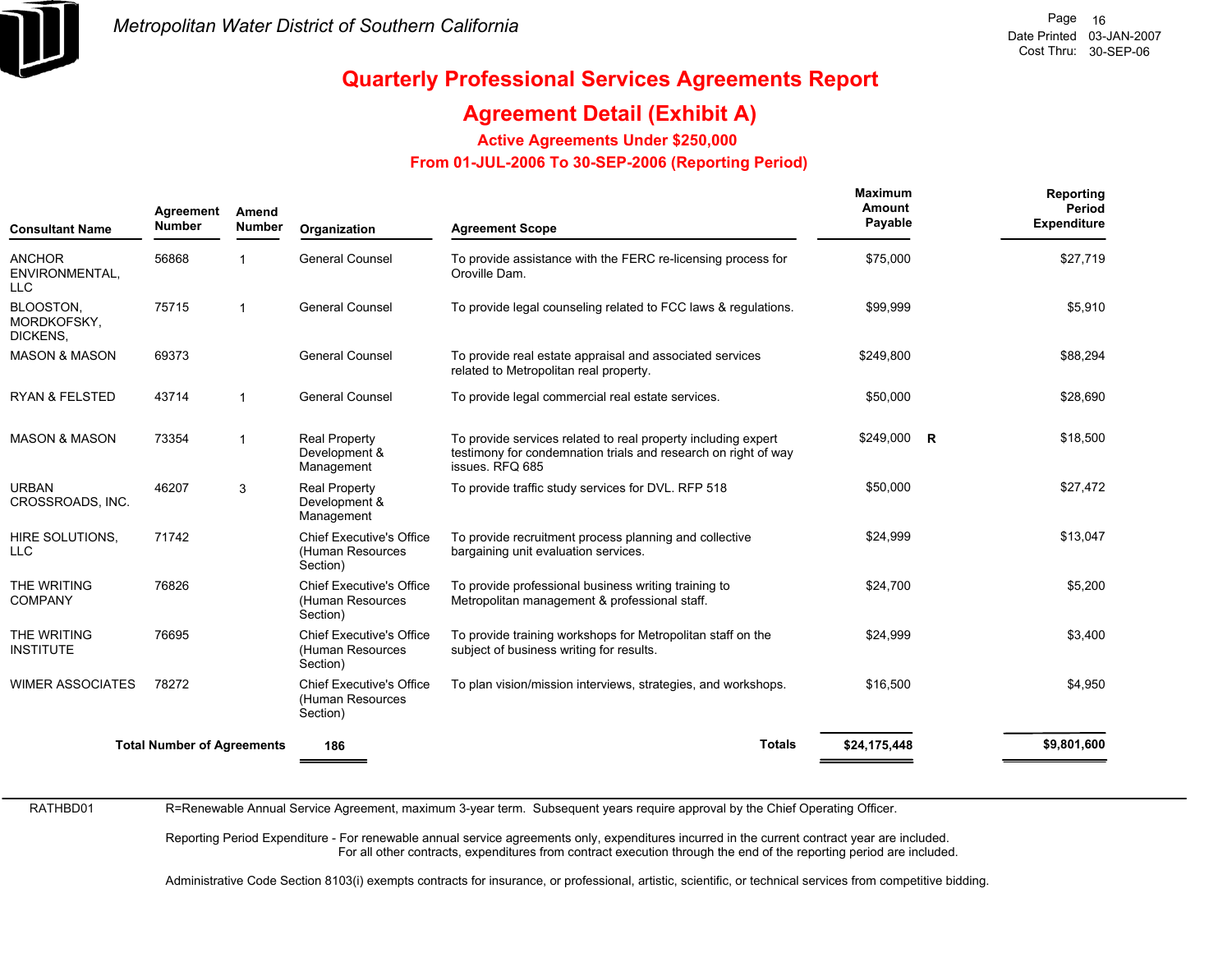# Quarterly Professional Services Agreements Report

## Agreement Detail (Exhibit A)

### Active Agreements Under $250,000

### From 01-JUL-2006 To 30-SEP-2006 (Reporting Period)

| Consultant Name | Agreement Number | Amend Number | Organization | Agreement Scope | Maximum Amount Payable | | Reporting Period Expenditure |
|---|---|---|---|---|---|---|---|
| ANCHOR ENVIRONMENTAL, LLC | 56868 | 1 | General Counsel | To provide assistance with the FERC re-licensing process for Oroville Dam. | $75,000 | | $27,719 |
| BLOOSTON, MORDKOFSKY, DICKENS, | 75715 | 1 | General Counsel | To provide legal counseling related to FCC laws & regulations. | $99,999 | | $5,910 |
| MASON & MASON | 69373 | | General Counsel | To provide real estate appraisal and associated services related to Metropolitan real property. | $249,800 | | $88,294 |
| RYAN & FELSTED | 43714 | 1 | General Counsel | To provide legal commercial real estate services. | $50,000 | | $28,690 |
| MASON & MASON | 73354 | 1 | Real Property Development & Management | To provide services related to real property including expert testimony for condemnation trials and research on right of way issues. RFQ 685 | $249,000 | R | $18,500 |
| URBAN CROSSROADS, INC. | 46207 | 3 | Real Property Development & Management | To provide traffic study services for DVL. RFP 518 | $50,000 | | $27,472 |
| HIRE SOLUTIONS, LLC | 71742 | | Chief Executive's Office (Human Resources Section) | To provide recruitment process planning and collective bargaining unit evaluation services. | $24,999 | | $13,047 |
| THE WRITING COMPANY | 76826 | | Chief Executive's Office (Human Resources Section) | To provide professional business writing training to Metropolitan management & professional staff. | $24,700 | | $5,200 |
| THE WRITING INSTITUTE | 76695 | | Chief Executive's Office (Human Resources Section) | To provide training workshops for Metropolitan staff on the subject of business writing for results. | $24,999 | | $3,400 |
| WIMER ASSOCIATES | 78272 | | Chief Executive's Office (Human Resources Section) | To plan vision/mission interviews, strategies, and workshops. | $16,500 | | $4,950 |
| **Total Number of Agreements** | | | **186** | **Totals** | **$24,175,448** | | **$9,801,600** |

RATHBD01

R=Renewable Annual Service Agreement, maximum 3-year term. Subsequent years require approval by the Chief Operating Officer.

Reporting Period Expenditure - For renewable annual service agreements only, expenditures incurred in the current contract year are included. For all other contracts, expenditures from contract execution through the end of the reporting period are included.

Administrative Code Section 8103(i) exempts contracts for insurance, or professional, artistic, scientific, or technical services from competitive bidding.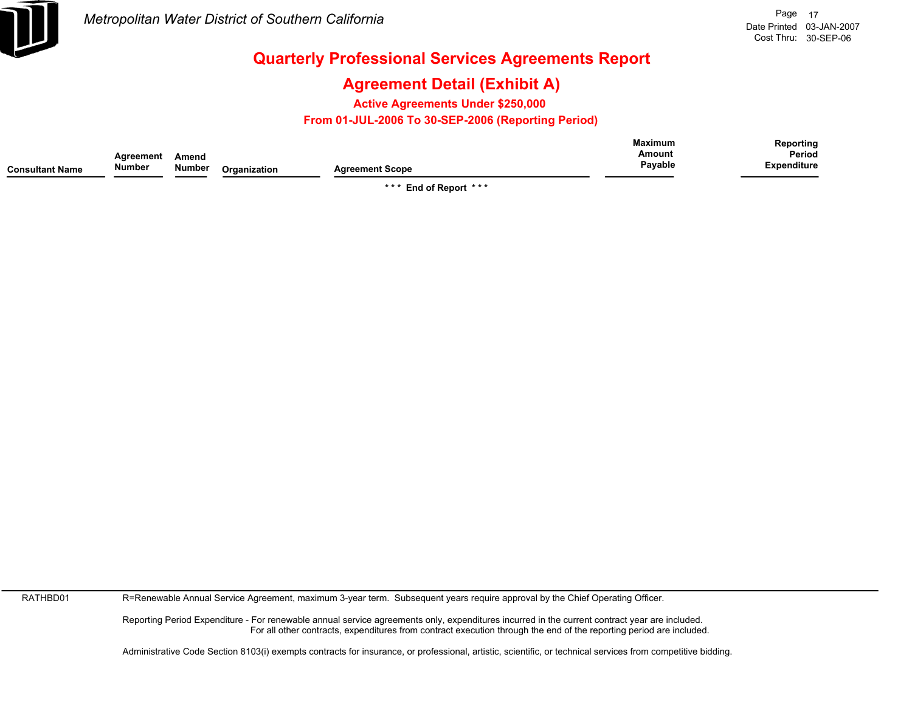# Quarterly Professional Services Agreements Report

## Agreement Detail (Exhibit A)

### Active Agreements Under $250,000

### From 01-JUL-2006 To 30-SEP-2006 (Reporting Period)

| Consultant Name | Agreement Number | Amend Number | Organization | Agreement Scope | Maximum Amount Payable | Reporting Period Expenditure |
|---|---|---|---|---|---|---|

* * * End of Report * * *

RATHBD01 R=Renewable Annual Service Agreement, maximum 3-year term. Subsequent years require approval by the Chief Operating Officer.

Reporting Period Expenditure - For renewable annual service agreements only, expenditures incurred in the current contract year are included.
For all other contracts, expenditures from contract execution through the end of the reporting period are included.

Administrative Code Section 8103(i) exempts contracts for insurance, or professional, artistic, scientific, or technical services from competitive bidding.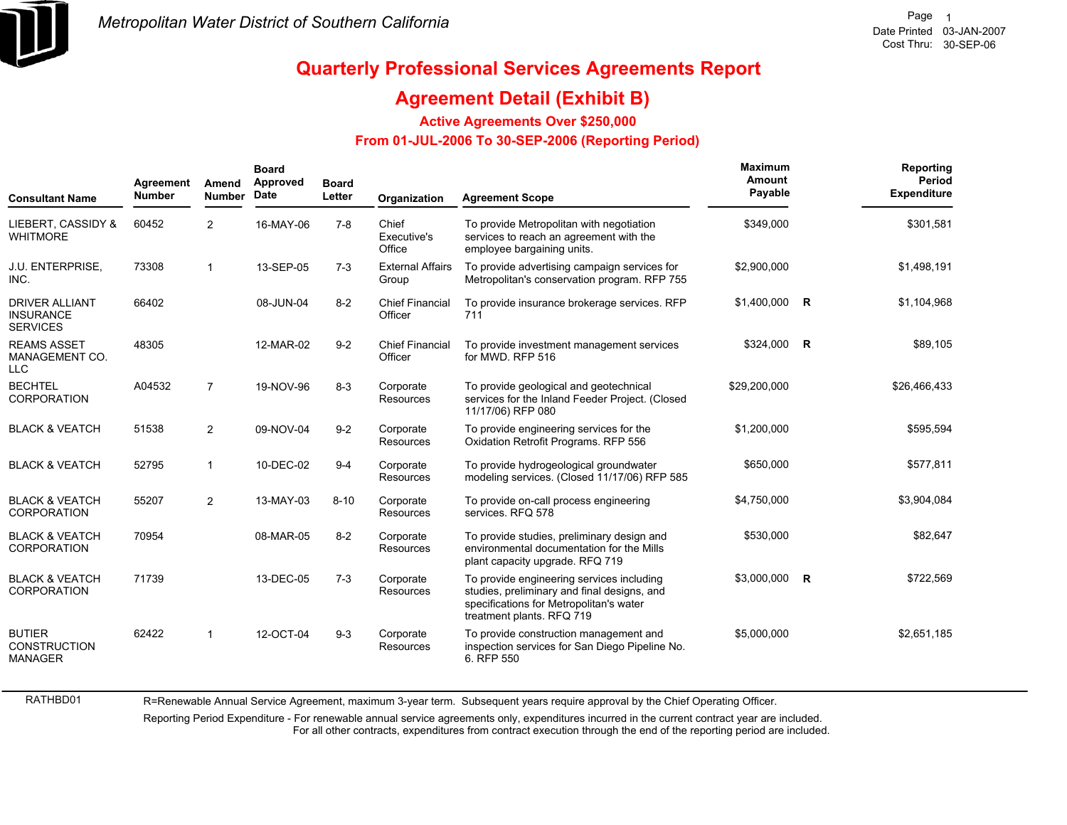Metropolitan Water District of Southern California

Date Printed 03-JAN-2007
Cost Thru: 30-SEP-06

# Quarterly Professional Services Agreements Report

## Agreement Detail (Exhibit B)

### Active Agreements Over $250,000

### From 01-JUL-2006 To 30-SEP-2006 (Reporting Period)

| Consultant Name | Agreement Number | Amend Number | Board Approved Date | Board Letter | Organization | Agreement Scope | Maximum Amount Payable | | Reporting Period Expenditure |
|---|---|---|---|---|---|---|---|---|---|
| LIEBERT, CASSIDY & WHITMORE | 60452 | 2 | 16-MAY-06 | 7-8 | Chief Executive's Office | To provide Metropolitan with negotiation services to reach an agreement with the employee bargaining units. | $349,000 | | $301,581 |
| J.U. ENTERPRISE, INC. | 73308 | 1 | 13-SEP-05 | 7-3 | External Affairs Group | To provide advertising campaign services for Metropolitan's conservation program. RFP 755 | $2,900,000 | | $1,498,191 |
| DRIVER ALLIANT INSURANCE SERVICES | 66402 | | 08-JUN-04 | 8-2 | Chief Financial Officer | To provide insurance brokerage services. RFP 711 | $1,400,000 | R | $1,104,968 |
| REAMS ASSET MANAGEMENT CO. LLC | 48305 | | 12-MAR-02 | 9-2 | Chief Financial Officer | To provide investment management services for MWD. RFP 516 | $324,000 | R | $89,105 |
| BECHTEL CORPORATION | A04532 | 7 | 19-NOV-96 | 8-3 | Corporate Resources | To provide geological and geotechnical services for the Inland Feeder Project. (Closed 11/17/06) RFP 080 | $29,200,000 | | $26,466,433 |
| BLACK & VEATCH | 51538 | 2 | 09-NOV-04 | 9-2 | Corporate Resources | To provide engineering services for the Oxidation Retrofit Programs. RFP 556 | $1,200,000 | | $595,594 |
| BLACK & VEATCH | 52795 | 1 | 10-DEC-02 | 9-4 | Corporate Resources | To provide hydrogeological groundwater modeling services. (Closed 11/17/06) RFP 585 | $650,000 | | $577,811 |
| BLACK & VEATCH CORPORATION | 55207 | 2 | 13-MAY-03 | 8-10 | Corporate Resources | To provide on-call process engineering services. RFQ 578 | $4,750,000 | | $3,904,084 |
| BLACK & VEATCH CORPORATION | 70954 | | 08-MAR-05 | 8-2 | Corporate Resources | To provide studies, preliminary design and environmental documentation for the Mills plant capacity upgrade. RFQ 719 | $530,000 | | $82,647 |
| BLACK & VEATCH CORPORATION | 71739 | | 13-DEC-05 | 7-3 | Corporate Resources | To provide engineering services including studies, preliminary and final designs, and specifications for Metropolitan's water treatment plants. RFQ 719 | $3,000,000 | R | $722,569 |
| BUTIER CONSTRUCTION MANAGER | 62422 | 1 | 12-OCT-04 | 9-3 | Corporate Resources | To provide construction management and inspection services for San Diego Pipeline No. 6. RFP 550 | $5,000,000 | | $2,651,185 |

RATHBD01

R=Renewable Annual Service Agreement, maximum 3-year term. Subsequent years require approval by the Chief Operating Officer.

Reporting Period Expenditure - For renewable annual service agreements only, expenditures incurred in the current contract year are included. For all other contracts, expenditures from contract execution through the end of the reporting period are included.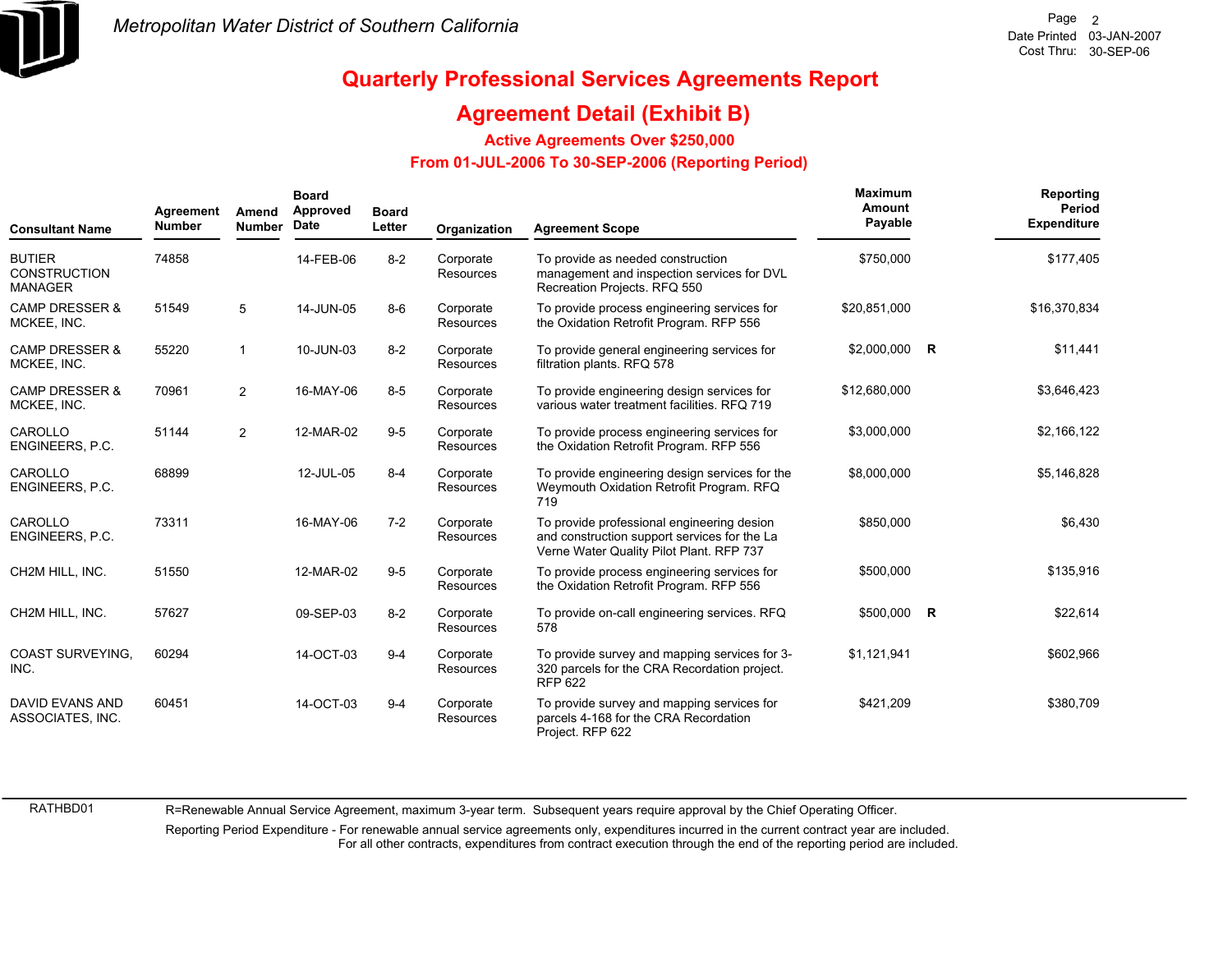# Metropolitan Water District of Southern California

Date Printed 03-JAN-2007
Cost Thru: 30-SEP-06

## Quarterly Professional Services Agreements Report

## Agreement Detail (Exhibit B)

### Active Agreements Over $250,000

### From 01-JUL-2006 To 30-SEP-2006 (Reporting Period)

| Consultant Name | Agreement Number | Amend Number | Board Approved Date | Board Letter | Organization | Agreement Scope | Maximum Amount Payable | | Reporting Period Expenditure |
|---|---|---|---|---|---|---|---|---|---|
| BUTIER CONSTRUCTION MANAGER | 74858 | | 14-FEB-06 | 8-2 | Corporate Resources | To provide as needed construction management and inspection services for DVL Recreation Projects. RFQ 550 | $750,000 | | $177,405 |
| CAMP DRESSER & MCKEE, INC. | 51549 | 5 | 14-JUN-05 | 8-6 | Corporate Resources | To provide process engineering services for the Oxidation Retrofit Program. RFP 556 | $20,851,000 | | $16,370,834 |
| CAMP DRESSER & MCKEE, INC. | 55220 | 1 | 10-JUN-03 | 8-2 | Corporate Resources | To provide general engineering services for filtration plants. RFQ 578 | $2,000,000 | R | $11,441 |
| CAMP DRESSER & MCKEE, INC. | 70961 | 2 | 16-MAY-06 | 8-5 | Corporate Resources | To provide engineering design services for various water treatment facilities. RFQ 719 | $12,680,000 | | $3,646,423 |
| CAROLLO ENGINEERS, P.C. | 51144 | 2 | 12-MAR-02 | 9-5 | Corporate Resources | To provide process engineering services for the Oxidation Retrofit Program. RFP 556 | $3,000,000 | | $2,166,122 |
| CAROLLO ENGINEERS, P.C. | 68899 | | 12-JUL-05 | 8-4 | Corporate Resources | To provide engineering design services for the Weymouth Oxidation Retrofit Program. RFQ 719 | $8,000,000 | | $5,146,828 |
| CAROLLO ENGINEERS, P.C. | 73311 | | 16-MAY-06 | 7-2 | Corporate Resources | To provide professional engineering desion and construction support services for the La Verne Water Quality Pilot Plant. RFP 737 | $850,000 | | $6,430 |
| CH2M HILL, INC. | 51550 | | 12-MAR-02 | 9-5 | Corporate Resources | To provide process engineering services for the Oxidation Retrofit Program. RFP 556 | $500,000 | | $135,916 |
| CH2M HILL, INC. | 57627 | | 09-SEP-03 | 8-2 | Corporate Resources | To provide on-call engineering services. RFQ 578 | $500,000 | R | $22,614 |
| COAST SURVEYING, INC. | 60294 | | 14-OCT-03 | 9-4 | Corporate Resources | To provide survey and mapping services for 3-320 parcels for the CRA Recordation project. RFP 622 | $1,121,941 | | $602,966 |
| DAVID EVANS AND ASSOCIATES, INC. | 60451 | | 14-OCT-03 | 9-4 | Corporate Resources | To provide survey and mapping services for parcels 4-168 for the CRA Recordation Project. RFP 622 | $421,209 | | $380,709 |

RATHBD01

R=Renewable Annual Service Agreement, maximum 3-year term. Subsequent years require approval by the Chief Operating Officer.

Reporting Period Expenditure - For renewable annual service agreements only, expenditures incurred in the current contract year are included.
For all other contracts, expenditures from contract execution through the end of the reporting period are included.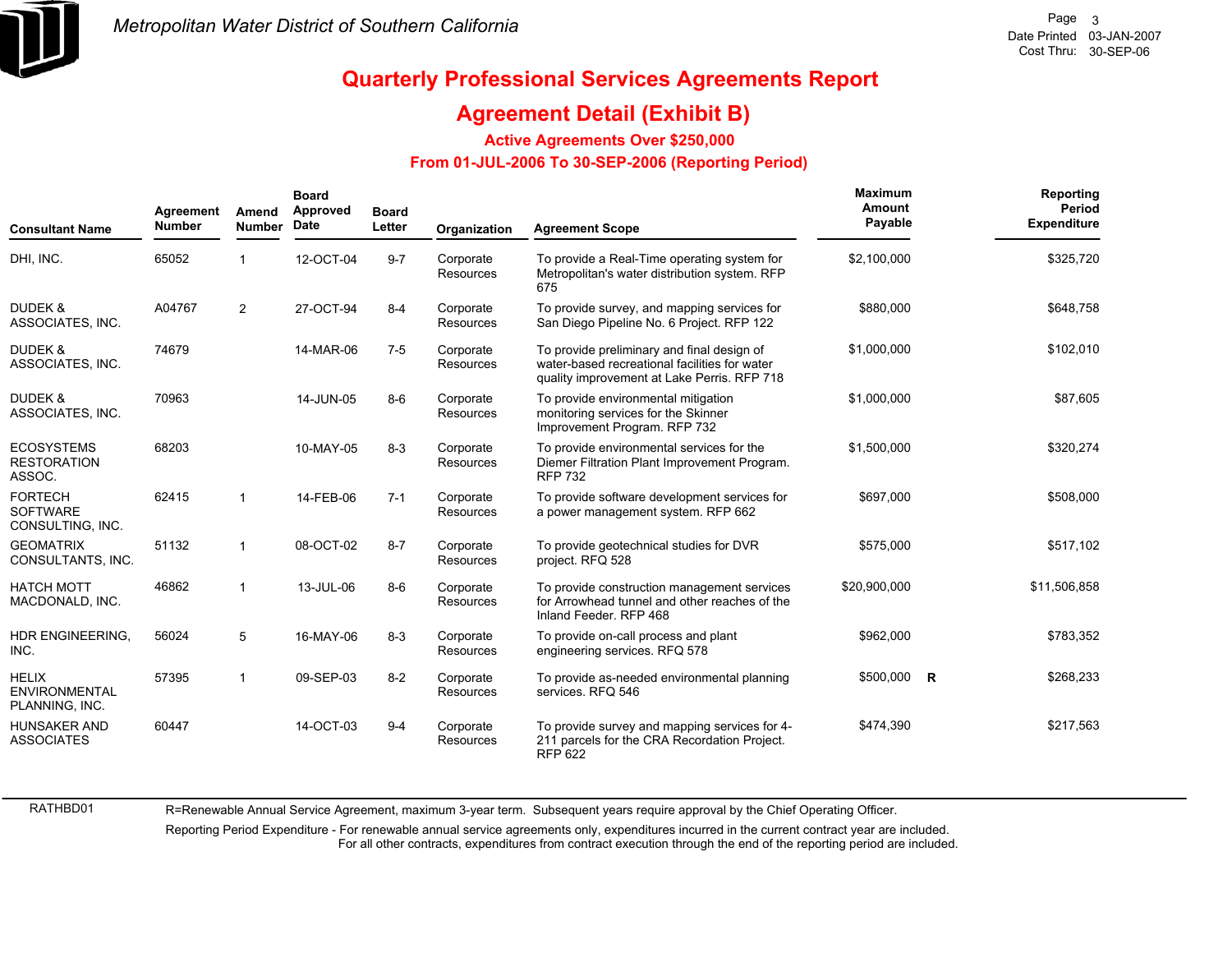# Metropolitan Water District of Southern California

## Quarterly Professional Services Agreements Report

## Agreement Detail (Exhibit B)

### Active Agreements Over $250,000

### From 01-JUL-2006 To 30-SEP-2006 (Reporting Period)

| Consultant Name | Agreement Number | Amend Number | Board Approved Date | Board Letter | Organization | Agreement Scope | Maximum Amount Payable | | Reporting Period Expenditure |
|---|---|---|---|---|---|---|---|---|---|
| DHI, INC. | 65052 | 1 | 12-OCT-04 | 9-7 | Corporate Resources | To provide a Real-Time operating system for Metropolitan's water distribution system. RFP 675 | $2,100,000 | | $325,720 |
| DUDEK & ASSOCIATES, INC. | A04767 | 2 | 27-OCT-94 | 8-4 | Corporate Resources | To provide survey, and mapping services for San Diego Pipeline No. 6 Project. RFP 122 | $880,000 | | $648,758 |
| DUDEK & ASSOCIATES, INC. | 74679 | | 14-MAR-06 | 7-5 | Corporate Resources | To provide preliminary and final design of water-based recreational facilities for water quality improvement at Lake Perris. RFP 718 | $1,000,000 | | $102,010 |
| DUDEK & ASSOCIATES, INC. | 70963 | | 14-JUN-05 | 8-6 | Corporate Resources | To provide environmental mitigation monitoring services for the Skinner Improvement Program. RFP 732 | $1,000,000 | | $87,605 |
| ECOSYSTEMS RESTORATION ASSOC. | 68203 | | 10-MAY-05 | 8-3 | Corporate Resources | To provide environmental services for the Diemer Filtration Plant Improvement Program. RFP 732 | $1,500,000 | | $320,274 |
| FORTECH SOFTWARE CONSULTING, INC. | 62415 | 1 | 14-FEB-06 | 7-1 | Corporate Resources | To provide software development services for a power management system. RFP 662 | $697,000 | | $508,000 |
| GEOMATRIX CONSULTANTS, INC. | 51132 | 1 | 08-OCT-02 | 8-7 | Corporate Resources | To provide geotechnical studies for DVR project. RFQ 528 | $575,000 | | $517,102 |
| HATCH MOTT MACDONALD, INC. | 46862 | 1 | 13-JUL-06 | 8-6 | Corporate Resources | To provide construction management services for Arrowhead tunnel and other reaches of the Inland Feeder. RFP 468 | $20,900,000 | | $11,506,858 |
| HDR ENGINEERING, INC. | 56024 | 5 | 16-MAY-06 | 8-3 | Corporate Resources | To provide on-call process and plant engineering services. RFQ 578 | $962,000 | | $783,352 |
| HELIX ENVIRONMENTAL PLANNING, INC. | 57395 | 1 | 09-SEP-03 | 8-2 | Corporate Resources | To provide as-needed environmental planning services. RFQ 546 | $500,000 | R | $268,233 |
| HUNSAKER AND ASSOCIATES | 60447 | | 14-OCT-03 | 9-4 | Corporate Resources | To provide survey and mapping services for 4-211 parcels for the CRA Recordation Project. RFP 622 | $474,390 | | $217,563 |

RATHBD01

R=Renewable Annual Service Agreement, maximum 3-year term. Subsequent years require approval by the Chief Operating Officer.

Reporting Period Expenditure - For renewable annual service agreements only, expenditures incurred in the current contract year are included. For all other contracts, expenditures from contract execution through the end of the reporting period are included.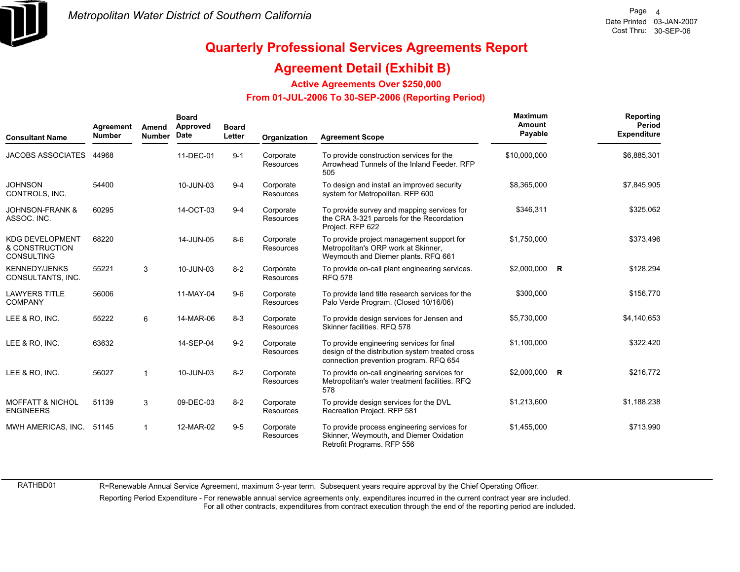# Metropolitan Water District of Southern California

Date Printed 03-JAN-2007
Cost Thru: 30-SEP-06

## Quarterly Professional Services Agreements Report

## Agreement Detail (Exhibit B)

### Active Agreements Over $250,000

### From 01-JUL-2006 To 30-SEP-2006 (Reporting Period)

| Consultant Name | Agreement Number | Amend Number | Board Approved Date | Board Letter | Organization | Agreement Scope | Maximum Amount Payable | | Reporting Period Expenditure |
|---|---|---|---|---|---|---|---|---|---|
| JACOBS ASSOCIATES | 44968 | | 11-DEC-01 | 9-1 | Corporate Resources | To provide construction services for the Arrowhead Tunnels of the Inland Feeder. RFP 505 | $10,000,000 | | $6,885,301 |
| JOHNSON CONTROLS, INC. | 54400 | | 10-JUN-03 | 9-4 | Corporate Resources | To design and install an improved security system for Metropolitan. RFP 600 | $8,365,000 | | $7,845,905 |
| JOHNSON-FRANK & ASSOC. INC. | 60295 | | 14-OCT-03 | 9-4 | Corporate Resources | To provide survey and mapping services for the CRA 3-321 parcels for the Recordation Project. RFP 622 | $346,311 | | $325,062 |
| KDG DEVELOPMENT & CONSTRUCTION CONSULTING | 68220 | | 14-JUN-05 | 8-6 | Corporate Resources | To provide project management support for Metropolitan's ORP work at Skinner, Weymouth and Diemer plants. RFQ 661 | $1,750,000 | | $373,496 |
| KENNEDY/JENKS CONSULTANTS, INC. | 55221 | 3 | 10-JUN-03 | 8-2 | Corporate Resources | To provide on-call plant engineering services. RFQ 578 | $2,000,000 | R | $128,294 |
| LAWYERS TITLE COMPANY | 56006 | | 11-MAY-04 | 9-6 | Corporate Resources | To provide land title research services for the Palo Verde Program. (Closed 10/16/06) | $300,000 | | $156,770 |
| LEE & RO, INC. | 55222 | 6 | 14-MAR-06 | 8-3 | Corporate Resources | To provide design services for Jensen and Skinner facilities. RFQ 578 | $5,730,000 | | $4,140,653 |
| LEE & RO, INC. | 63632 | | 14-SEP-04 | 9-2 | Corporate Resources | To provide engineering services for final design of the distribution system treated cross connection prevention program. RFQ 654 | $1,100,000 | | $322,420 |
| LEE & RO, INC. | 56027 | 1 | 10-JUN-03 | 8-2 | Corporate Resources | To provide on-call engineering services for Metropolitan's water treatment facilities. RFQ 578 | $2,000,000 | R | $216,772 |
| MOFFATT & NICHOL ENGINEERS | 51139 | 3 | 09-DEC-03 | 8-2 | Corporate Resources | To provide design services for the DVL Recreation Project. RFP 581 | $1,213,600 | | $1,188,238 |
| MWH AMERICAS, INC. | 51145 | 1 | 12-MAR-02 | 9-5 | Corporate Resources | To provide process engineering services for Skinner, Weymouth, and Diemer Oxidation Retrofit Programs. RFP 556 | $1,455,000 | | $713,990 |

RATHBD01

R=Renewable Annual Service Agreement, maximum 3-year term. Subsequent years require approval by the Chief Operating Officer.

Reporting Period Expenditure - For renewable annual service agreements only, expenditures incurred in the current contract year are included. For all other contracts, expenditures from contract execution through the end of the reporting period are included.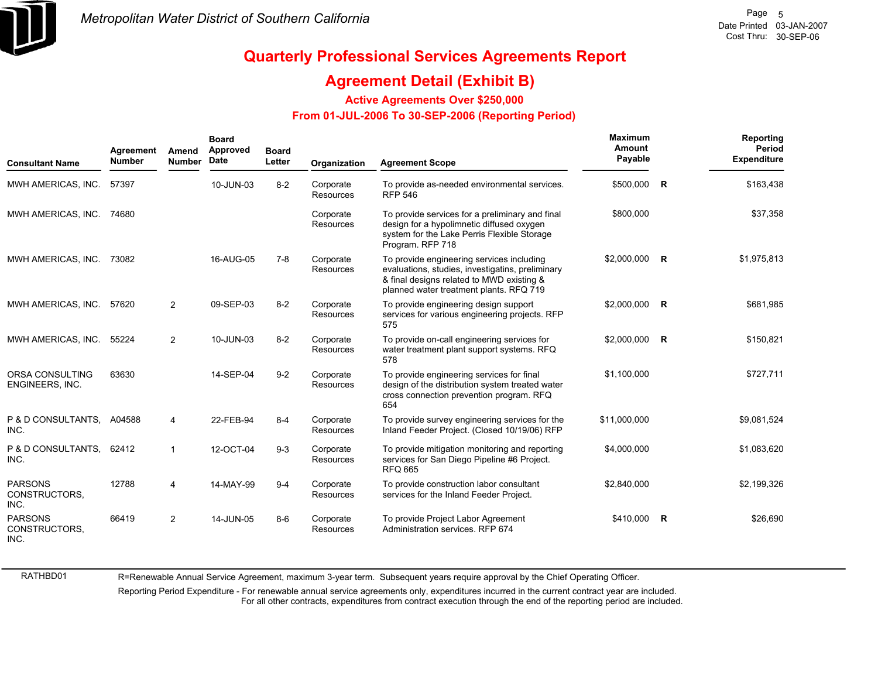# Quarterly Professional Services Agreements Report

## Agreement Detail (Exhibit B)

### Active Agreements Over $250,000

### From 01-JUL-2006 To 30-SEP-2006 (Reporting Period)

| Consultant Name | Agreement Number | Amend Number | Board Approved Date | Board Letter | Organization | Agreement Scope | Maximum Amount Payable | | Reporting Period Expenditure |
|---|---|---|---|---|---|---|---|---|---|
| MWH AMERICAS, INC. | 57397 | | 10-JUN-03 | 8-2 | Corporate Resources | To provide as-needed environmental services. RFP 546 | $500,000 | R | $163,438 |
| MWH AMERICAS, INC. | 74680 | | | | Corporate Resources | To provide services for a preliminary and final design for a hypolimnetic diffused oxygen system for the Lake Perris Flexible Storage Program. RFP 718 | $800,000 | | $37,358 |
| MWH AMERICAS, INC. | 73082 | | 16-AUG-05 | 7-8 | Corporate Resources | To provide engineering services including evaluations, studies, investigatins, preliminary & final designs related to MWD existing & planned water treatment plants. RFQ 719 | $2,000,000 | R | $1,975,813 |
| MWH AMERICAS, INC. | 57620 | 2 | 09-SEP-03 | 8-2 | Corporate Resources | To provide engineering design support services for various engineering projects. RFP 575 | $2,000,000 | R | $681,985 |
| MWH AMERICAS, INC. | 55224 | 2 | 10-JUN-03 | 8-2 | Corporate Resources | To provide on-call engineering services for water treatment plant support systems. RFQ 578 | $2,000,000 | R | $150,821 |
| ORSA CONSULTING ENGINEERS, INC. | 63630 | | 14-SEP-04 | 9-2 | Corporate Resources | To provide engineering services for final design of the distribution system treated water cross connection prevention program. RFQ 654 | $1,100,000 | | $727,711 |
| P & D CONSULTANTS, INC. | A04588 | 4 | 22-FEB-94 | 8-4 | Corporate Resources | To provide survey engineering services for the Inland Feeder Project. (Closed 10/19/06) RFP | $11,000,000 | | $9,081,524 |
| P & D CONSULTANTS, INC. | 62412 | 1 | 12-OCT-04 | 9-3 | Corporate Resources | To provide mitigation monitoring and reporting services for San Diego Pipeline #6 Project. RFQ 665 | $4,000,000 | | $1,083,620 |
| PARSONS CONSTRUCTORS, INC. | 12788 | 4 | 14-MAY-99 | 9-4 | Corporate Resources | To provide construction labor consultant services for the Inland Feeder Project. | $2,840,000 | | $2,199,326 |
| PARSONS CONSTRUCTORS, INC. | 66419 | 2 | 14-JUN-05 | 8-6 | Corporate Resources | To provide Project Labor Agreement Administration services. RFP 674 | $410,000 | R | $26,690 |

RATHBD01

R=Renewable Annual Service Agreement, maximum 3-year term. Subsequent years require approval by the Chief Operating Officer.

Reporting Period Expenditure - For renewable annual service agreements only, expenditures incurred in the current contract year are included. For all other contracts, expenditures from contract execution through the end of the reporting period are included.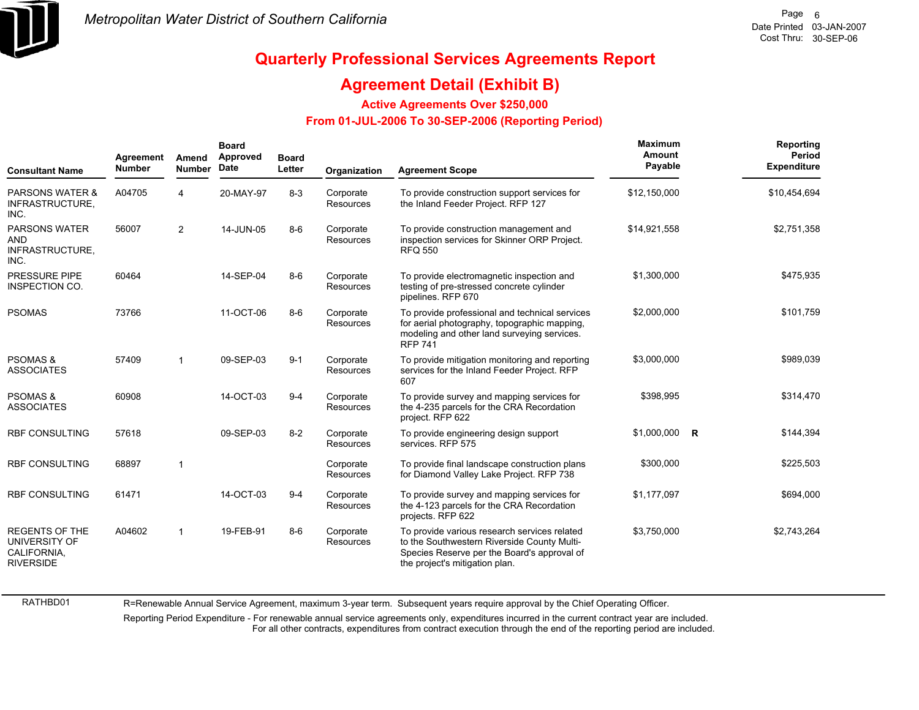Metropolitan Water District of Southern California

Date Printed 03-JAN-2007
Cost Thru: 30-SEP-06

# Quarterly Professional Services Agreements Report

## Agreement Detail (Exhibit B)

### Active Agreements Over $250,000

### From 01-JUL-2006 To 30-SEP-2006 (Reporting Period)

| Consultant Name | Agreement Number | Amend Number | Board Approved Date | Board Letter | Organization | Agreement Scope | Maximum Amount Payable | | Reporting Period Expenditure |
|---|---|---|---|---|---|---|---|---|---|
| PARSONS WATER & INFRASTRUCTURE, INC. | A04705 | 4 | 20-MAY-97 | 8-3 | Corporate Resources | To provide construction support services for the Inland Feeder Project. RFP 127 | $12,150,000 | | $10,454,694 |
| PARSONS WATER AND INFRASTRUCTURE, INC. | 56007 | 2 | 14-JUN-05 | 8-6 | Corporate Resources | To provide construction management and inspection services for Skinner ORP Project. RFQ 550 | $14,921,558 | | $2,751,358 |
| PRESSURE PIPE INSPECTION CO. | 60464 | | 14-SEP-04 | 8-6 | Corporate Resources | To provide electromagnetic inspection and testing of pre-stressed concrete cylinder pipelines. RFP 670 | $1,300,000 | | $475,935 |
| PSOMAS | 73766 | | 11-OCT-06 | 8-6 | Corporate Resources | To provide professional and technical services for aerial photography, topographic mapping, modeling and other land surveying services. RFP 741 | $2,000,000 | | $101,759 |
| PSOMAS & ASSOCIATES | 57409 | 1 | 09-SEP-03 | 9-1 | Corporate Resources | To provide mitigation monitoring and reporting services for the Inland Feeder Project. RFP 607 | $3,000,000 | | $989,039 |
| PSOMAS & ASSOCIATES | 60908 | | 14-OCT-03 | 9-4 | Corporate Resources | To provide survey and mapping services for the 4-235 parcels for the CRA Recordation project. RFP 622 | $398,995 | | $314,470 |
| RBF CONSULTING | 57618 | | 09-SEP-03 | 8-2 | Corporate Resources | To provide engineering design support services. RFP 575 | $1,000,000 | R | $144,394 |
| RBF CONSULTING | 68897 | 1 | | | Corporate Resources | To provide final landscape construction plans for Diamond Valley Lake Project. RFP 738 | $300,000 | | $225,503 |
| RBF CONSULTING | 61471 | | 14-OCT-03 | 9-4 | Corporate Resources | To provide survey and mapping services for the 4-123 parcels for the CRA Recordation projects. RFP 622 | $1,177,097 | | $694,000 |
| REGENTS OF THE UNIVERSITY OF CALIFORNIA, RIVERSIDE | A04602 | 1 | 19-FEB-91 | 8-6 | Corporate Resources | To provide various research services related to the Southwestern Riverside County Multi-Species Reserve per the Board's approval of the project's mitigation plan. | $3,750,000 | | $2,743,264 |

RATHBD01

R=Renewable Annual Service Agreement, maximum 3-year term. Subsequent years require approval by the Chief Operating Officer.

Reporting Period Expenditure - For renewable annual service agreements only, expenditures incurred in the current contract year are included.
For all other contracts, expenditures from contract execution through the end of the reporting period are included.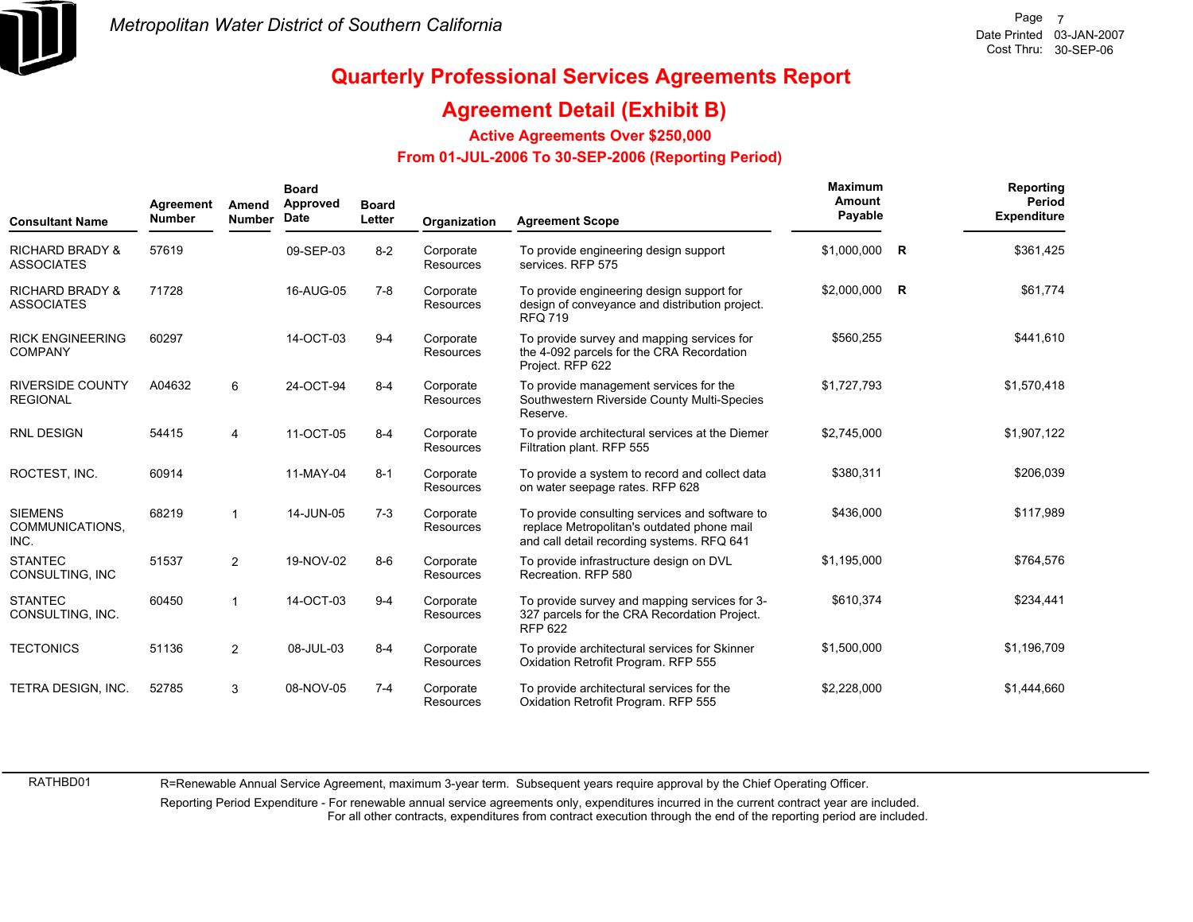# Quarterly Professional Services Agreements Report

## Agreement Detail (Exhibit B)

### Active Agreements Over $250,000

### From 01-JUL-2006 To 30-SEP-2006 (Reporting Period)

| Consultant Name | Agreement Number | Amend Number | Board Approved Date | Board Letter | Organization | Agreement Scope | Maximum Amount Payable | | Reporting Period Expenditure |
|---|---|---|---|---|---|---|---|---|---|
| RICHARD BRADY & ASSOCIATES | 57619 | | 09-SEP-03 | 8-2 | Corporate Resources | To provide engineering design support services. RFP 575 | $1,000,000 | R | $361,425 |
| RICHARD BRADY & ASSOCIATES | 71728 | | 16-AUG-05 | 7-8 | Corporate Resources | To provide engineering design support for design of conveyance and distribution project. RFQ 719 | $2,000,000 | R | $61,774 |
| RICK ENGINEERING COMPANY | 60297 | | 14-OCT-03 | 9-4 | Corporate Resources | To provide survey and mapping services for the 4-092 parcels for the CRA Recordation Project. RFP 622 | $560,255 | | $441,610 |
| RIVERSIDE COUNTY REGIONAL | A04632 | 6 | 24-OCT-94 | 8-4 | Corporate Resources | To provide management services for the Southwestern Riverside County Multi-Species Reserve. | $1,727,793 | | $1,570,418 |
| RNL DESIGN | 54415 | 4 | 11-OCT-05 | 8-4 | Corporate Resources | To provide architectural services at the Diemer Filtration plant. RFP 555 | $2,745,000 | | $1,907,122 |
| ROCTEST, INC. | 60914 | | 11-MAY-04 | 8-1 | Corporate Resources | To provide a system to record and collect data on water seepage rates. RFP 628 | $380,311 | | $206,039 |
| SIEMENS COMMUNICATIONS, INC. | 68219 | 1 | 14-JUN-05 | 7-3 | Corporate Resources | To provide consulting services and software to replace Metropolitan's outdated phone mail and call detail recording systems. RFQ 641 | $436,000 | | $117,989 |
| STANTEC CONSULTING, INC | 51537 | 2 | 19-NOV-02 | 8-6 | Corporate Resources | To provide infrastructure design on DVL Recreation. RFP 580 | $1,195,000 | | $764,576 |
| STANTEC CONSULTING, INC. | 60450 | 1 | 14-OCT-03 | 9-4 | Corporate Resources | To provide survey and mapping services for 3-327 parcels for the CRA Recordation Project. RFP 622 | $610,374 | | $234,441 |
| TECTONICS | 51136 | 2 | 08-JUL-03 | 8-4 | Corporate Resources | To provide architectural services for Skinner Oxidation Retrofit Program. RFP 555 | $1,500,000 | | $1,196,709 |
| TETRA DESIGN, INC. | 52785 | 3 | 08-NOV-05 | 7-4 | Corporate Resources | To provide architectural services for the Oxidation Retrofit Program. RFP 555 | $2,228,000 | | $1,444,660 |

RATHBD01

R=Renewable Annual Service Agreement, maximum 3-year term. Subsequent years require approval by the Chief Operating Officer.

Reporting Period Expenditure - For renewable annual service agreements only, expenditures incurred in the current contract year are included. For all other contracts, expenditures from contract execution through the end of the reporting period are included.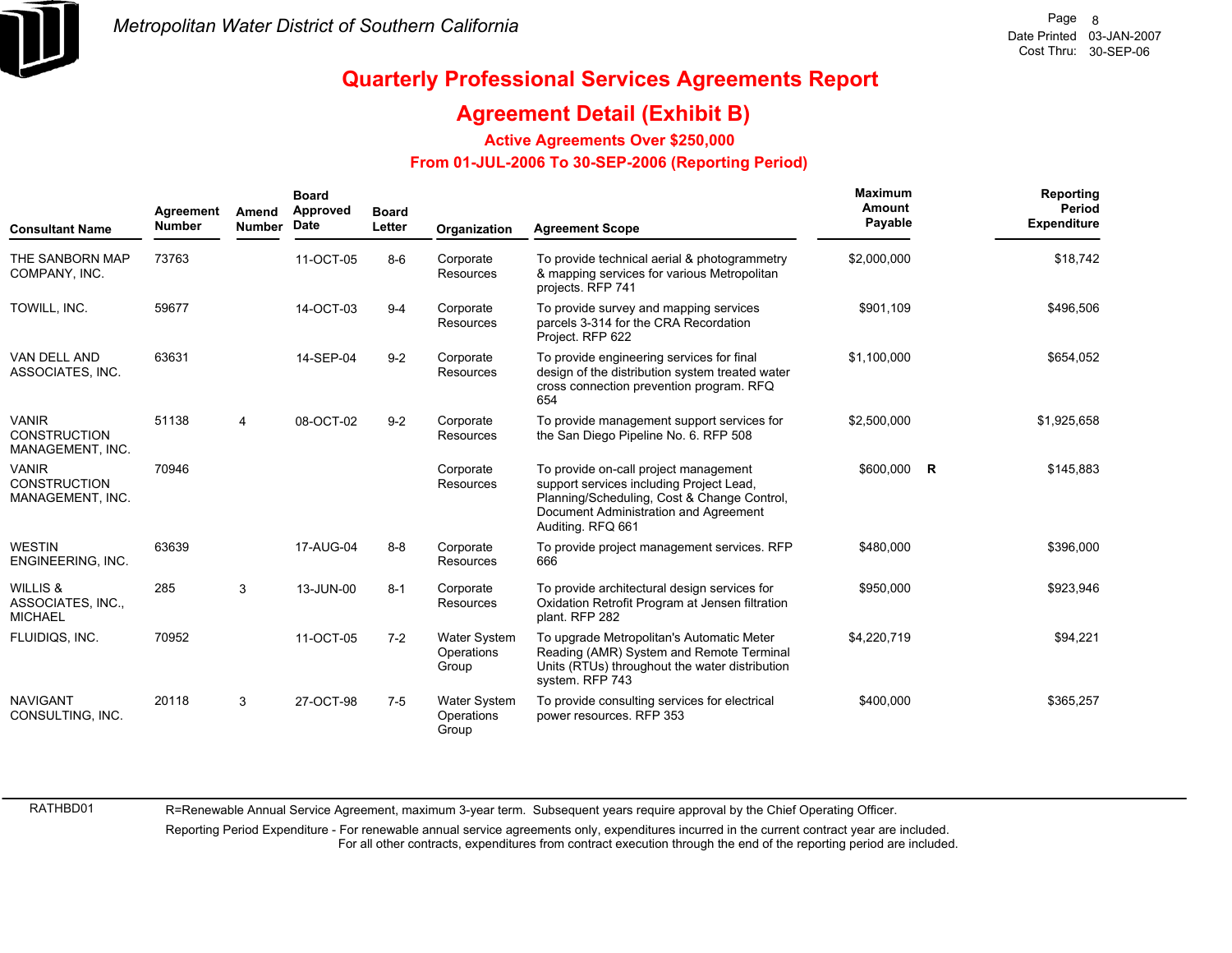# Quarterly Professional Services Agreements Report

## Agreement Detail (Exhibit B)

### Active Agreements Over $250,000

### From 01-JUL-2006 To 30-SEP-2006 (Reporting Period)

| Consultant Name | Agreement Number | Amend Number | Board Approved Date | Board Letter | Organization | Agreement Scope | Maximum Amount Payable | | Reporting Period Expenditure |
|---|---|---|---|---|---|---|---|---|---|
| THE SANBORN MAP COMPANY, INC. | 73763 | | 11-OCT-05 | 8-6 | Corporate Resources | To provide technical aerial & photogrammetry & mapping services for various Metropolitan projects. RFP 741 | $2,000,000 | | $18,742 |
| TOWILL, INC. | 59677 | | 14-OCT-03 | 9-4 | Corporate Resources | To provide survey and mapping services parcels 3-314 for the CRA Recordation Project. RFP 622 | $901,109 | | $496,506 |
| VAN DELL AND ASSOCIATES, INC. | 63631 | | 14-SEP-04 | 9-2 | Corporate Resources | To provide engineering services for final design of the distribution system treated water cross connection prevention program. RFQ 654 | $1,100,000 | | $654,052 |
| VANIR CONSTRUCTION MANAGEMENT, INC. | 51138 | 4 | 08-OCT-02 | 9-2 | Corporate Resources | To provide management support services for the San Diego Pipeline No. 6. RFP 508 | $2,500,000 | | $1,925,658 |
| VANIR CONSTRUCTION MANAGEMENT, INC. | 70946 | | | | Corporate Resources | To provide on-call project management support services including Project Lead, Planning/Scheduling, Cost & Change Control, Document Administration and Agreement Auditing. RFQ 661 | $600,000 | R | $145,883 |
| WESTIN ENGINEERING, INC. | 63639 | | 17-AUG-04 | 8-8 | Corporate Resources | To provide project management services. RFP 666 | $480,000 | | $396,000 |
| WILLIS & ASSOCIATES, INC., MICHAEL | 285 | 3 | 13-JUN-00 | 8-1 | Corporate Resources | To provide architectural design services for Oxidation Retrofit Program at Jensen filtration plant. RFP 282 | $950,000 | | $923,946 |
| FLUIDIQS, INC. | 70952 | | 11-OCT-05 | 7-2 | Water System Operations Group | To upgrade Metropolitan's Automatic Meter Reading (AMR) System and Remote Terminal Units (RTUs) throughout the water distribution system. RFP 743 | $4,220,719 | | $94,221 |
| NAVIGANT CONSULTING, INC. | 20118 | 3 | 27-OCT-98 | 7-5 | Water System Operations Group | To provide consulting services for electrical power resources. RFP 353 | $400,000 | | $365,257 |

RATHBD01

R=Renewable Annual Service Agreement, maximum 3-year term. Subsequent years require approval by the Chief Operating Officer.

Reporting Period Expenditure - For renewable annual service agreements only, expenditures incurred in the current contract year are included. For all other contracts, expenditures from contract execution through the end of the reporting period are included.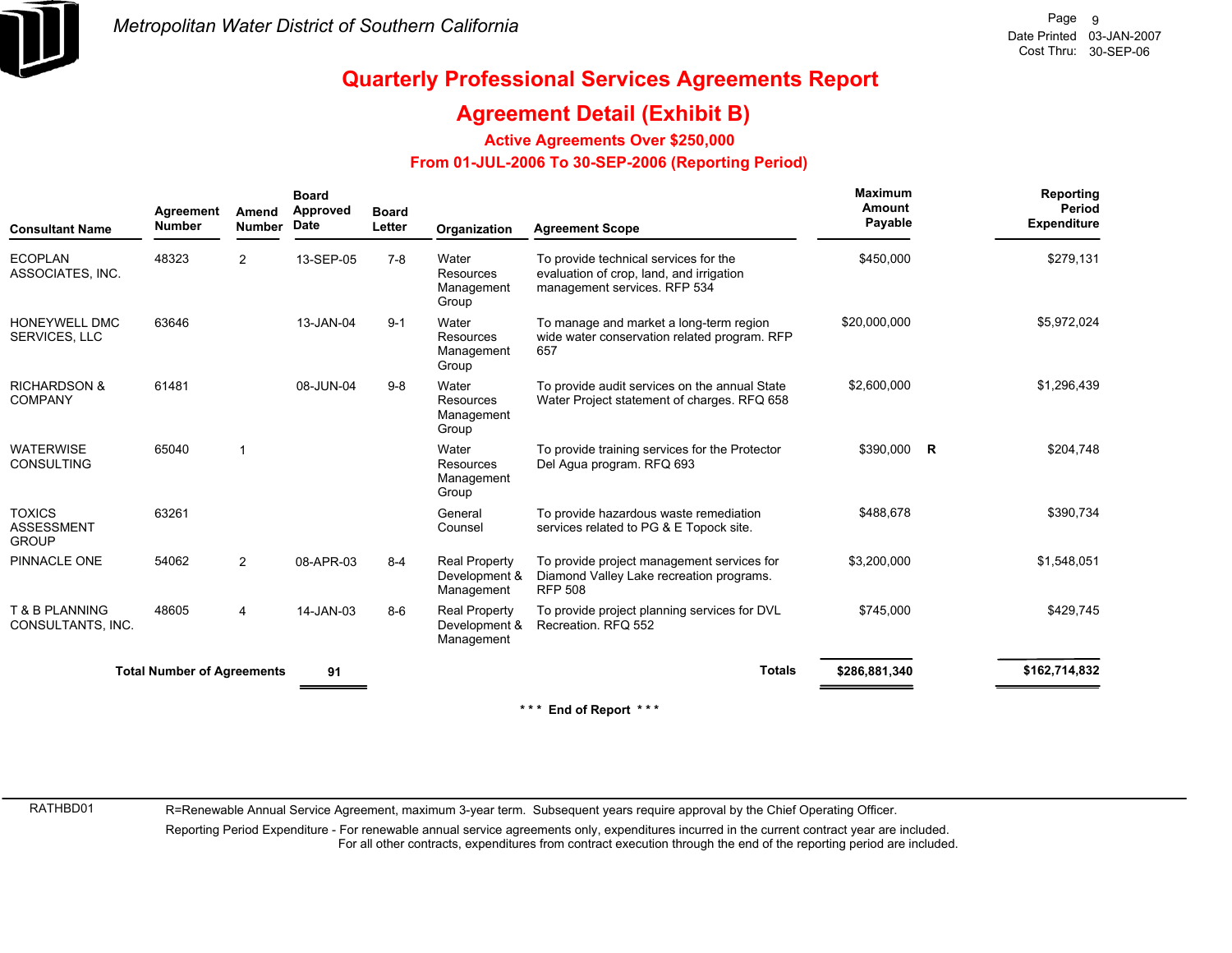Metropolitan Water District of Southern California

Date Printed 03-JAN-2007
Cost Thru: 30-SEP-06

# Quarterly Professional Services Agreements Report

## Agreement Detail (Exhibit B)

### Active Agreements Over $250,000

### From 01-JUL-2006 To 30-SEP-2006 (Reporting Period)

| Consultant Name | Agreement Number | Amend Number | Board Approved Date | Board Letter | Organization | Agreement Scope | Maximum Amount Payable | | Reporting Period Expenditure |
|---|---|---|---|---|---|---|---|---|---|
| ECOPLAN ASSOCIATES, INC. | 48323 | 2 | 13-SEP-05 | 7-8 | Water Resources Management Group | To provide technical services for the evaluation of crop, land, and irrigation management services. RFP 534 | $450,000 | | $279,131 |
| HONEYWELL DMC SERVICES, LLC | 63646 | | 13-JAN-04 | 9-1 | Water Resources Management Group | To manage and market a long-term region wide water conservation related program. RFP 657 | $20,000,000 | | $5,972,024 |
| RICHARDSON & COMPANY | 61481 | | 08-JUN-04 | 9-8 | Water Resources Management Group | To provide audit services on the annual State Water Project statement of charges. RFQ 658 | $2,600,000 | | $1,296,439 |
| WATERWISE CONSULTING | 65040 | 1 | | | Water Resources Management Group | To provide training services for the Protector Del Agua program. RFQ 693 | $390,000 | R | $204,748 |
| TOXICS ASSESSMENT GROUP | 63261 | | | | General Counsel | To provide hazardous waste remediation services related to PG & E Topock site. | $488,678 | | $390,734 |
| PINNACLE ONE | 54062 | 2 | 08-APR-03 | 8-4 | Real Property Development & Management | To provide project management services for Diamond Valley Lake recreation programs. RFP 508 | $3,200,000 | | $1,548,051 |
| T & B PLANNING CONSULTANTS, INC. | 48605 | 4 | 14-JAN-03 | 8-6 | Real Property Development & Management | To provide project planning services for DVL Recreation. RFQ 552 | $745,000 | | $429,745 |
| **Total Number of Agreements** | | | **91** | | | **Totals** | **$286,881,340** | | **$162,714,832** |

\*\*\* End of Report \*\*\*

RATHBD01

R=Renewable Annual Service Agreement, maximum 3-year term. Subsequent years require approval by the Chief Operating Officer.

Reporting Period Expenditure - For renewable annual service agreements only, expenditures incurred in the current contract year are included. For all other contracts, expenditures from contract execution through the end of the reporting period are included.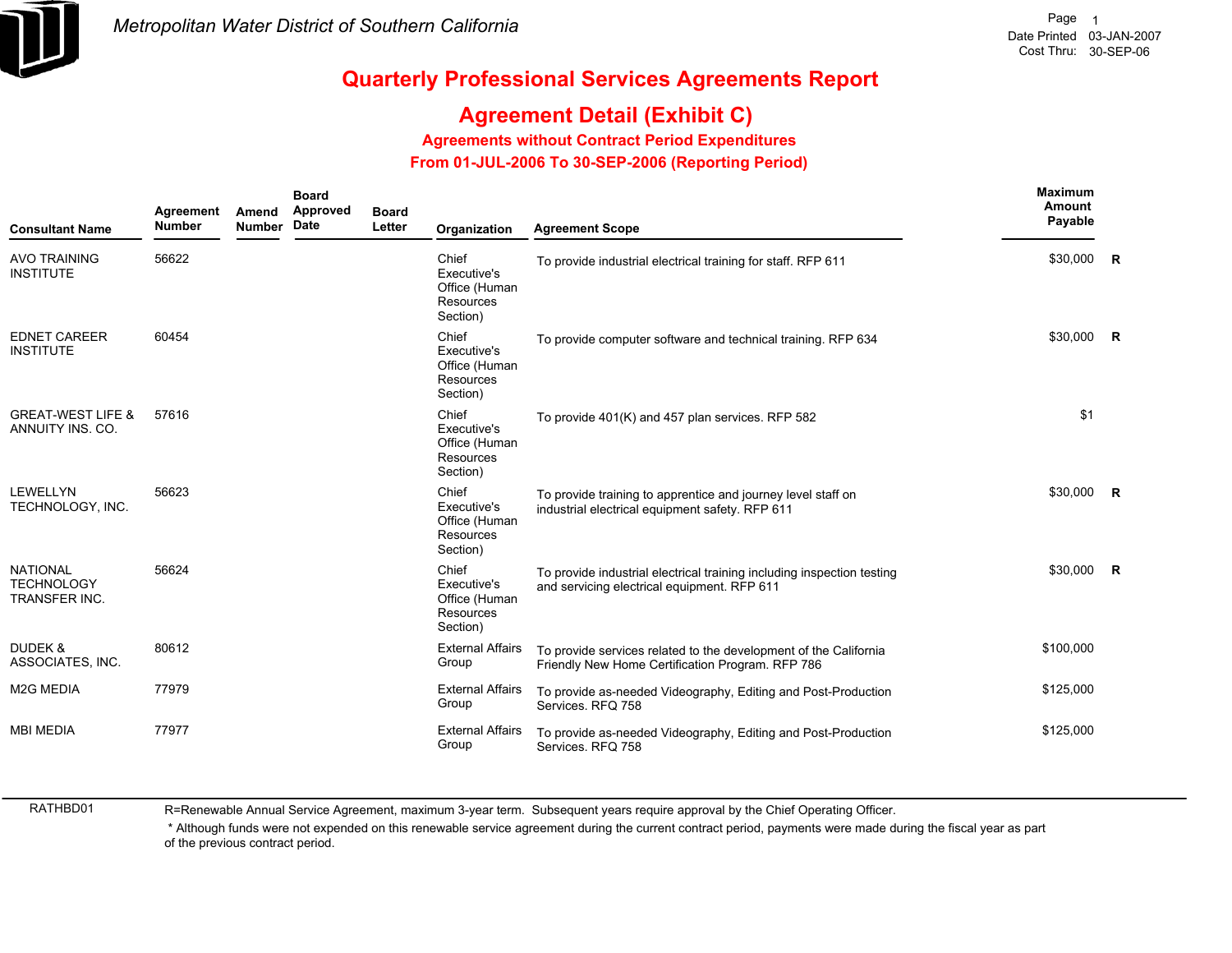Metropolitan Water District of Southern California

Date Printed 03-JAN-2007
Cost Thru: 30-SEP-06

# Quarterly Professional Services Agreements Report

## Agreement Detail (Exhibit C)

### Agreements without Contract Period Expenditures

### From 01-JUL-2006 To 30-SEP-2006 (Reporting Period)

| Consultant Name | Agreement Number | Amend Number | Board Approved Date | Board Letter | Organization | Agreement Scope | Maximum Amount Payable | |
|---|---|---|---|---|---|---|---|---|
| AVO TRAINING INSTITUTE | 56622 | | | | Chief Executive's Office (Human Resources Section) | To provide industrial electrical training for staff. RFP 611 | $30,000 | R |
| EDNET CAREER INSTITUTE | 60454 | | | | Chief Executive's Office (Human Resources Section) | To provide computer software and technical training. RFP 634 | $30,000 | R |
| GREAT-WEST LIFE & ANNUITY INS. CO. | 57616 | | | | Chief Executive's Office (Human Resources Section) | To provide 401(K) and 457 plan services. RFP 582 | $1 | |
| LEWELLYN TECHNOLOGY, INC. | 56623 | | | | Chief Executive's Office (Human Resources Section) | To provide training to apprentice and journey level staff on industrial electrical equipment safety. RFP 611 | $30,000 | R |
| NATIONAL TECHNOLOGY TRANSFER INC. | 56624 | | | | Chief Executive's Office (Human Resources Section) | To provide industrial electrical training including inspection testing and servicing electrical equipment. RFP 611 | $30,000 | R |
| DUDEK & ASSOCIATES, INC. | 80612 | | | | External Affairs Group | To provide services related to the development of the California Friendly New Home Certification Program. RFP 786 | $100,000 | |
| M2G MEDIA | 77979 | | | | External Affairs Group | To provide as-needed Videography, Editing and Post-Production Services. RFQ 758 | $125,000 | |
| MBI MEDIA | 77977 | | | | External Affairs Group | To provide as-needed Videography, Editing and Post-Production Services. RFQ 758 | $125,000 | |

RATHBD01

R=Renewable Annual Service Agreement, maximum 3-year term. Subsequent years require approval by the Chief Operating Officer.

* Although funds were not expended on this renewable service agreement during the current contract period, payments were made during the fiscal year as part of the previous contract period.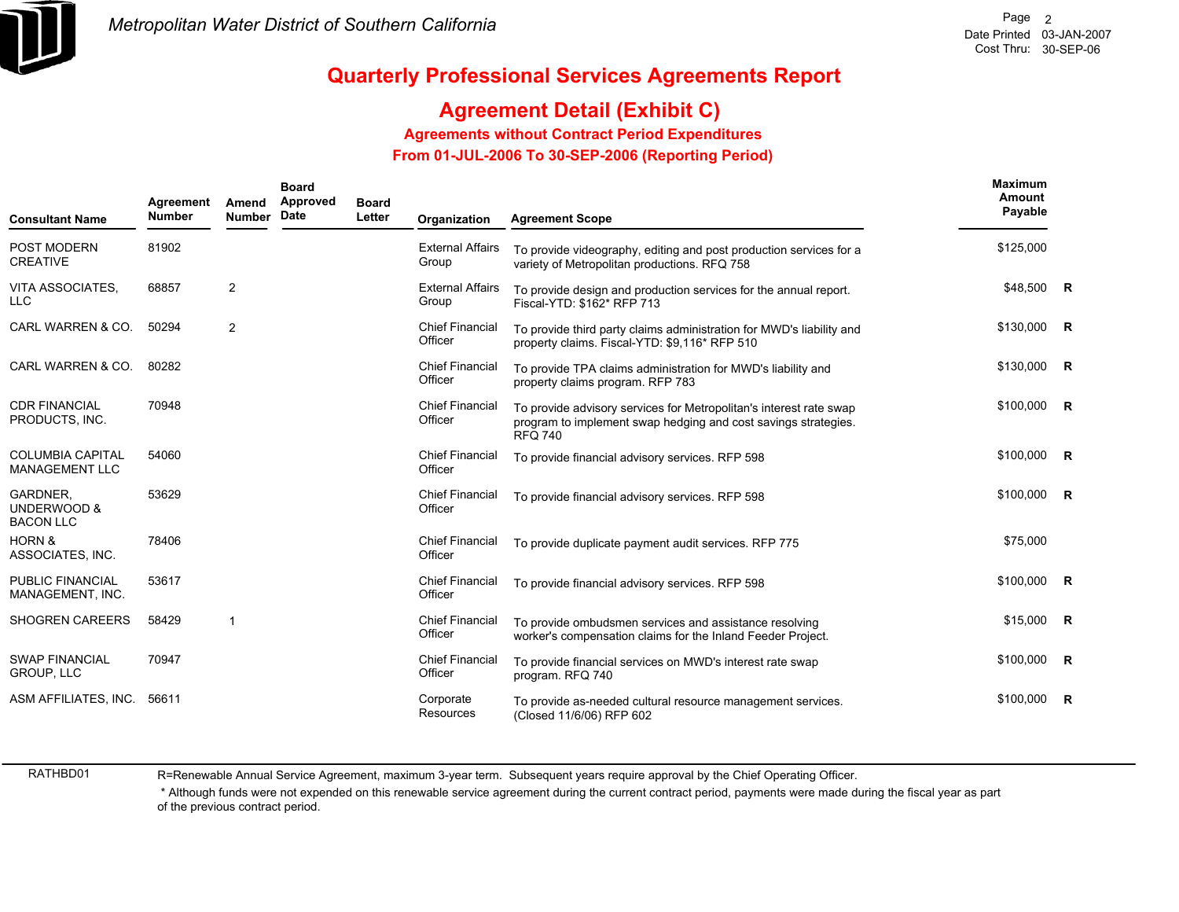# Metropolitan Water District of Southern California

## Quarterly Professional Services Agreements Report

## Agreement Detail (Exhibit C)

### Agreements without Contract Period Expenditures

### From 01-JUL-2006 To 30-SEP-2006 (Reporting Period)

| Consultant Name | Agreement Number | Amend Number | Board Approved Date | Board Letter | Organization | Agreement Scope | Maximum Amount Payable | |
|---|---|---|---|---|---|---|---|---|
| POST MODERN CREATIVE | 81902 | | | | External Affairs Group | To provide videography, editing and post production services for a variety of Metropolitan productions. RFQ 758 | $125,000 | |
| VITA ASSOCIATES, LLC | 68857 | 2 | | | External Affairs Group | To provide design and production services for the annual report. Fiscal-YTD: $162* RFP 713 | $48,500 | R |
| CARL WARREN & CO. | 50294 | 2 | | | Chief Financial Officer | To provide third party claims administration for MWD's liability and property claims. Fiscal-YTD: $9,116* RFP 510 | $130,000 | R |
| CARL WARREN & CO. | 80282 | | | | Chief Financial Officer | To provide TPA claims administration for MWD's liability and property claims program. RFP 783 | $130,000 | R |
| CDR FINANCIAL PRODUCTS, INC. | 70948 | | | | Chief Financial Officer | To provide advisory services for Metropolitan's interest rate swap program to implement swap hedging and cost savings strategies. RFQ 740 | $100,000 | R |
| COLUMBIA CAPITAL MANAGEMENT LLC | 54060 | | | | Chief Financial Officer | To provide financial advisory services. RFP 598 | $100,000 | R |
| GARDNER, UNDERWOOD & BACON LLC | 53629 | | | | Chief Financial Officer | To provide financial advisory services. RFP 598 | $100,000 | R |
| HORN & ASSOCIATES, INC. | 78406 | | | | Chief Financial Officer | To provide duplicate payment audit services. RFP 775 | $75,000 | |
| PUBLIC FINANCIAL MANAGEMENT, INC. | 53617 | | | | Chief Financial Officer | To provide financial advisory services. RFP 598 | $100,000 | R |
| SHOGREN CAREERS | 58429 | 1 | | | Chief Financial Officer | To provide ombudsmen services and assistance resolving worker's compensation claims for the Inland Feeder Project. | $15,000 | R |
| SWAP FINANCIAL GROUP, LLC | 70947 | | | | Chief Financial Officer | To provide financial services on MWD's interest rate swap program. RFQ 740 | $100,000 | R |
| ASM AFFILIATES, INC. | 56611 | | | | Corporate Resources | To provide as-needed cultural resource management services. (Closed 11/6/06) RFP 602 | $100,000 | R |

RATHBD01

R=Renewable Annual Service Agreement, maximum 3-year term. Subsequent years require approval by the Chief Operating Officer.

* Although funds were not expended on this renewable service agreement during the current contract period, payments were made during the fiscal year as part of the previous contract period.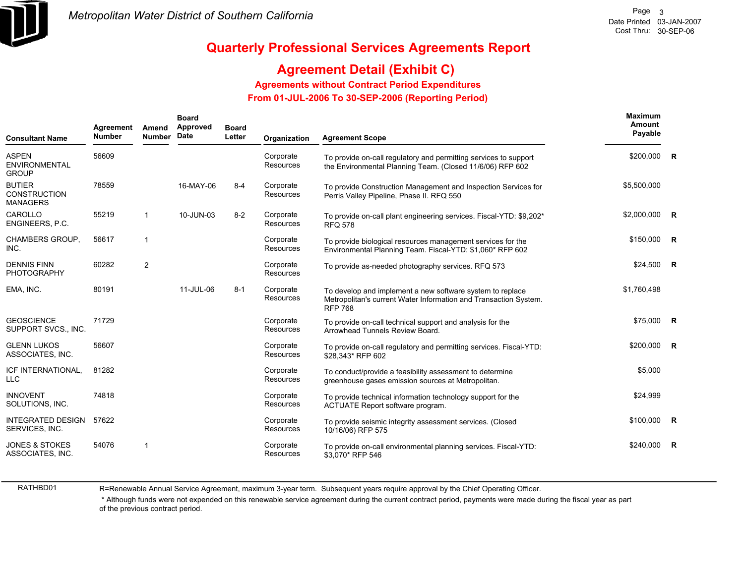# Metropolitan Water District of Southern California

Date Printed 03-JAN-2007
Cost Thru: 30-SEP-06

## Quarterly Professional Services Agreements Report

## Agreement Detail (Exhibit C)

### Agreements without Contract Period Expenditures

### From 01-JUL-2006 To 30-SEP-2006 (Reporting Period)

| Consultant Name | Agreement Number | Amend Number | Board Approved Date | Board Letter | Organization | Agreement Scope | Maximum Amount Payable | |
|---|---|---|---|---|---|---|---|---|
| ASPEN ENVIRONMENTAL GROUP | 56609 | | | | Corporate Resources | To provide on-call regulatory and permitting services to support the Environmental Planning Team. (Closed 11/6/06) RFP 602 | $200,000 | R |
| BUTIER CONSTRUCTION MANAGERS | 78559 | | 16-MAY-06 | 8-4 | Corporate Resources | To provide Construction Management and Inspection Services for Perris Valley Pipeline, Phase II. RFQ 550 | $5,500,000 | |
| CAROLLO ENGINEERS, P.C. | 55219 | 1 | 10-JUN-03 | 8-2 | Corporate Resources | To provide on-call plant engineering services. Fiscal-YTD: $9,202* RFQ 578 | $2,000,000 | R |
| CHAMBERS GROUP, INC. | 56617 | 1 | | | Corporate Resources | To provide biological resources management services for the Environmental Planning Team. Fiscal-YTD: $1,060* RFP 602 | $150,000 | R |
| DENNIS FINN PHOTOGRAPHY | 60282 | 2 | | | Corporate Resources | To provide as-needed photography services. RFQ 573 | $24,500 | R |
| EMA, INC. | 80191 | | 11-JUL-06 | 8-1 | Corporate Resources | To develop and implement a new software system to replace Metropolitan's current Water Information and Transaction System. RFP 768 | $1,760,498 | |
| GEOSCIENCE SUPPORT SVCS., INC. | 71729 | | | | Corporate Resources | To provide on-call technical support and analysis for the Arrowhead Tunnels Review Board. | $75,000 | R |
| GLENN LUKOS ASSOCIATES, INC. | 56607 | | | | Corporate Resources | To provide on-call regulatory and permitting services. Fiscal-YTD: $28,343* RFP 602 | $200,000 | R |
| ICF INTERNATIONAL, LLC | 81282 | | | | Corporate Resources | To conduct/provide a feasibility assessment to determine greenhouse gases emission sources at Metropolitan. | $5,000 | |
| INNOVENT SOLUTIONS, INC. | 74818 | | | | Corporate Resources | To provide technical information technology support for the ACTUATE Report software program. | $24,999 | |
| INTEGRATED DESIGN SERVICES, INC. | 57622 | | | | Corporate Resources | To provide seismic integrity assessment services. (Closed 10/16/06) RFP 575 | $100,000 | R |
| JONES & STOKES ASSOCIATES, INC. | 54076 | 1 | | | Corporate Resources | To provide on-call environmental planning services. Fiscal-YTD: $3,070* RFP 546 | $240,000 | R |

RATHBD01

R=Renewable Annual Service Agreement, maximum 3-year term. Subsequent years require approval by the Chief Operating Officer.

* Although funds were not expended on this renewable service agreement during the current contract period, payments were made during the fiscal year as part of the previous contract period.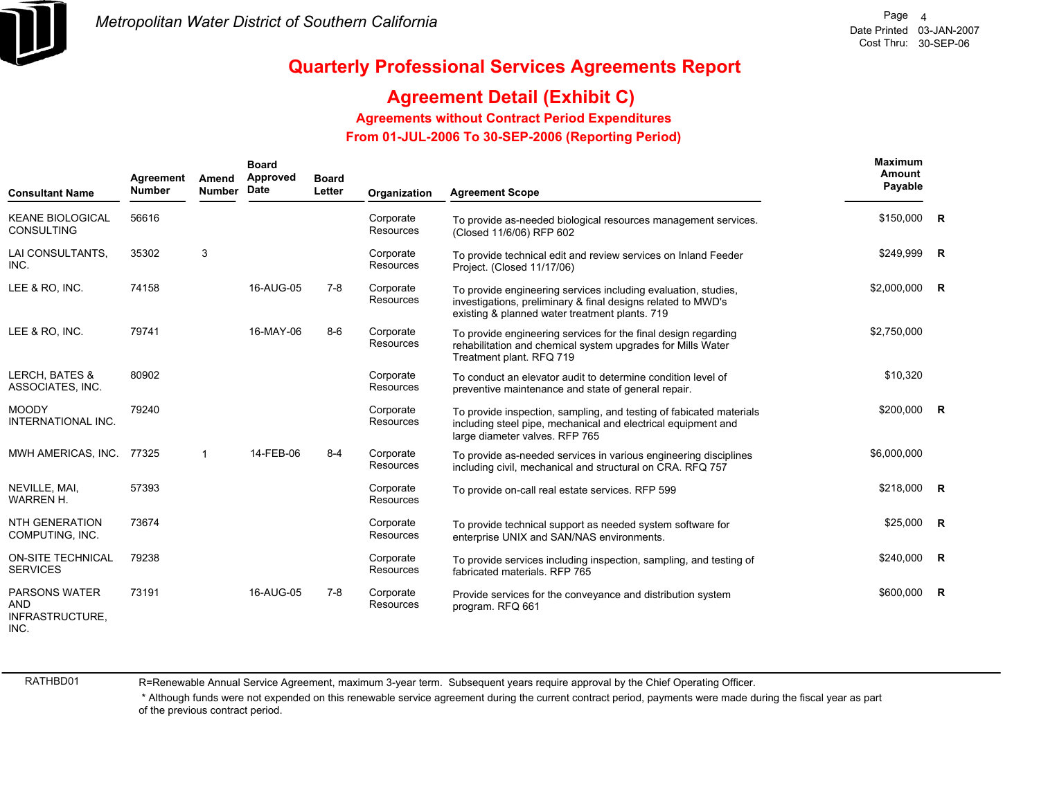# Metropolitan Water District of Southern California

# Quarterly Professional Services Agreements Report

## Agreement Detail (Exhibit C)

### Agreements without Contract Period Expenditures

### From 01-JUL-2006 To 30-SEP-2006 (Reporting Period)

| Consultant Name | Agreement Number | Amend Number | Board Approved Date | Board Letter | Organization | Agreement Scope | Maximum Amount Payable | |
|---|---|---|---|---|---|---|---|---|
| KEANE BIOLOGICAL CONSULTING | 56616 | | | | Corporate Resources | To provide as-needed biological resources management services. (Closed 11/6/06) RFP 602 | $150,000 | R |
| LAI CONSULTANTS, INC. | 35302 | 3 | | | Corporate Resources | To provide technical edit and review services on Inland Feeder Project. (Closed 11/17/06) | $249,999 | R |
| LEE & RO, INC. | 74158 | | 16-AUG-05 | 7-8 | Corporate Resources | To provide engineering services including evaluation, studies, investigations, preliminary & final designs related to MWD's existing & planned water treatment plants. 719 | $2,000,000 | R |
| LEE & RO, INC. | 79741 | | 16-MAY-06 | 8-6 | Corporate Resources | To provide engineering services for the final design regarding rehabilitation and chemical system upgrades for Mills Water Treatment plant. RFQ 719 | $2,750,000 | |
| LERCH, BATES & ASSOCIATES, INC. | 80902 | | | | Corporate Resources | To conduct an elevator audit to determine condition level of preventive maintenance and state of general repair. | $10,320 | |
| MOODY INTERNATIONAL INC. | 79240 | | | | Corporate Resources | To provide inspection, sampling, and testing of fabicated materials including steel pipe, mechanical and electrical equipment and large diameter valves. RFP 765 | $200,000 | R |
| MWH AMERICAS, INC. | 77325 | 1 | 14-FEB-06 | 8-4 | Corporate Resources | To provide as-needed services in various engineering disciplines including civil, mechanical and structural on CRA. RFQ 757 | $6,000,000 | |
| NEVILLE, MAI, WARREN H. | 57393 | | | | Corporate Resources | To provide on-call real estate services. RFP 599 | $218,000 | R |
| NTH GENERATION COMPUTING, INC. | 73674 | | | | Corporate Resources | To provide technical support as needed system software for enterprise UNIX and SAN/NAS environments. | $25,000 | R |
| ON-SITE TECHNICAL SERVICES | 79238 | | | | Corporate Resources | To provide services including inspection, sampling, and testing of fabricated materials. RFP 765 | $240,000 | R |
| PARSONS WATER AND INFRASTRUCTURE, INC. | 73191 | | 16-AUG-05 | 7-8 | Corporate Resources | Provide services for the conveyance and distribution system program. RFQ 661 | $600,000 | R |

RATHBD01

R=Renewable Annual Service Agreement, maximum 3-year term. Subsequent years require approval by the Chief Operating Officer.

* Although funds were not expended on this renewable service agreement during the current contract period, payments were made during the fiscal year as part of the previous contract period.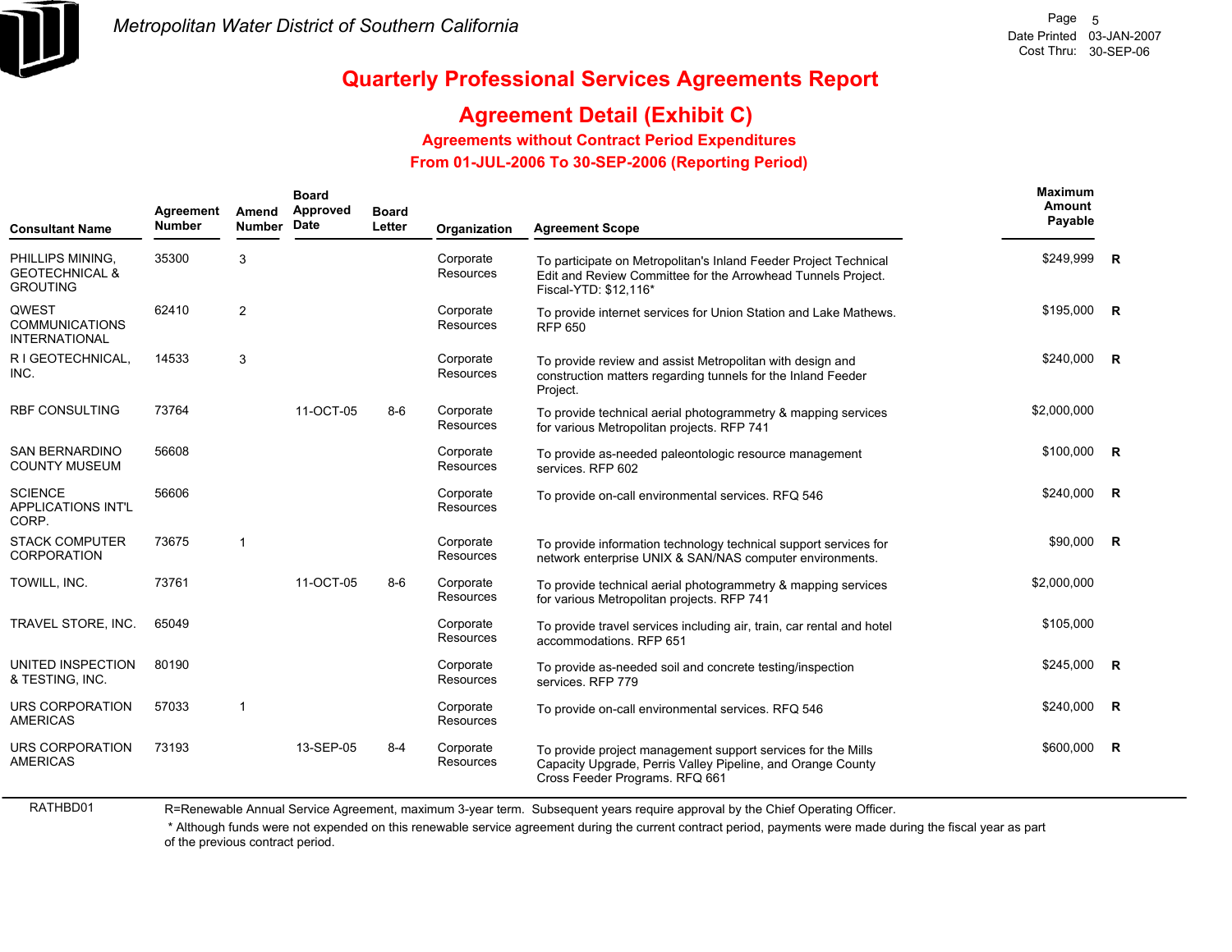# Metropolitan Water District of Southern California

## Quarterly Professional Services Agreements Report

## Agreement Detail (Exhibit C)

### Agreements without Contract Period Expenditures

### From 01-JUL-2006 To 30-SEP-2006 (Reporting Period)

Date Printed 03-JAN-2007
Cost Thru: 30-SEP-06

| Consultant Name | Agreement Number | Amend Number | Board Approved Date | Board Letter | Organization | Agreement Scope | Maximum Amount Payable | |
|---|---|---|---|---|---|---|---|---|
| PHILLIPS MINING, GEOTECHNICAL & GROUTING | 35300 | 3 | | | Corporate Resources | To participate on Metropolitan's Inland Feeder Project Technical Edit and Review Committee for the Arrowhead Tunnels Project. Fiscal-YTD: $12,116* | $249,999 | R |
| QWEST COMMUNICATIONS INTERNATIONAL | 62410 | 2 | | | Corporate Resources | To provide internet services for Union Station and Lake Mathews. RFP 650 | $195,000 | R |
| R I GEOTECHNICAL, INC. | 14533 | 3 | | | Corporate Resources | To provide review and assist Metropolitan with design and construction matters regarding tunnels for the Inland Feeder Project. | $240,000 | R |
| RBF CONSULTING | 73764 | | 11-OCT-05 | 8-6 | Corporate Resources | To provide technical aerial photogrammetry & mapping services for various Metropolitan projects. RFP 741 | $2,000,000 | |
| SAN BERNARDINO COUNTY MUSEUM | 56608 | | | | Corporate Resources | To provide as-needed paleontologic resource management services. RFP 602 | $100,000 | R |
| SCIENCE APPLICATIONS INT'L CORP. | 56606 | | | | Corporate Resources | To provide on-call environmental services. RFQ 546 | $240,000 | R |
| STACK COMPUTER CORPORATION | 73675 | 1 | | | Corporate Resources | To provide information technology technical support services for network enterprise UNIX & SAN/NAS computer environments. | $90,000 | R |
| TOWILL, INC. | 73761 | | 11-OCT-05 | 8-6 | Corporate Resources | To provide technical aerial photogrammetry & mapping services for various Metropolitan projects. RFP 741 | $2,000,000 | |
| TRAVEL STORE, INC. | 65049 | | | | Corporate Resources | To provide travel services including air, train, car rental and hotel accommodations. RFP 651 | $105,000 | |
| UNITED INSPECTION & TESTING, INC. | 80190 | | | | Corporate Resources | To provide as-needed soil and concrete testing/inspection services. RFP 779 | $245,000 | R |
| URS CORPORATION AMERICAS | 57033 | 1 | | | Corporate Resources | To provide on-call environmental services. RFQ 546 | $240,000 | R |
| URS CORPORATION AMERICAS | 73193 | | 13-SEP-05 | 8-4 | Corporate Resources | To provide project management support services for the Mills Capacity Upgrade, Perris Valley Pipeline, and Orange County Cross Feeder Programs. RFQ 661 | $600,000 | R |

RATHBD01

R=Renewable Annual Service Agreement, maximum 3-year term. Subsequent years require approval by the Chief Operating Officer.

\* Although funds were not expended on this renewable service agreement during the current contract period, payments were made during the fiscal year as part of the previous contract period.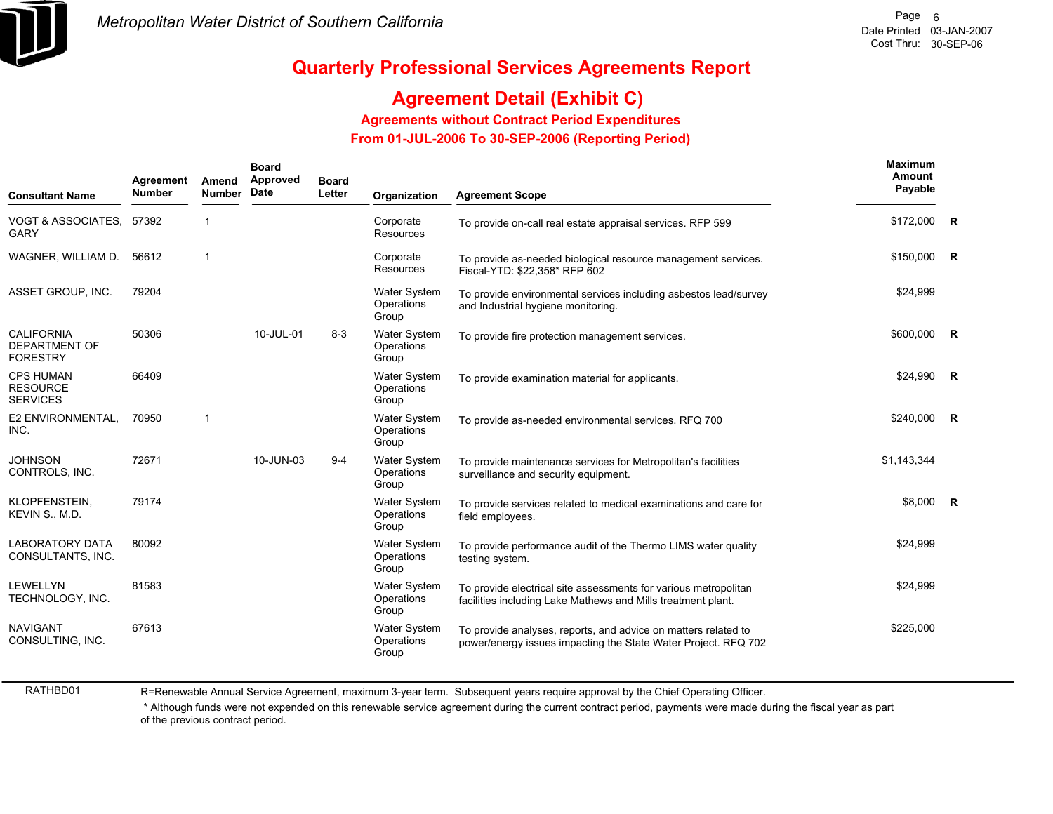# Metropolitan Water District of Southern California

## Quarterly Professional Services Agreements Report

## Agreement Detail (Exhibit C)

### Agreements without Contract Period Expenditures

### From 01-JUL-2006 To 30-SEP-2006 (Reporting Period)

| Consultant Name | Agreement Number | Amend Number | Board Approved Date | Board Letter | Organization | Agreement Scope | Maximum Amount Payable | |
|---|---|---|---|---|---|---|---|---|
| VOGT & ASSOCIATES, GARY | 57392 | 1 | | | Corporate Resources | To provide on-call real estate appraisal services. RFP 599 | $172,000 | R |
| WAGNER, WILLIAM D. | 56612 | 1 | | | Corporate Resources | To provide as-needed biological resource management services. Fiscal-YTD: $22,358* RFP 602 | $150,000 | R |
| ASSET GROUP, INC. | 79204 | | | | Water System Operations Group | To provide environmental services including asbestos lead/survey and Industrial hygiene monitoring. | $24,999 | |
| CALIFORNIA DEPARTMENT OF FORESTRY | 50306 | | 10-JUL-01 | 8-3 | Water System Operations Group | To provide fire protection management services. | $600,000 | R |
| CPS HUMAN RESOURCE SERVICES | 66409 | | | | Water System Operations Group | To provide examination material for applicants. | $24,990 | R |
| E2 ENVIRONMENTAL, INC. | 70950 | 1 | | | Water System Operations Group | To provide as-needed environmental services. RFQ 700 | $240,000 | R |
| JOHNSON CONTROLS, INC. | 72671 | | 10-JUN-03 | 9-4 | Water System Operations Group | To provide maintenance services for Metropolitan's facilities surveillance and security equipment. | $1,143,344 | |
| KLOPFENSTEIN, KEVIN S., M.D. | 79174 | | | | Water System Operations Group | To provide services related to medical examinations and care for field employees. | $8,000 | R |
| LABORATORY DATA CONSULTANTS, INC. | 80092 | | | | Water System Operations Group | To provide performance audit of the Thermo LIMS water quality testing system. | $24,999 | |
| LEWELLYN TECHNOLOGY, INC. | 81583 | | | | Water System Operations Group | To provide electrical site assessments for various metropolitan facilities including Lake Mathews and Mills treatment plant. | $24,999 | |
| NAVIGANT CONSULTING, INC. | 67613 | | | | Water System Operations Group | To provide analyses, reports, and advice on matters related to power/energy issues impacting the State Water Project. RFQ 702 | $225,000 | |

RATHBD01

R=Renewable Annual Service Agreement, maximum 3-year term. Subsequent years require approval by the Chief Operating Officer.

* Although funds were not expended on this renewable service agreement during the current contract period, payments were made during the fiscal year as part of the previous contract period.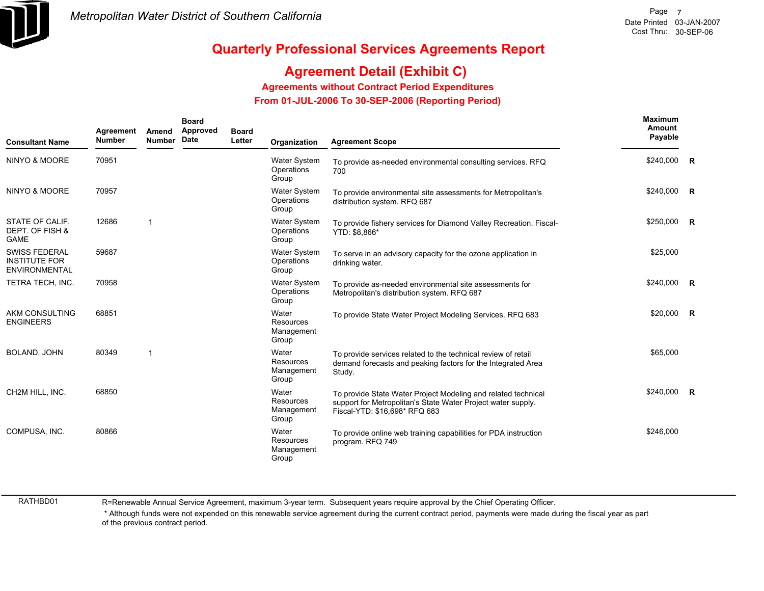# Metropolitan Water District of Southern California

Cost Thru: 30-SEP-06

## Quarterly Professional Services Agreements Report

## Agreement Detail (Exhibit C)

### Agreements without Contract Period Expenditures

### From 01-JUL-2006 To 30-SEP-2006 (Reporting Period)

| Consultant Name | Agreement Number | Amend Number | Board Approved Date | Board Letter | Organization | Agreement Scope | Maximum Amount Payable | |
|---|---|---|---|---|---|---|---|---|
| NINYO & MOORE | 70951 | | | | Water System Operations Group | To provide as-needed environmental consulting services. RFQ 700 | $240,000 | R |
| NINYO & MOORE | 70957 | | | | Water System Operations Group | To provide environmental site assessments for Metropolitan's distribution system. RFQ 687 | $240,000 | R |
| STATE OF CALIF. DEPT. OF FISH & GAME | 12686 | 1 | | | Water System Operations Group | To provide fishery services for Diamond Valley Recreation. Fiscal-YTD: $8,866* | $250,000 | R |
| SWISS FEDERAL INSTITUTE FOR ENVIRONMENTAL | 59687 | | | | Water System Operations Group | To serve in an advisory capacity for the ozone application in drinking water. | $25,000 | |
| TETRA TECH, INC. | 70958 | | | | Water System Operations Group | To provide as-needed environmental site assessments for Metropolitan's distribution system. RFQ 687 | $240,000 | R |
| AKM CONSULTING ENGINEERS | 68851 | | | | Water Resources Management Group | To provide State Water Project Modeling Services. RFQ 683 | $20,000 | R |
| BOLAND, JOHN | 80349 | 1 | | | Water Resources Management Group | To provide services related to the technical review of retail demand forecasts and peaking factors for the Integrated Area Study. | $65,000 | |
| CH2M HILL, INC. | 68850 | | | | Water Resources Management Group | To provide State Water Project Modeling and related technical support for Metropolitan's State Water Project water supply. Fiscal-YTD: $16,698* RFQ 683 | $240,000 | R |
| COMPUSA, INC. | 80866 | | | | Water Resources Management Group | To provide online web training capabilities for PDA instruction program. RFQ 749 | $246,000 | |

RATHBD01

R=Renewable Annual Service Agreement, maximum 3-year term. Subsequent years require approval by the Chief Operating Officer.

* Although funds were not expended on this renewable service agreement during the current contract period, payments were made during the fiscal year as part of the previous contract period.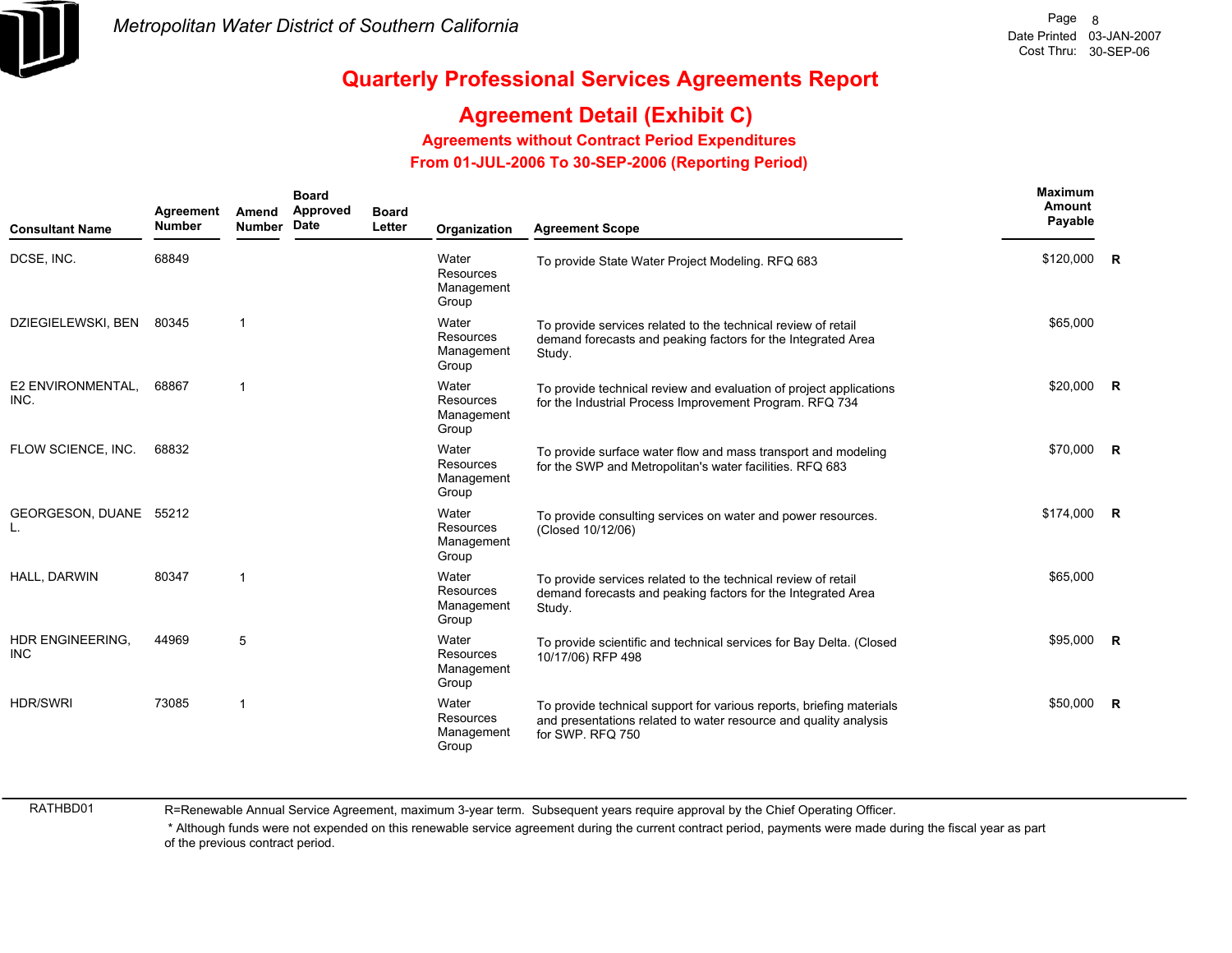# Quarterly Professional Services Agreements Report

## Agreement Detail (Exhibit C)

### Agreements without Contract Period Expenditures

### From 01-JUL-2006 To 30-SEP-2006 (Reporting Period)

| Consultant Name | Agreement Number | Amend Number | Board Approved Date | Board Letter | Organization | Agreement Scope | Maximum Amount Payable | |
|---|---|---|---|---|---|---|---|---|
| DCSE, INC. | 68849 | | | | Water Resources Management Group | To provide State Water Project Modeling. RFQ 683 | $120,000 | R |
| DZIEGIELEWSKI, BEN | 80345 | 1 | | | Water Resources Management Group | To provide services related to the technical review of retail demand forecasts and peaking factors for the Integrated Area Study. | $65,000 | |
| E2 ENVIRONMENTAL, INC. | 68867 | 1 | | | Water Resources Management Group | To provide technical review and evaluation of project applications for the Industrial Process Improvement Program. RFQ 734 | $20,000 | R |
| FLOW SCIENCE, INC. | 68832 | | | | Water Resources Management Group | To provide surface water flow and mass transport and modeling for the SWP and Metropolitan's water facilities. RFQ 683 | $70,000 | R |
| GEORGESON, DUANE L. | 55212 | | | | Water Resources Management Group | To provide consulting services on water and power resources. (Closed 10/12/06) | $174,000 | R |
| HALL, DARWIN | 80347 | 1 | | | Water Resources Management Group | To provide services related to the technical review of retail demand forecasts and peaking factors for the Integrated Area Study. | $65,000 | |
| HDR ENGINEERING, INC | 44969 | 5 | | | Water Resources Management Group | To provide scientific and technical services for Bay Delta. (Closed 10/17/06) RFP 498 | $95,000 | R |
| HDR/SWRI | 73085 | 1 | | | Water Resources Management Group | To provide technical support for various reports, briefing materials and presentations related to water resource and quality analysis for SWP. RFQ 750 | $50,000 | R |

RATHBD01

R=Renewable Annual Service Agreement, maximum 3-year term. Subsequent years require approval by the Chief Operating Officer.

* Although funds were not expended on this renewable service agreement during the current contract period, payments were made during the fiscal year as part of the previous contract period.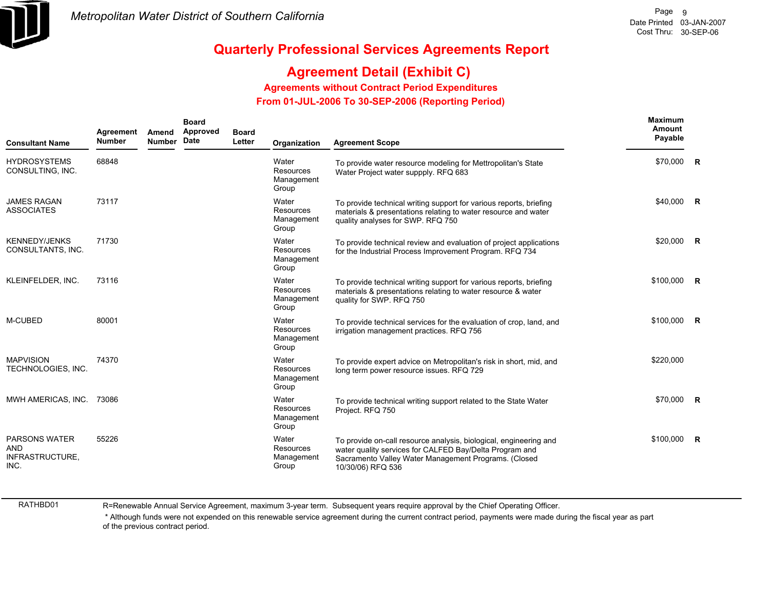# Quarterly Professional Services Agreements Report

## Agreement Detail (Exhibit C)

### Agreements without Contract Period Expenditures

### From 01-JUL-2006 To 30-SEP-2006 (Reporting Period)

| Consultant Name | Agreement Number | Amend Number | Board Approved Date | Board Letter | Organization | Agreement Scope | Maximum Amount Payable | |
|---|---|---|---|---|---|---|---|---|
| HYDROSYSTEMS CONSULTING, INC. | 68848 | | | | Water Resources Management Group | To provide water resource modeling for Mettropolitan's State Water Project water suppply. RFQ 683 | $70,000 | R |
| JAMES RAGAN ASSOCIATES | 73117 | | | | Water Resources Management Group | To provide technical writing support for various reports, briefing materials & presentations relating to water resource and water quality analyses for SWP. RFQ 750 | $40,000 | R |
| KENNEDY/JENKS CONSULTANTS, INC. | 71730 | | | | Water Resources Management Group | To provide technical review and evaluation of project applications for the Industrial Process Improvement Program. RFQ 734 | $20,000 | R |
| KLEINFELDER, INC. | 73116 | | | | Water Resources Management Group | To provide technical writing support for various reports, briefing materials & presentations relating to water resource & water quality for SWP. RFQ 750 | $100,000 | R |
| M-CUBED | 80001 | | | | Water Resources Management Group | To provide technical services for the evaluation of crop, land, and irrigation management practices. RFQ 756 | $100,000 | R |
| MAPVISION TECHNOLOGIES, INC. | 74370 | | | | Water Resources Management Group | To provide expert advice on Metropolitan's risk in short, mid, and long term power resource issues. RFQ 729 | $220,000 | |
| MWH AMERICAS, INC. | 73086 | | | | Water Resources Management Group | To provide technical writing support related to the State Water Project. RFQ 750 | $70,000 | R |
| PARSONS WATER AND INFRASTRUCTURE, INC. | 55226 | | | | Water Resources Management Group | To provide on-call resource analysis, biological, engineering and water quality services for CALFED Bay/Delta Program and Sacramento Valley Water Management Programs. (Closed 10/30/06) RFQ 536 | $100,000 | R |

R=Renewable Annual Service Agreement, maximum 3-year term. Subsequent years require approval by the Chief Operating Officer.

* Although funds were not expended on this renewable service agreement during the current contract period, payments were made during the fiscal year as part of the previous contract period.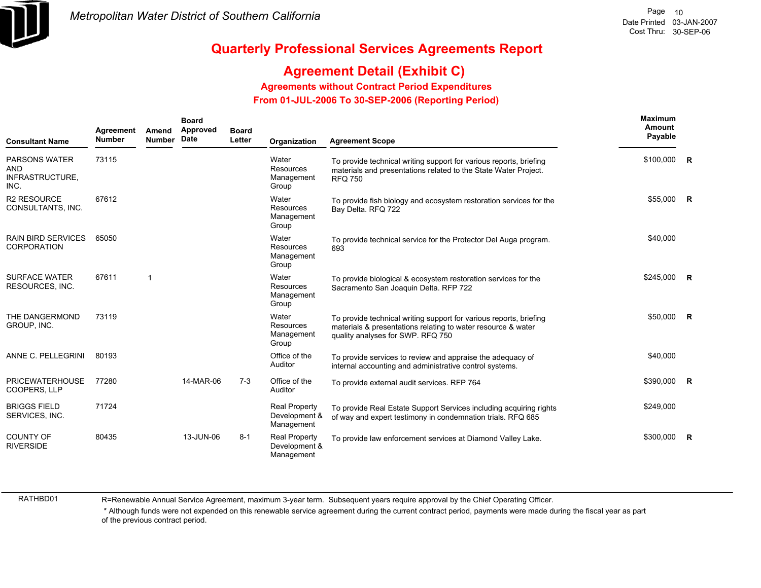# Metropolitan Water District of Southern California

Page 10
Date Printed 03-JAN-2007
Cost Thru: 30-SEP-06

## Quarterly Professional Services Agreements Report

## Agreement Detail (Exhibit C)

### Agreements without Contract Period Expenditures

### From 01-JUL-2006 To 30-SEP-2006 (Reporting Period)

| Consultant Name | Agreement Number | Amend Number | Board Approved Date | Board Letter | Organization | Agreement Scope | Maximum Amount Payable | |
|---|---|---|---|---|---|---|---|---|
| PARSONS WATER AND INFRASTRUCTURE, INC. | 73115 | | | | Water Resources Management Group | To provide technical writing support for various reports, briefing materials and presentations related to the State Water Project. RFQ 750 | $100,000 | R |
| R2 RESOURCE CONSULTANTS, INC. | 67612 | | | | Water Resources Management Group | To provide fish biology and ecosystem restoration services for the Bay Delta. RFQ 722 | $55,000 | R |
| RAIN BIRD SERVICES CORPORATION | 65050 | | | | Water Resources Management Group | To provide technical service for the Protector Del Auga program. 693 | $40,000 | |
| SURFACE WATER RESOURCES, INC. | 67611 | 1 | | | Water Resources Management Group | To provide biological & ecosystem restoration services for the Sacramento San Joaquin Delta. RFP 722 | $245,000 | R |
| THE DANGERMOND GROUP, INC. | 73119 | | | | Water Resources Management Group | To provide technical writing support for various reports, briefing materials & presentations relating to water resource & water quality analyses for SWP. RFQ 750 | $50,000 | R |
| ANNE C. PELLEGRINI | 80193 | | | | Office of the Auditor | To provide services to review and appraise the adequacy of internal accounting and administrative control systems. | $40,000 | |
| PRICEWATERHOUSE COOPERS, LLP | 77280 | | 14-MAR-06 | 7-3 | Office of the Auditor | To provide external audit services. RFP 764 | $390,000 | R |
| BRIGGS FIELD SERVICES, INC. | 71724 | | | | Real Property Development & Management | To provide Real Estate Support Services including acquiring rights of way and expert testimony in condemnation trials. RFQ 685 | $249,000 | |
| COUNTY OF RIVERSIDE | 80435 | | 13-JUN-06 | 8-1 | Real Property Development & Management | To provide law enforcement services at Diamond Valley Lake. | $300,000 | R |

RATHBD01

R=Renewable Annual Service Agreement, maximum 3-year term. Subsequent years require approval by the Chief Operating Officer.

* Although funds were not expended on this renewable service agreement during the current contract period, payments were made during the fiscal year as part of the previous contract period.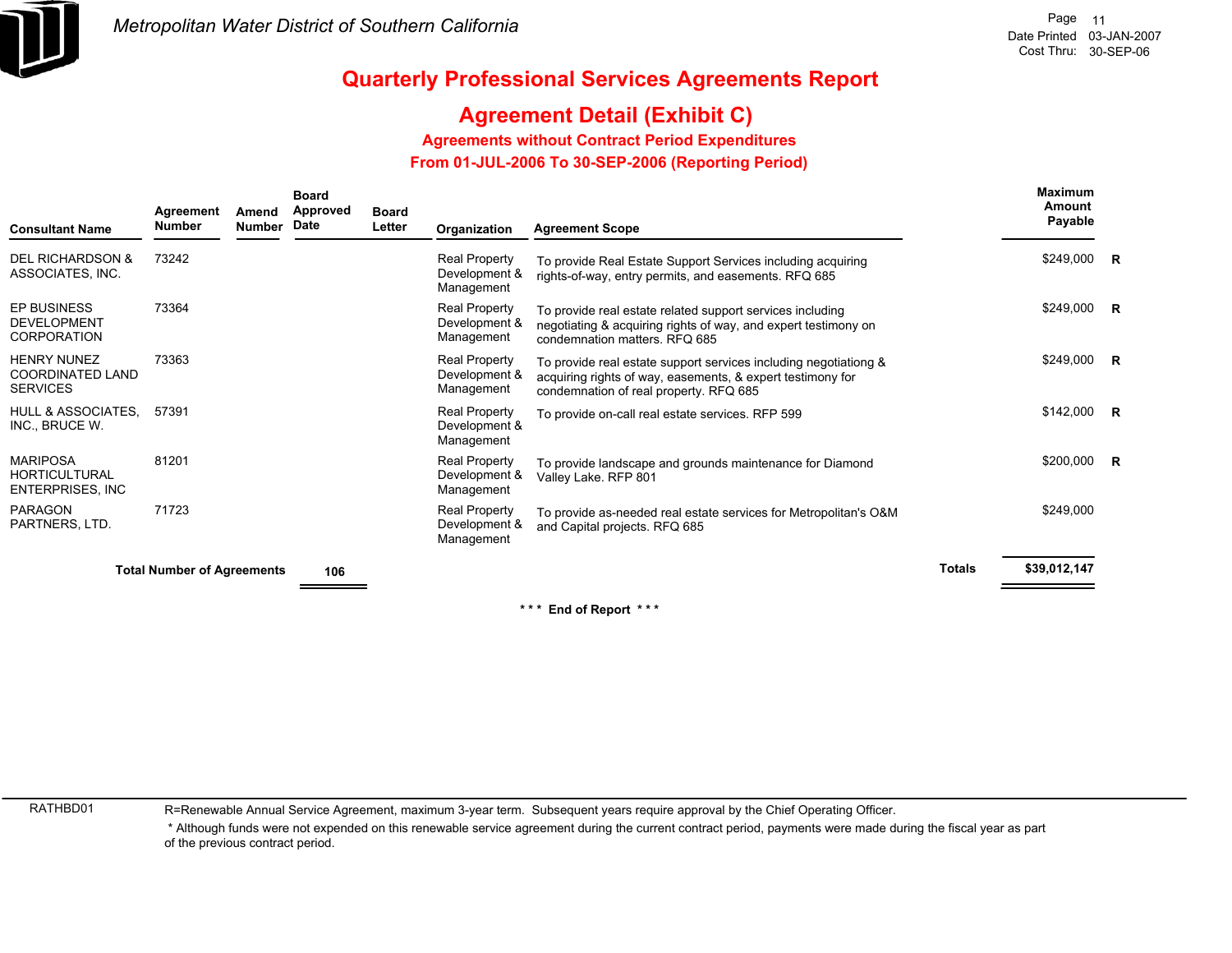# Metropolitan Water District of Southern California

Date Printed 03-JAN-2007
Cost Thru: 30-SEP-06

## Quarterly Professional Services Agreements Report

## Agreement Detail (Exhibit C)

### Agreements without Contract Period Expenditures

### From 01-JUL-2006 To 30-SEP-2006 (Reporting Period)

| Consultant Name | Agreement Number | Amend Number | Board Approved Date | Board Letter | Organization | Agreement Scope | Maximum Amount Payable | |
|---|---|---|---|---|---|---|---|---|
| DEL RICHARDSON & ASSOCIATES, INC. | 73242 | | | | Real Property Development & Management | To provide Real Estate Support Services including acquiring rights-of-way, entry permits, and easements. RFQ 685 | $249,000 | R |
| EP BUSINESS DEVELOPMENT CORPORATION | 73364 | | | | Real Property Development & Management | To provide real estate related support services including negotiating & acquiring rights of way, and expert testimony on condemnation matters. RFQ 685 | $249,000 | R |
| HENRY NUNEZ COORDINATED LAND SERVICES | 73363 | | | | Real Property Development & Management | To provide real estate support services including negotiationg & acquiring rights of way, easements, & expert testimony for condemnation of real property. RFQ 685 | $249,000 | R |
| HULL & ASSOCIATES, INC., BRUCE W. | 57391 | | | | Real Property Development & Management | To provide on-call real estate services. RFP 599 | $142,000 | R |
| MARIPOSA HORTICULTURAL ENTERPRISES, INC | 81201 | | | | Real Property Development & Management | To provide landscape and grounds maintenance for Diamond Valley Lake. RFP 801 | $200,000 | R |
| PARAGON PARTNERS, LTD. | 71723 | | | | Real Property Development & Management | To provide as-needed real estate services for Metropolitan's O&M and Capital projects. RFQ 685 | $249,000 | |

**Total Number of Agreements** **106**

**Totals** **$39,012,147**

*** **End of Report** ***

RATHBD01 R=Renewable Annual Service Agreement, maximum 3-year term. Subsequent years require approval by the Chief Operating Officer.

* Although funds were not expended on this renewable service agreement during the current contract period, payments were made during the fiscal year as part of the previous contract period.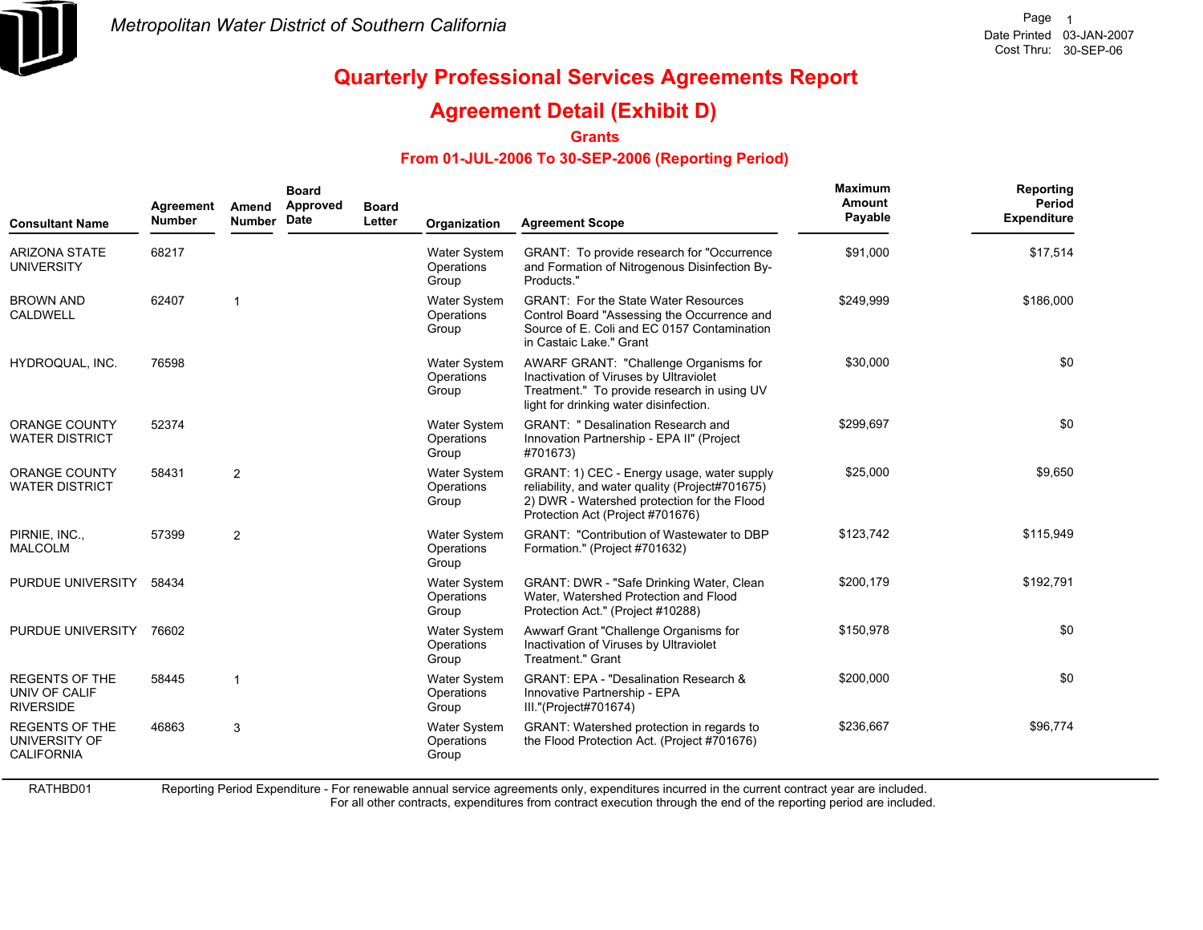Metropolitan Water District of Southern California

Date Printed 03-JAN-2007
Cost Thru: 30-SEP-06

# Quarterly Professional Services Agreements Report

## Agreement Detail (Exhibit D)

### Grants

### From 01-JUL-2006 To 30-SEP-2006 (Reporting Period)

| Consultant Name | Agreement Number | Amend Number | Board Approved Date | Board Letter | Organization | Agreement Scope | Maximum Amount Payable | Reporting Period Expenditure |
|---|---|---|---|---|---|---|---|---|
| ARIZONA STATE UNIVERSITY | 68217 | | | | Water System Operations Group | GRANT: To provide research for "Occurrence and Formation of Nitrogenous Disinfection By-Products." | $91,000 | $17,514 |
| BROWN AND CALDWELL | 62407 | 1 | | | Water System Operations Group | GRANT: For the State Water Resources Control Board "Assessing the Occurrence and Source of E. Coli and EC 0157 Contamination in Castaic Lake." Grant | $249,999 | $186,000 |
| HYDROQUAL, INC. | 76598 | | | | Water System Operations Group | AWARF GRANT: "Challenge Organisms for Inactivation of Viruses by Ultraviolet Treatment." To provide research in using UV light for drinking water disinfection. | $30,000 | $0 |
| ORANGE COUNTY WATER DISTRICT | 52374 | | | | Water System Operations Group | GRANT: " Desalination Research and Innovation Partnership - EPA II" (Project #701673) | $299,697 | $0 |
| ORANGE COUNTY WATER DISTRICT | 58431 | 2 | | | Water System Operations Group | GRANT: 1) CEC - Energy usage, water supply reliability, and water quality (Project#701675) 2) DWR - Watershed protection for the Flood Protection Act (Project #701676) | $25,000 | $9,650 |
| PIRNIE, INC., MALCOLM | 57399 | 2 | | | Water System Operations Group | GRANT: "Contribution of Wastewater to DBP Formation." (Project #701632) | $123,742 | $115,949 |
| PURDUE UNIVERSITY | 58434 | | | | Water System Operations Group | GRANT: DWR - "Safe Drinking Water, Clean Water, Watershed Protection and Flood Protection Act." (Project #10288) | $200,179 | $192,791 |
| PURDUE UNIVERSITY | 76602 | | | | Water System Operations Group | Awwarf Grant "Challenge Organisms for Inactivation of Viruses by Ultraviolet Treatment." Grant | $150,978 | $0 |
| REGENTS OF THE UNIV OF CALIF RIVERSIDE | 58445 | 1 | | | Water System Operations Group | GRANT: EPA - "Desalination Research & Innovative Partnership - EPA III."(Project#701674) | $200,000 | $0 |
| REGENTS OF THE UNIVERSITY OF CALIFORNIA | 46863 | 3 | | | Water System Operations Group | GRANT: Watershed protection in regards to the Flood Protection Act. (Project #701676) | $236,667 | $96,774 |

RATHBD01

Reporting Period Expenditure - For renewable annual service agreements only, expenditures incurred in the current contract year are included. For all other contracts, expenditures from contract execution through the end of the reporting period are included.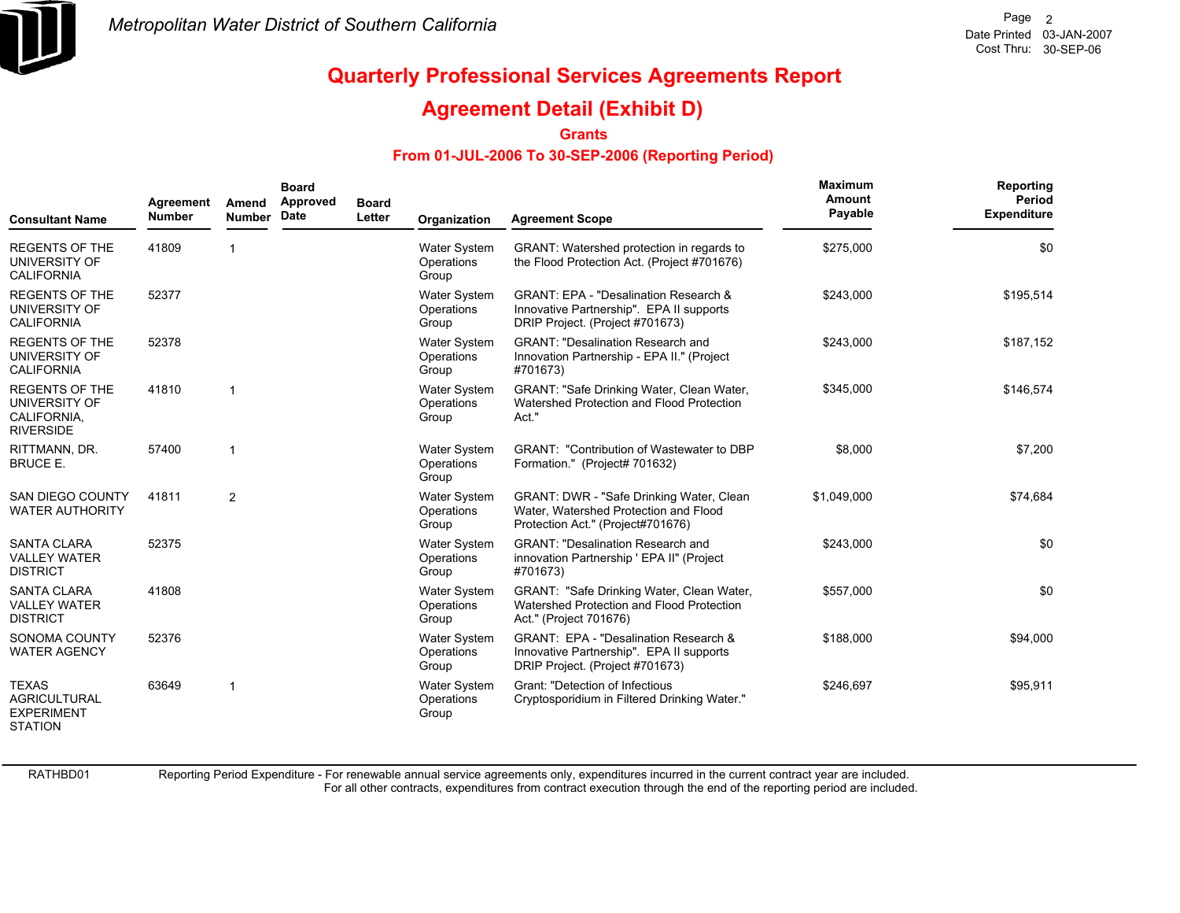# Quarterly Professional Services Agreements Report

## Agreement Detail (Exhibit D)

### Grants

### From 01-JUL-2006 To 30-SEP-2006 (Reporting Period)

| Consultant Name | Agreement Number | Amend Number | Board Approved Date | Board Letter | Organization | Agreement Scope | Maximum Amount Payable | Reporting Period Expenditure |
|---|---|---|---|---|---|---|---|---|
| REGENTS OF THE UNIVERSITY OF CALIFORNIA | 41809 | 1 | | | Water System Operations Group | GRANT: Watershed protection in regards to the Flood Protection Act. (Project #701676) | $275,000 | $0 |
| REGENTS OF THE UNIVERSITY OF CALIFORNIA | 52377 | | | | Water System Operations Group | GRANT: EPA - "Desalination Research & Innovative Partnership". EPA II supports DRIP Project. (Project #701673) | $243,000 | $195,514 |
| REGENTS OF THE UNIVERSITY OF CALIFORNIA | 52378 | | | | Water System Operations Group | GRANT: "Desalination Research and Innovation Partnership - EPA II." (Project #701673) | $243,000 | $187,152 |
| REGENTS OF THE UNIVERSITY OF CALIFORNIA, RIVERSIDE | 41810 | 1 | | | Water System Operations Group | GRANT: "Safe Drinking Water, Clean Water, Watershed Protection and Flood Protection Act." | $345,000 | $146,574 |
| RITTMANN, DR. BRUCE E. | 57400 | 1 | | | Water System Operations Group | GRANT: "Contribution of Wastewater to DBP Formation." (Project# 701632) | $8,000 | $7,200 |
| SAN DIEGO COUNTY WATER AUTHORITY | 41811 | 2 | | | Water System Operations Group | GRANT: DWR - "Safe Drinking Water, Clean Water, Watershed Protection and Flood Protection Act." (Project#701676) | $1,049,000 | $74,684 |
| SANTA CLARA VALLEY WATER DISTRICT | 52375 | | | | Water System Operations Group | GRANT: "Desalination Research and innovation Partnership ' EPA II" (Project #701673) | $243,000 | $0 |
| SANTA CLARA VALLEY WATER DISTRICT | 41808 | | | | Water System Operations Group | GRANT: "Safe Drinking Water, Clean Water, Watershed Protection and Flood Protection Act." (Project 701676) | $557,000 | $0 |
| SONOMA COUNTY WATER AGENCY | 52376 | | | | Water System Operations Group | GRANT: EPA - "Desalination Research & Innovative Partnership". EPA II supports DRIP Project. (Project #701673) | $188,000 | $94,000 |
| TEXAS AGRICULTURAL EXPERIMENT STATION | 63649 | 1 | | | Water System Operations Group | Grant: "Detection of Infectious Cryptosporidium in Filtered Drinking Water." | $246,697 | $95,911 |

RATHBD01 Reporting Period Expenditure - For renewable annual service agreements only, expenditures incurred in the current contract year are included. For all other contracts, expenditures from contract execution through the end of the reporting period are included.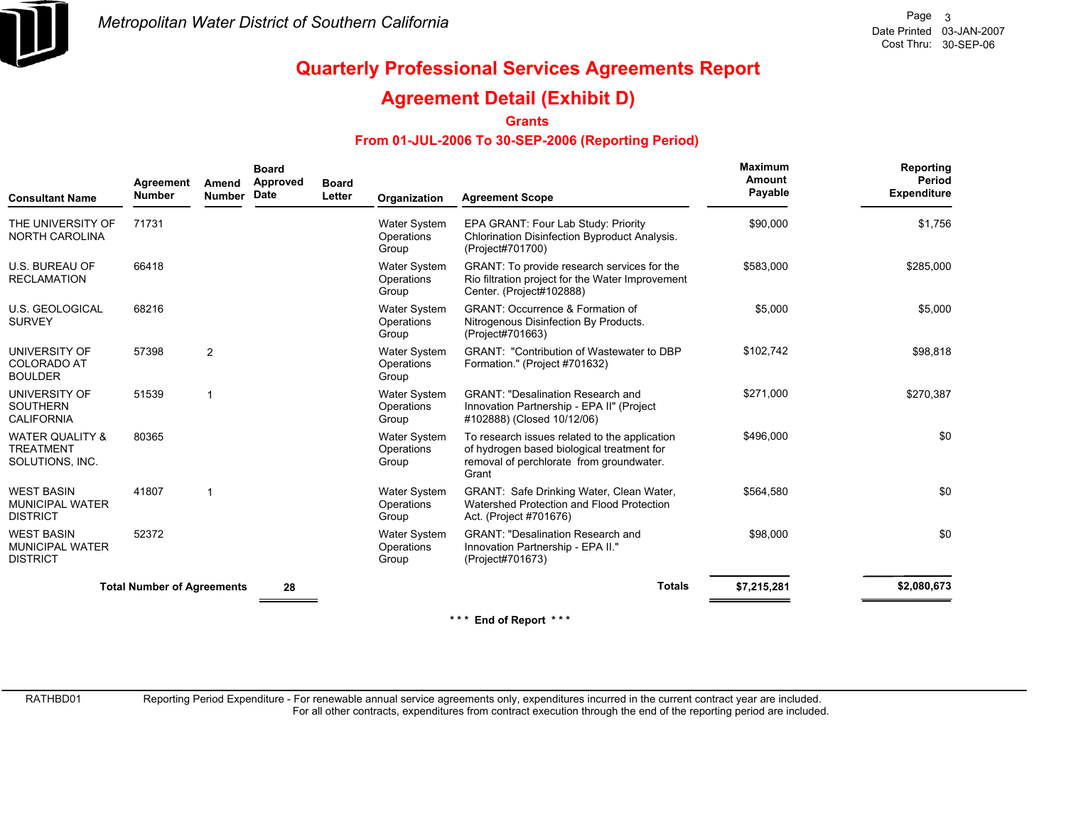Metropolitan Water District of Southern California

Date Printed 03-JAN-2007
Cost Thru: 30-SEP-06

# Quarterly Professional Services Agreements Report

## Agreement Detail (Exhibit D)

### Grants

### From 01-JUL-2006 To 30-SEP-2006 (Reporting Period)

| Consultant Name | Agreement Number | Amend Number | Board Approved Date | Board Letter | Organization | Agreement Scope | Maximum Amount Payable | Reporting Period Expenditure |
|---|---|---|---|---|---|---|---|---|
| THE UNIVERSITY OF NORTH CAROLINA | 71731 | | | | Water System Operations Group | EPA GRANT: Four Lab Study: Priority Chlorination Disinfection Byproduct Analysis. (Project#701700) | $90,000 | $1,756 |
| U.S. BUREAU OF RECLAMATION | 66418 | | | | Water System Operations Group | GRANT: To provide research services for the Rio filtration project for the Water Improvement Center. (Project#102888) | $583,000 | $285,000 |
| U.S. GEOLOGICAL SURVEY | 68216 | | | | Water System Operations Group | GRANT: Occurrence & Formation of Nitrogenous Disinfection By Products. (Project#701663) | $5,000 | $5,000 |
| UNIVERSITY OF COLORADO AT BOULDER | 57398 | 2 | | | Water System Operations Group | GRANT: "Contribution of Wastewater to DBP Formation." (Project #701632) | $102,742 | $98,818 |
| UNIVERSITY OF SOUTHERN CALIFORNIA | 51539 | 1 | | | Water System Operations Group | GRANT: "Desalination Research and Innovation Partnership - EPA II" (Project #102888) (Closed 10/12/06) | $271,000 | $270,387 |
| WATER QUALITY & TREATMENT SOLUTIONS, INC. | 80365 | | | | Water System Operations Group | To research issues related to the application of hydrogen based biological treatment for removal of perchlorate from groundwater. Grant | $496,000 | $0 |
| WEST BASIN MUNICIPAL WATER DISTRICT | 41807 | 1 | | | Water System Operations Group | GRANT: Safe Drinking Water, Clean Water, Watershed Protection and Flood Protection Act. (Project #701676) | $564,580 | $0 |
| WEST BASIN MUNICIPAL WATER DISTRICT | 52372 | | | | Water System Operations Group | GRANT: "Desalination Research and Innovation Partnership - EPA II." (Project#701673) | $98,000 | $0 |
| **Total Number of Agreements** | | | **28** | | | **Totals** | **$7,215,281** | **$2,080,673** |

\*\*\* **End of Report** \*\*\*

RATHBD01 Reporting Period Expenditure - For renewable annual service agreements only, expenditures incurred in the current contract year are included. For all other contracts, expenditures from contract execution through the end of the reporting period are included.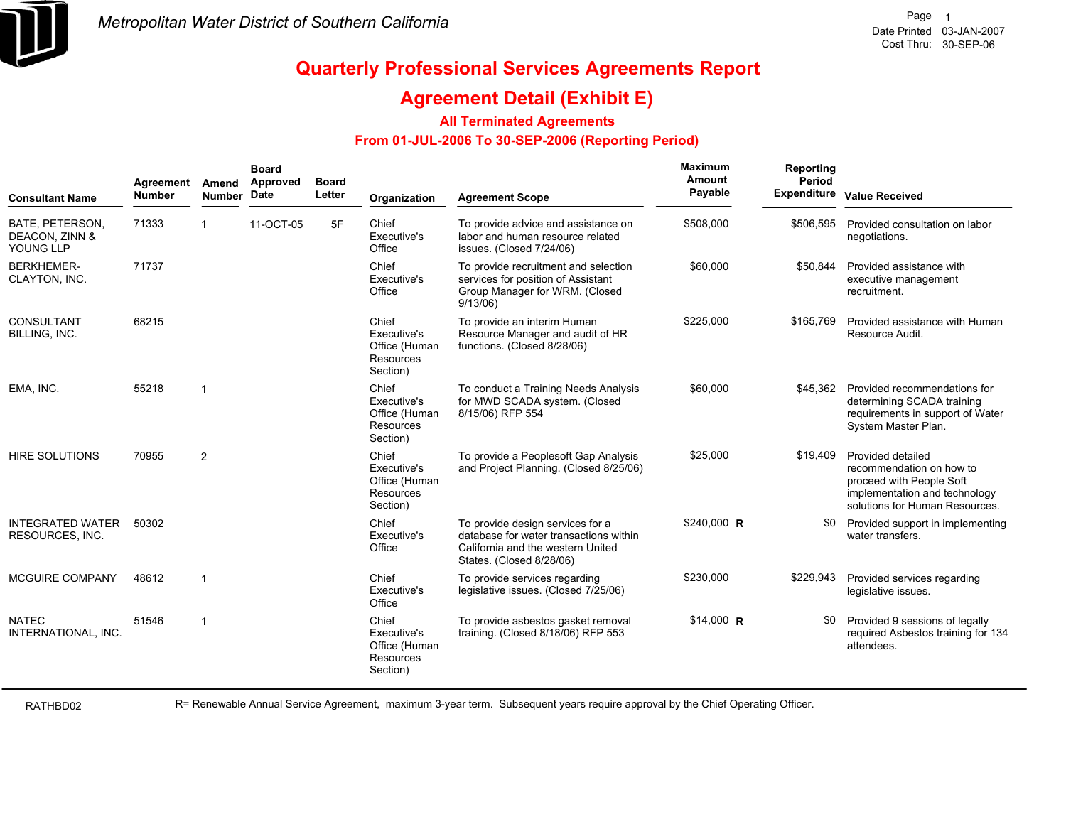Metropolitan Water District of Southern California

Date Printed 03-JAN-2007
Cost Thru: 30-SEP-06

# Quarterly Professional Services Agreements Report

## Agreement Detail (Exhibit E)

### All Terminated Agreements

### From 01-JUL-2006 To 30-SEP-2006 (Reporting Period)

| Consultant Name | Agreement Number | Amend Number | Board Approved Date | Board Letter | Organization | Agreement Scope | Maximum Amount Payable | | Reporting Period Expenditure | Value Received |
|---|---|---|---|---|---|---|---|---|---|---|
| BATE, PETERSON, DEACON, ZINN & YOUNG LLP | 71333 | 1 | 11-OCT-05 | 5F | Chief Executive's Office | To provide advice and assistance on labor and human resource related issues. (Closed 7/24/06) | $508,000 | | $506,595 | Provided consultation on labor negotiations. |
| BERKHEMER-CLAYTON, INC. | 71737 | | | | Chief Executive's Office | To provide recruitment and selection services for position of Assistant Group Manager for WRM. (Closed 9/13/06) | $60,000 | | $50,844 | Provided assistance with executive management recruitment. |
| CONSULTANT BILLING, INC. | 68215 | | | | Chief Executive's Office (Human Resources Section) | To provide an interim Human Resource Manager and audit of HR functions. (Closed 8/28/06) | $225,000 | | $165,769 | Provided assistance with Human Resource Audit. |
| EMA, INC. | 55218 | 1 | | | Chief Executive's Office (Human Resources Section) | To conduct a Training Needs Analysis for MWD SCADA system. (Closed 8/15/06) RFP 554 | $60,000 | | $45,362 | Provided recommendations for determining SCADA training requirements in support of Water System Master Plan. |
| HIRE SOLUTIONS | 70955 | 2 | | | Chief Executive's Office (Human Resources Section) | To provide a Peoplesoft Gap Analysis and Project Planning. (Closed 8/25/06) | $25,000 | | $19,409 | Provided detailed recommendation on how to proceed with People Soft implementation and technology solutions for Human Resources. |
| INTEGRATED WATER RESOURCES, INC. | 50302 | | | | Chief Executive's Office | To provide design services for a database for water transactions within California and the western United States. (Closed 8/28/06) | $240,000 | R | $0 | Provided support in implementing water transfers. |
| MCGUIRE COMPANY | 48612 | 1 | | | Chief Executive's Office | To provide services regarding legislative issues. (Closed 7/25/06) | $230,000 | | $229,943 | Provided services regarding legislative issues. |
| NATEC INTERNATIONAL, INC. | 51546 | 1 | | | Chief Executive's Office (Human Resources Section) | To provide asbestos gasket removal training. (Closed 8/18/06) RFP 553 | $14,000 | R | $0 | Provided 9 sessions of legally required Asbestos training for 134 attendees. |

RATHBD02

R= Renewable Annual Service Agreement, maximum 3-year term. Subsequent years require approval by the Chief Operating Officer.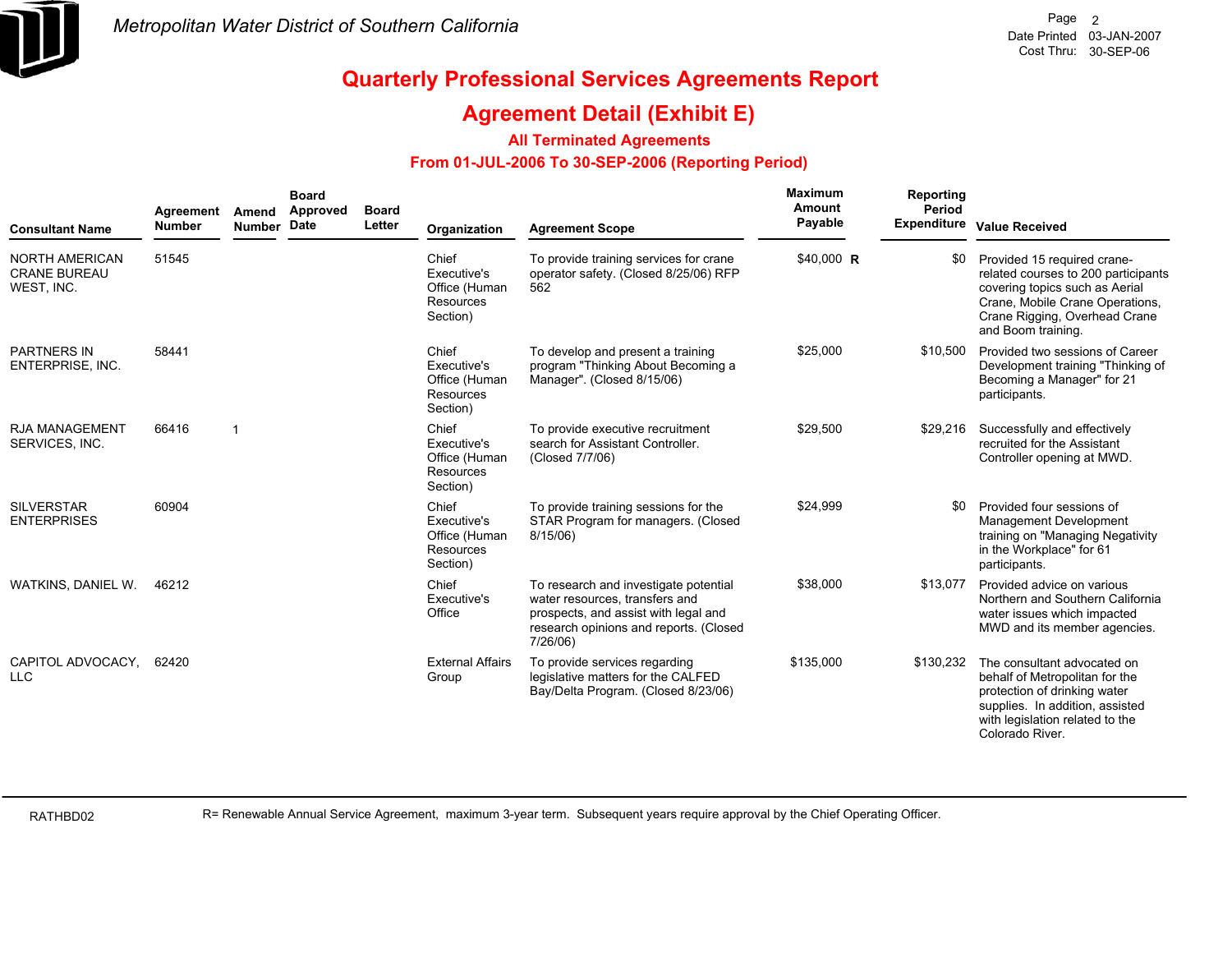Metropolitan Water District of Southern California

Date Printed 03-JAN-2007
Cost Thru: 30-SEP-06

# Quarterly Professional Services Agreements Report

## Agreement Detail (Exhibit E)

### All Terminated Agreements

### From 01-JUL-2006 To 30-SEP-2006 (Reporting Period)

| Consultant Name | Agreement Number | Amend Number | Board Approved Date | Board Letter | Organization | Agreement Scope | Maximum Amount Payable | Reporting Period Expenditure | Value Received |
|---|---|---|---|---|---|---|---|---|---|
| NORTH AMERICAN CRANE BUREAU WEST, INC. | 51545 | | | | Chief Executive's Office (Human Resources Section) | To provide training services for crane operator safety. (Closed 8/25/06) RFP 562 | $40,000 R | $0 | Provided 15 required crane-related courses to 200 participants covering topics such as Aerial Crane, Mobile Crane Operations, Crane Rigging, Overhead Crane and Boom training. |
| PARTNERS IN ENTERPRISE, INC. | 58441 | | | | Chief Executive's Office (Human Resources Section) | To develop and present a training program "Thinking About Becoming a Manager". (Closed 8/15/06) | $25,000 | $10,500 | Provided two sessions of Career Development training "Thinking of Becoming a Manager" for 21 participants. |
| RJA MANAGEMENT SERVICES, INC. | 66416 | 1 | | | Chief Executive's Office (Human Resources Section) | To provide executive recruitment search for Assistant Controller. (Closed 7/7/06) | $29,500 | $29,216 | Successfully and effectively recruited for the Assistant Controller opening at MWD. |
| SILVERSTAR ENTERPRISES | 60904 | | | | Chief Executive's Office (Human Resources Section) | To provide training sessions for the STAR Program for managers. (Closed 8/15/06) | $24,999 | $0 | Provided four sessions of Management Development training on "Managing Negativity in the Workplace" for 61 participants. |
| WATKINS, DANIEL W. | 46212 | | | | Chief Executive's Office | To research and investigate potential water resources, transfers and prospects, and assist with legal and research opinions and reports. (Closed 7/26/06) | $38,000 | $13,077 | Provided advice on various Northern and Southern California water issues which impacted MWD and its member agencies. |
| CAPITOL ADVOCACY, LLC | 62420 | | | | External Affairs Group | To provide services regarding legislative matters for the CALFED Bay/Delta Program. (Closed 8/23/06) | $135,000 | $130,232 | The consultant advocated on behalf of Metropolitan for the protection of drinking water supplies. In addition, assisted with legislation related to the Colorado River. |

RATHBD02

R= Renewable Annual Service Agreement, maximum 3-year term. Subsequent years require approval by the Chief Operating Officer.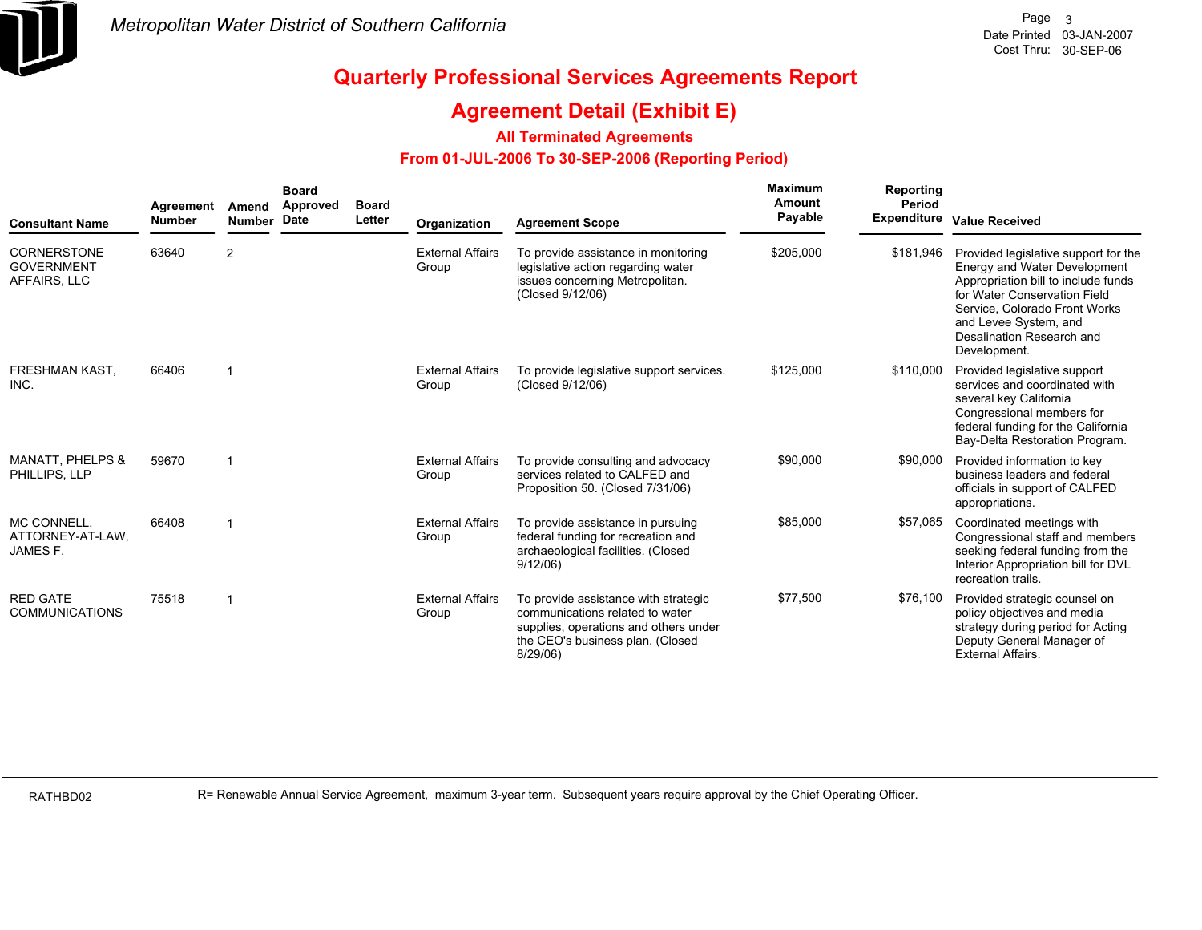Metropolitan Water District of Southern California

# Quarterly Professional Services Agreements Report

## Agreement Detail (Exhibit E)

### All Terminated Agreements

### From 01-JUL-2006 To 30-SEP-2006 (Reporting Period)

| Consultant Name | Agreement Number | Amend Number | Board Approved Date | Board Letter | Organization | Agreement Scope | Maximum Amount Payable | Reporting Period Expenditure | Value Received |
|---|---|---|---|---|---|---|---|---|---|
| CORNERSTONE GOVERNMENT AFFAIRS, LLC | 63640 | 2 | | | External Affairs Group | To provide assistance in monitoring legislative action regarding water issues concerning Metropolitan. (Closed 9/12/06) | $205,000 | $181,946 | Provided legislative support for the Energy and Water Development Appropriation bill to include funds for Water Conservation Field Service, Colorado Front Works and Levee System, and Desalination Research and Development. |
| FRESHMAN KAST, INC. | 66406 | 1 | | | External Affairs Group | To provide legislative support services. (Closed 9/12/06) | $125,000 | $110,000 | Provided legislative support services and coordinated with several key California Congressional members for federal funding for the California Bay-Delta Restoration Program. |
| MANATT, PHELPS & PHILLIPS, LLP | 59670 | 1 | | | External Affairs Group | To provide consulting and advocacy services related to CALFED and Proposition 50. (Closed 7/31/06) | $90,000 | $90,000 | Provided information to key business leaders and federal officials in support of CALFED appropriations. |
| MC CONNELL, ATTORNEY-AT-LAW, JAMES F. | 66408 | 1 | | | External Affairs Group | To provide assistance in pursuing federal funding for recreation and archaeological facilities. (Closed 9/12/06) | $85,000 | $57,065 | Coordinated meetings with Congressional staff and members seeking federal funding from the Interior Appropriation bill for DVL recreation trails. |
| RED GATE COMMUNICATIONS | 75518 | 1 | | | External Affairs Group | To provide assistance with strategic communications related to water supplies, operations and others under the CEO's business plan. (Closed 8/29/06) | $77,500 | $76,100 | Provided strategic counsel on policy objectives and media strategy during period for Acting Deputy General Manager of External Affairs. |

R= Renewable Annual Service Agreement, maximum 3-year term. Subsequent years require approval by the Chief Operating Officer.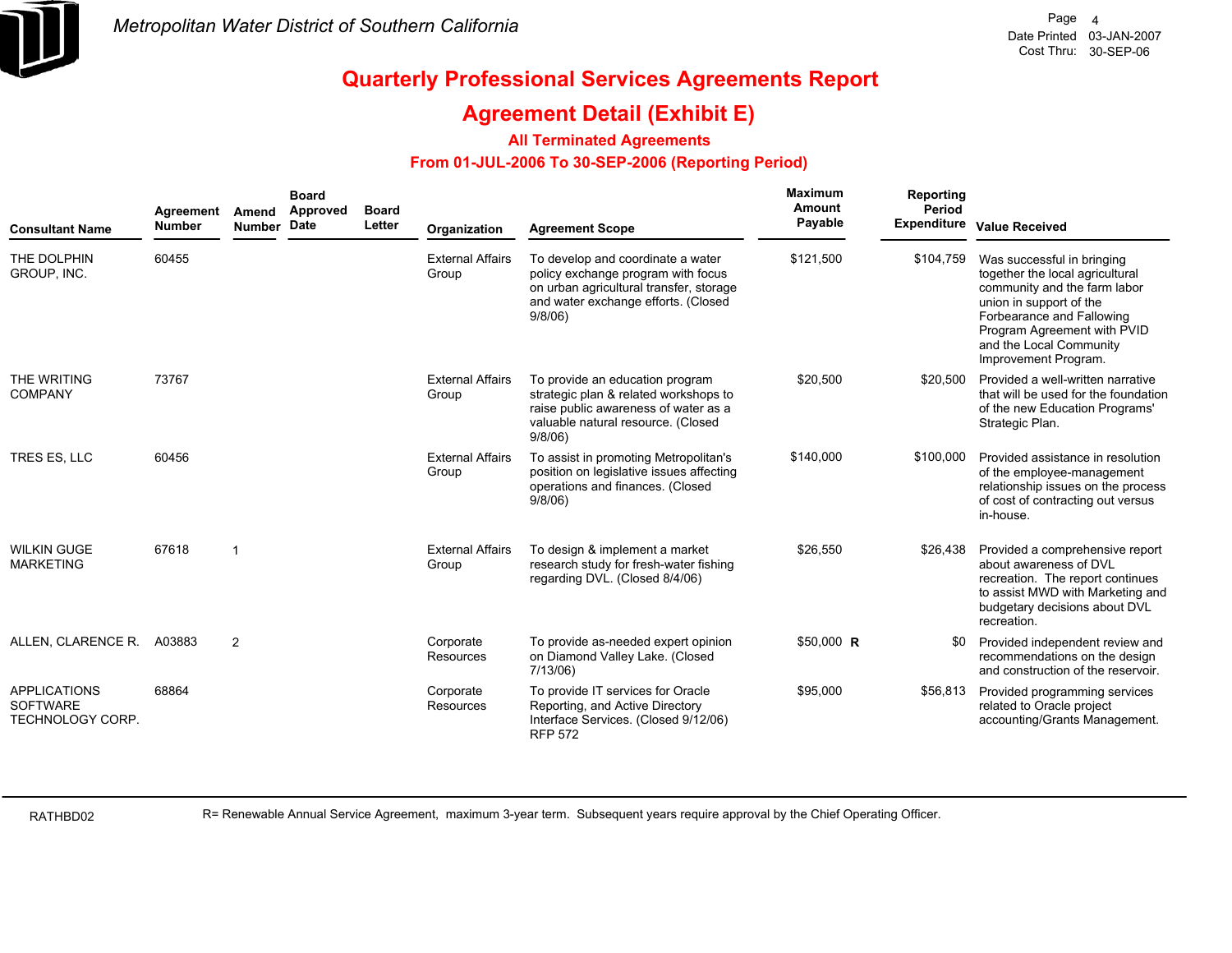Metropolitan Water District of Southern California

Date Printed 03-JAN-2007
Cost Thru: 30-SEP-06

# Quarterly Professional Services Agreements Report

## Agreement Detail (Exhibit E)

### All Terminated Agreements

### From 01-JUL-2006 To 30-SEP-2006 (Reporting Period)

| Consultant Name | Agreement Number | Amend Number | Board Approved Date | Board Letter | Organization | Agreement Scope | Maximum Amount Payable | Reporting Period Expenditure | Value Received |
|---|---|---|---|---|---|---|---|---|---|
| THE DOLPHIN GROUP, INC. | 60455 | | | | External Affairs Group | To develop and coordinate a water policy exchange program with focus on urban agricultural transfer, storage and water exchange efforts. (Closed 9/8/06) | $121,500 | $104,759 | Was successful in bringing together the local agricultural community and the farm labor union in support of the Forbearance and Fallowing Program Agreement with PVID and the Local Community Improvement Program. |
| THE WRITING COMPANY | 73767 | | | | External Affairs Group | To provide an education program strategic plan & related workshops to raise public awareness of water as a valuable natural resource. (Closed 9/8/06) | $20,500 | $20,500 | Provided a well-written narrative that will be used for the foundation of the new Education Programs' Strategic Plan. |
| TRES ES, LLC | 60456 | | | | External Affairs Group | To assist in promoting Metropolitan's position on legislative issues affecting operations and finances. (Closed 9/8/06) | $140,000 | $100,000 | Provided assistance in resolution of the employee-management relationship issues on the process of cost of contracting out versus in-house. |
| WILKIN GUGE MARKETING | 67618 | 1 | | | External Affairs Group | To design & implement a market research study for fresh-water fishing regarding DVL. (Closed 8/4/06) | $26,550 | $26,438 | Provided a comprehensive report about awareness of DVL recreation. The report continues to assist MWD with Marketing and budgetary decisions about DVL recreation. |
| ALLEN, CLARENCE R. | A03883 | 2 | | | Corporate Resources | To provide as-needed expert opinion on Diamond Valley Lake. (Closed 7/13/06) | $50,000 **R** | $0 | Provided independent review and recommendations on the design and construction of the reservoir. |
| APPLICATIONS SOFTWARE TECHNOLOGY CORP. | 68864 | | | | Corporate Resources | To provide IT services for Oracle Reporting, and Active Directory Interface Services. (Closed 9/12/06) RFP 572 | $95,000 | $56,813 | Provided programming services related to Oracle project accounting/Grants Management. |

RATHBD02

R= Renewable Annual Service Agreement, maximum 3-year term. Subsequent years require approval by the Chief Operating Officer.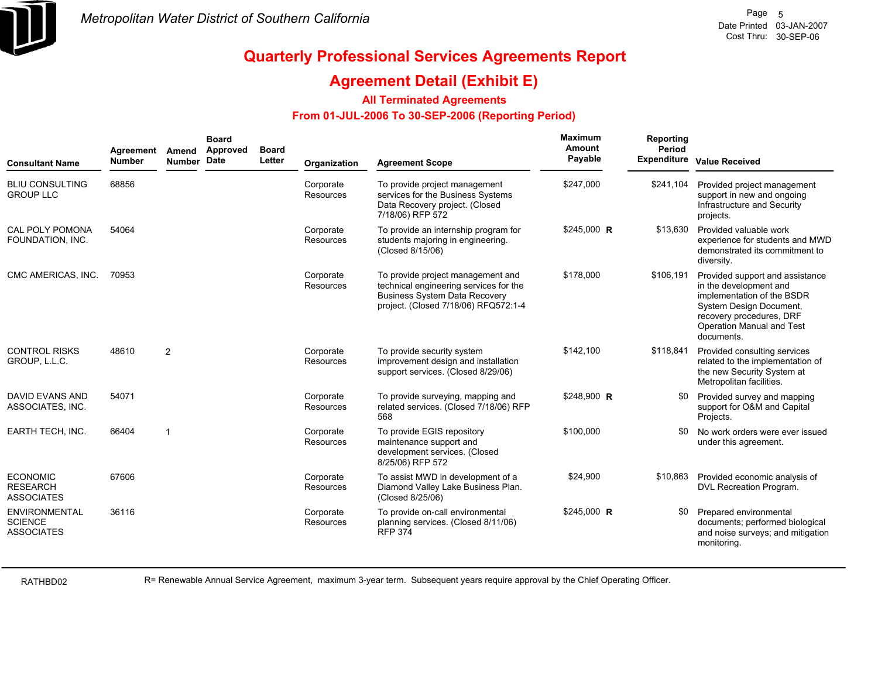# Quarterly Professional Services Agreements Report

## Agreement Detail (Exhibit E)

### All Terminated Agreements

### From 01-JUL-2006 To 30-SEP-2006 (Reporting Period)

| Consultant Name | Agreement Number | Amend Number | Board Approved Date | Board Letter | Organization | Agreement Scope | Maximum Amount Payable | Reporting Period Expenditure | Value Received |
|---|---|---|---|---|---|---|---|---|---|
| BLIU CONSULTING GROUP LLC | 68856 | | | | Corporate Resources | To provide project management services for the Business Systems Data Recovery project. (Closed 7/18/06) RFP 572 | $247,000 | $241,104 | Provided project management support in new and ongoing Infrastructure and Security projects. |
| CAL POLY POMONA FOUNDATION, INC. | 54064 | | | | Corporate Resources | To provide an internship program for students majoring in engineering. (Closed 8/15/06) | $245,000 **R** | $13,630 | Provided valuable work experience for students and MWD demonstrated its commitment to diversity. |
| CMC AMERICAS, INC. | 70953 | | | | Corporate Resources | To provide project management and technical engineering services for the Business System Data Recovery project. (Closed 7/18/06) RFQ572:1-4 | $178,000 | $106,191 | Provided support and assistance in the development and implementation of the BSDR System Design Document, recovery procedures, DRF Operation Manual and Test documents. |
| CONTROL RISKS GROUP, L.L.C. | 48610 | 2 | | | Corporate Resources | To provide security system improvement design and installation support services. (Closed 8/29/06) | $142,100 | $118,841 | Provided consulting services related to the implementation of the new Security System at Metropolitan facilities. |
| DAVID EVANS AND ASSOCIATES, INC. | 54071 | | | | Corporate Resources | To provide surveying, mapping and related services. (Closed 7/18/06) RFP 568 | $248,900 **R** | $0 | Provided survey and mapping support for O&M and Capital Projects. |
| EARTH TECH, INC. | 66404 | 1 | | | Corporate Resources | To provide EGIS repository maintenance support and development services. (Closed 8/25/06) RFP 572 | $100,000 | $0 | No work orders were ever issued under this agreement. |
| ECONOMIC RESEARCH ASSOCIATES | 67606 | | | | Corporate Resources | To assist MWD in development of a Diamond Valley Lake Business Plan. (Closed 8/25/06) | $24,900 | $10,863 | Provided economic analysis of DVL Recreation Program. |
| ENVIRONMENTAL SCIENCE ASSOCIATES | 36116 | | | | Corporate Resources | To provide on-call environmental planning services. (Closed 8/11/06) RFP 374 | $245,000 **R** | $0 | Prepared environmental documents; performed biological and noise surveys; and mitigation monitoring. |

RATHBD02

R= Renewable Annual Service Agreement, maximum 3-year term. Subsequent years require approval by the Chief Operating Officer.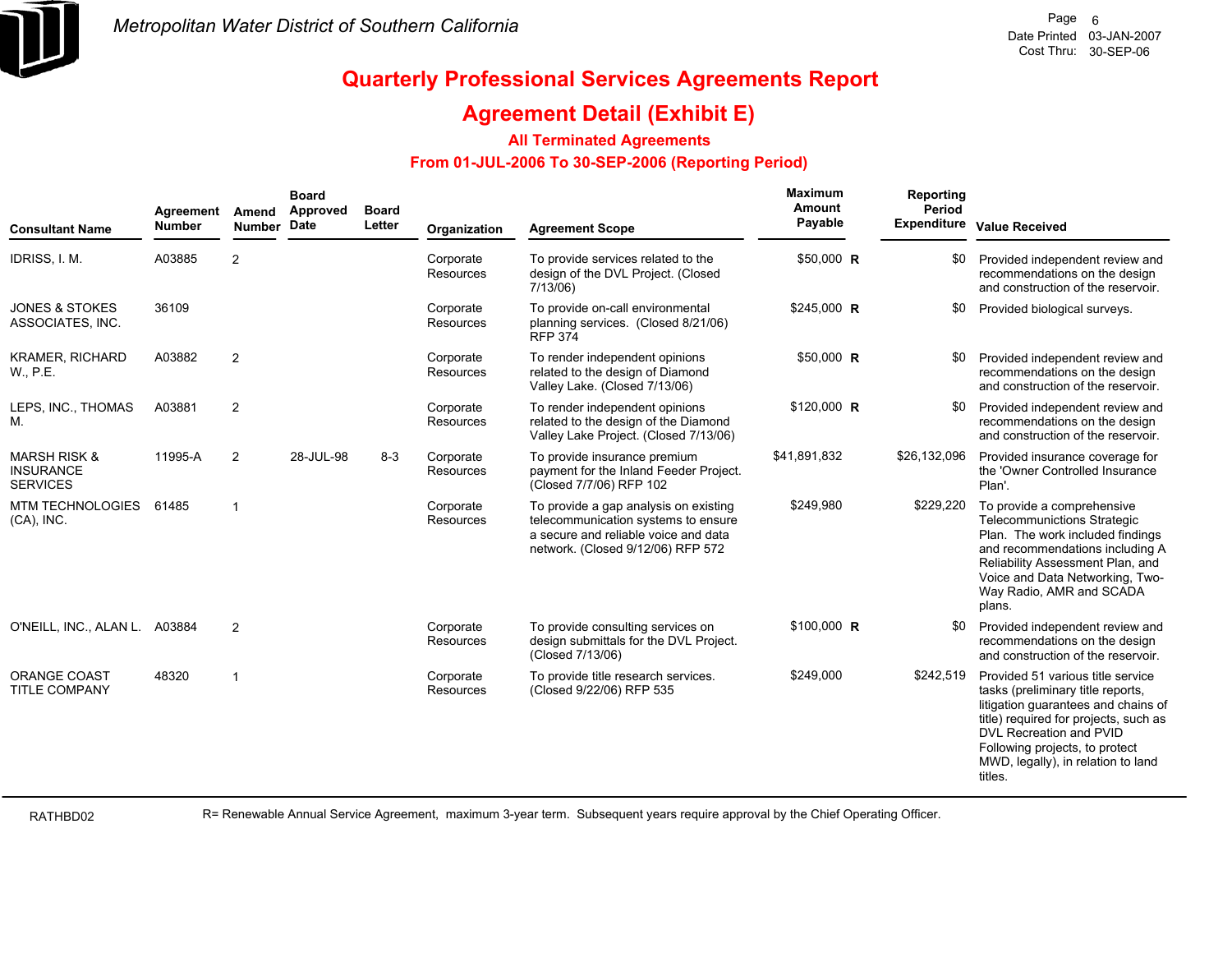Metropolitan Water District of Southern California

# Quarterly Professional Services Agreements Report

## Agreement Detail (Exhibit E)

### All Terminated Agreements

### From 01-JUL-2006 To 30-SEP-2006 (Reporting Period)

| Consultant Name | Agreement Number | Amend Number | Board Approved Date | Board Letter | Organization | Agreement Scope | Maximum Amount Payable | | Reporting Period Expenditure | Value Received |
|---|---|---|---|---|---|---|---|---|---|---|
| IDRISS, I. M. | A03885 | 2 | | | Corporate Resources | To provide services related to the design of the DVL Project. (Closed 7/13/06) | $50,000 | R | $0 | Provided independent review and recommendations on the design and construction of the reservoir. |
| JONES & STOKES ASSOCIATES, INC. | 36109 | | | | Corporate Resources | To provide on-call environmental planning services. (Closed 8/21/06) RFP 374 | $245,000 | R | $0 | Provided biological surveys. |
| KRAMER, RICHARD W., P.E. | A03882 | 2 | | | Corporate Resources | To render independent opinions related to the design of Diamond Valley Lake. (Closed 7/13/06) | $50,000 | R | $0 | Provided independent review and recommendations on the design and construction of the reservoir. |
| LEPS, INC., THOMAS M. | A03881 | 2 | | | Corporate Resources | To render independent opinions related to the design of the Diamond Valley Lake Project. (Closed 7/13/06) | $120,000 | R | $0 | Provided independent review and recommendations on the design and construction of the reservoir. |
| MARSH RISK & INSURANCE SERVICES | 11995-A | 2 | 28-JUL-98 | 8-3 | Corporate Resources | To provide insurance premium payment for the Inland Feeder Project. (Closed 7/7/06) RFP 102 | $41,891,832 | | $26,132,096 | Provided insurance coverage for the 'Owner Controlled Insurance Plan'. |
| MTM TECHNOLOGIES (CA), INC. | 61485 | 1 | | | Corporate Resources | To provide a gap analysis on existing telecommunication systems to ensure a secure and reliable voice and data network. (Closed 9/12/06) RFP 572 | $249,980 | | $229,220 | To provide a comprehensive Telecommunictions Strategic Plan. The work included findings and recommendations including A Reliability Assessment Plan, and Voice and Data Networking, Two-Way Radio, AMR and SCADA plans. |
| O'NEILL, INC., ALAN L. | A03884 | 2 | | | Corporate Resources | To provide consulting services on design submittals for the DVL Project. (Closed 7/13/06) | $100,000 | R | $0 | Provided independent review and recommendations on the design and construction of the reservoir. |
| ORANGE COAST TITLE COMPANY | 48320 | 1 | | | Corporate Resources | To provide title research services. (Closed 9/22/06) RFP 535 | $249,000 | | $242,519 | Provided 51 various title service tasks (preliminary title reports, litigation guarantees and chains of title) required for projects, such as DVL Recreation and PVID Following projects, to protect MWD, legally), in relation to land titles. |

RATHBD02

R= Renewable Annual Service Agreement, maximum 3-year term. Subsequent years require approval by the Chief Operating Officer.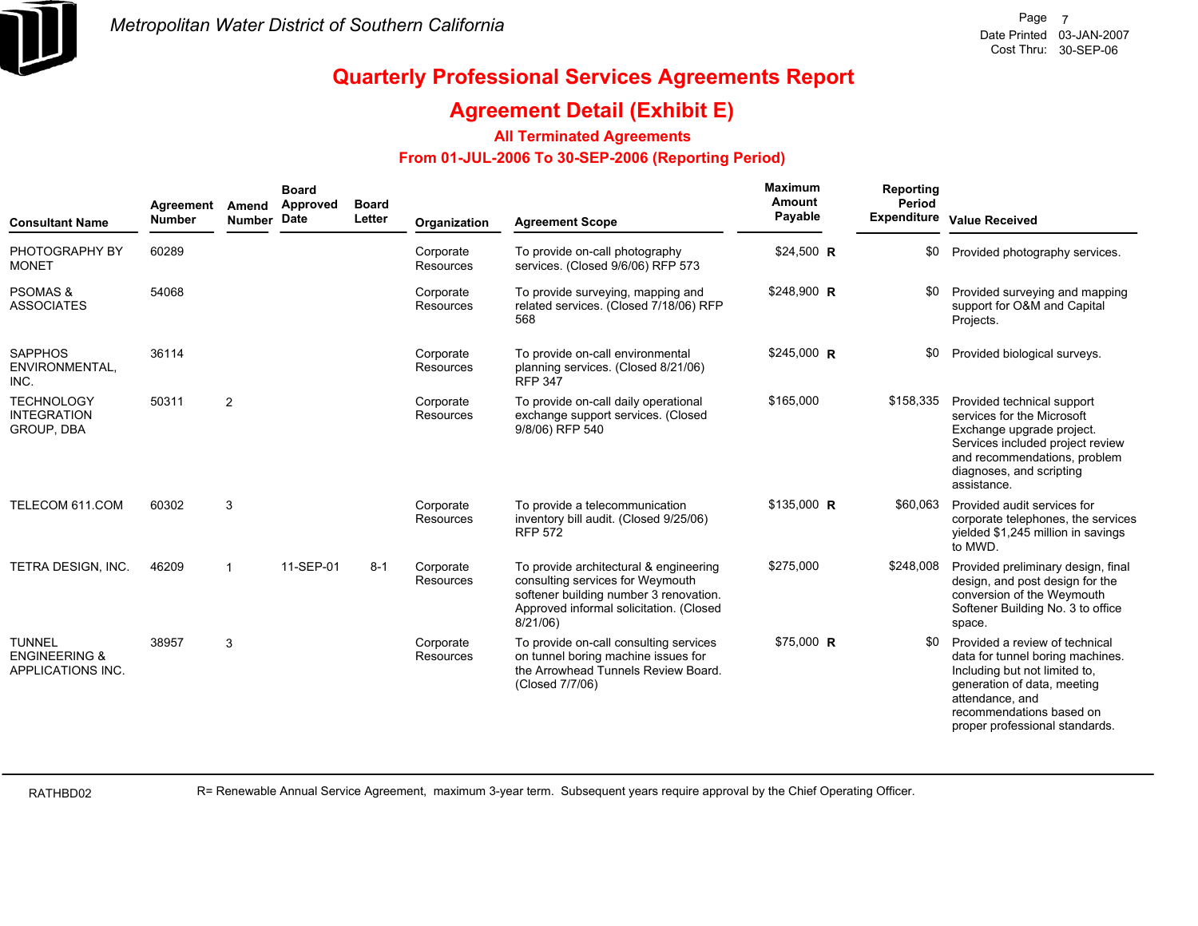Metropolitan Water District of Southern California

Date Printed 03-JAN-2007
Cost Thru: 30-SEP-06

# Quarterly Professional Services Agreements Report

## Agreement Detail (Exhibit E)

### All Terminated Agreements

### From 01-JUL-2006 To 30-SEP-2006 (Reporting Period)

| Consultant Name | Agreement Number | Amend Number | Board Approved Date | Board Letter | Organization | Agreement Scope | Maximum Amount Payable | | Reporting Period Expenditure | Value Received |
|---|---|---|---|---|---|---|---|---|---|---|
| PHOTOGRAPHY BY MONET | 60289 | | | | Corporate Resources | To provide on-call photography services. (Closed 9/6/06) RFP 573 | $24,500 | R | $0 | Provided photography services. |
| PSOMAS & ASSOCIATES | 54068 | | | | Corporate Resources | To provide surveying, mapping and related services. (Closed 7/18/06) RFP 568 | $248,900 | R | $0 | Provided surveying and mapping support for O&M and Capital Projects. |
| SAPPHOS ENVIRONMENTAL, INC. | 36114 | | | | Corporate Resources | To provide on-call environmental planning services. (Closed 8/21/06) RFP 347 | $245,000 | R | $0 | Provided biological surveys. |
| TECHNOLOGY INTEGRATION GROUP, DBA | 50311 | 2 | | | Corporate Resources | To provide on-call daily operational exchange support services. (Closed 9/8/06) RFP 540 | $165,000 | | $158,335 | Provided technical support services for the Microsoft Exchange upgrade project. Services included project review and recommendations, problem diagnoses, and scripting assistance. |
| TELECOM 611.COM | 60302 | 3 | | | Corporate Resources | To provide a telecommunication inventory bill audit. (Closed 9/25/06) RFP 572 | $135,000 | R | $60,063 | Provided audit services for corporate telephones, the services yielded $1,245 million in savings to MWD. |
| TETRA DESIGN, INC. | 46209 | 1 | 11-SEP-01 | 8-1 | Corporate Resources | To provide architectural & engineering consulting services for Weymouth softener building number 3 renovation. Approved informal solicitation. (Closed 8/21/06) | $275,000 | | $248,008 | Provided preliminary design, final design, and post design for the conversion of the Weymouth Softener Building No. 3 to office space. |
| TUNNEL ENGINEERING & APPLICATIONS INC. | 38957 | 3 | | | Corporate Resources | To provide on-call consulting services on tunnel boring machine issues for the Arrowhead Tunnels Review Board. (Closed 7/7/06) | $75,000 | R | $0 | Provided a review of technical data for tunnel boring machines. Including but not limited to, generation of data, meeting attendance, and recommendations based on proper professional standards. |

RATHBD02

R= Renewable Annual Service Agreement, maximum 3-year term. Subsequent years require approval by the Chief Operating Officer.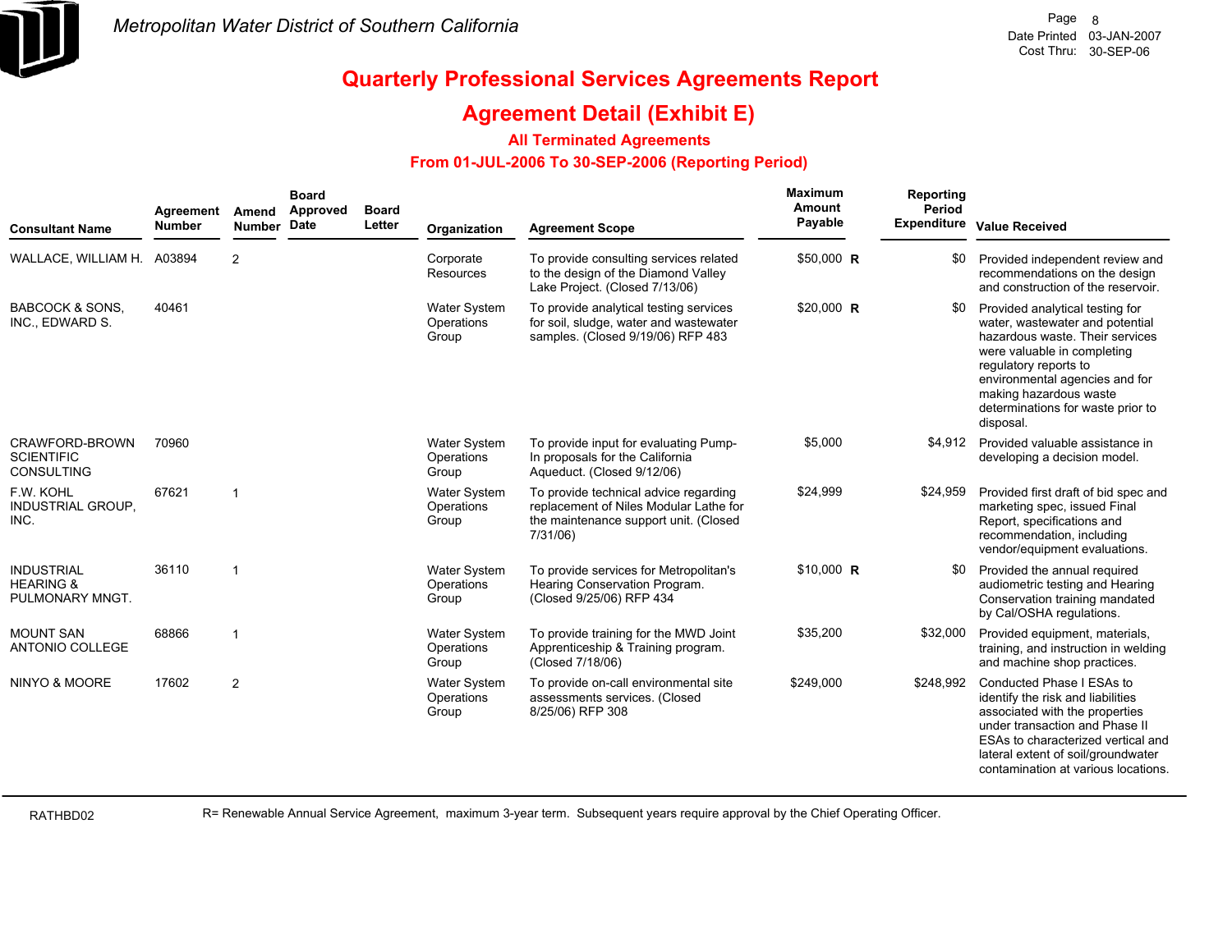*Metropolitan Water District of Southern California*

Date Printed 03-JAN-2007
Cost Thru: 30-SEP-06

# Quarterly Professional Services Agreements Report

## Agreement Detail (Exhibit E)

### All Terminated Agreements

### From 01-JUL-2006 To 30-SEP-2006 (Reporting Period)

| Consultant Name | Agreement Number | Amend Number | Board Approved Date | Board Letter | Organization | Agreement Scope | Maximum Amount Payable | | Reporting Period Expenditure | Value Received |
|---|---|---|---|---|---|---|---|---|---|---|
| WALLACE, WILLIAM H. | A03894 | 2 | | | Corporate Resources | To provide consulting services related to the design of the Diamond Valley Lake Project. (Closed 7/13/06) | $50,000 | R | $0 | Provided independent review and recommendations on the design and construction of the reservoir. |
| BABCOCK & SONS, INC., EDWARD S. | 40461 | | | | Water System Operations Group | To provide analytical testing services for soil, sludge, water and wastewater samples. (Closed 9/19/06) RFP 483 | $20,000 | R | $0 | Provided analytical testing for water, wastewater and potential hazardous waste. Their services were valuable in completing regulatory reports to environmental agencies and for making hazardous waste determinations for waste prior to disposal. |
| CRAWFORD-BROWN SCIENTIFIC CONSULTING | 70960 | | | | Water System Operations Group | To provide input for evaluating Pump-In proposals for the California Aqueduct. (Closed 9/12/06) | $5,000 | | $4,912 | Provided valuable assistance in developing a decision model. |
| F.W. KOHL INDUSTRIAL GROUP, INC. | 67621 | 1 | | | Water System Operations Group | To provide technical advice regarding replacement of Niles Modular Lathe for the maintenance support unit. (Closed 7/31/06) | $24,999 | | $24,959 | Provided first draft of bid spec and marketing spec, issued Final Report, specifications and recommendation, including vendor/equipment evaluations. |
| INDUSTRIAL HEARING & PULMONARY MNGT. | 36110 | 1 | | | Water System Operations Group | To provide services for Metropolitan's Hearing Conservation Program. (Closed 9/25/06) RFP 434 | $10,000 | R | $0 | Provided the annual required audiometric testing and Hearing Conservation training mandated by Cal/OSHA regulations. |
| MOUNT SAN ANTONIO COLLEGE | 68866 | 1 | | | Water System Operations Group | To provide training for the MWD Joint Apprenticeship & Training program. (Closed 7/18/06) | $35,200 | | $32,000 | Provided equipment, materials, training, and instruction in welding and machine shop practices. |
| NINYO & MOORE | 17602 | 2 | | | Water System Operations Group | To provide on-call environmental site assessments services. (Closed 8/25/06) RFP 308 | $249,000 | | $248,992 | Conducted Phase I ESAs to identify the risk and liabilities associated with the properties under transaction and Phase II ESAs to characterized vertical and lateral extent of soil/groundwater contamination at various locations. |

RATHBD02

R= Renewable Annual Service Agreement, maximum 3-year term. Subsequent years require approval by the Chief Operating Officer.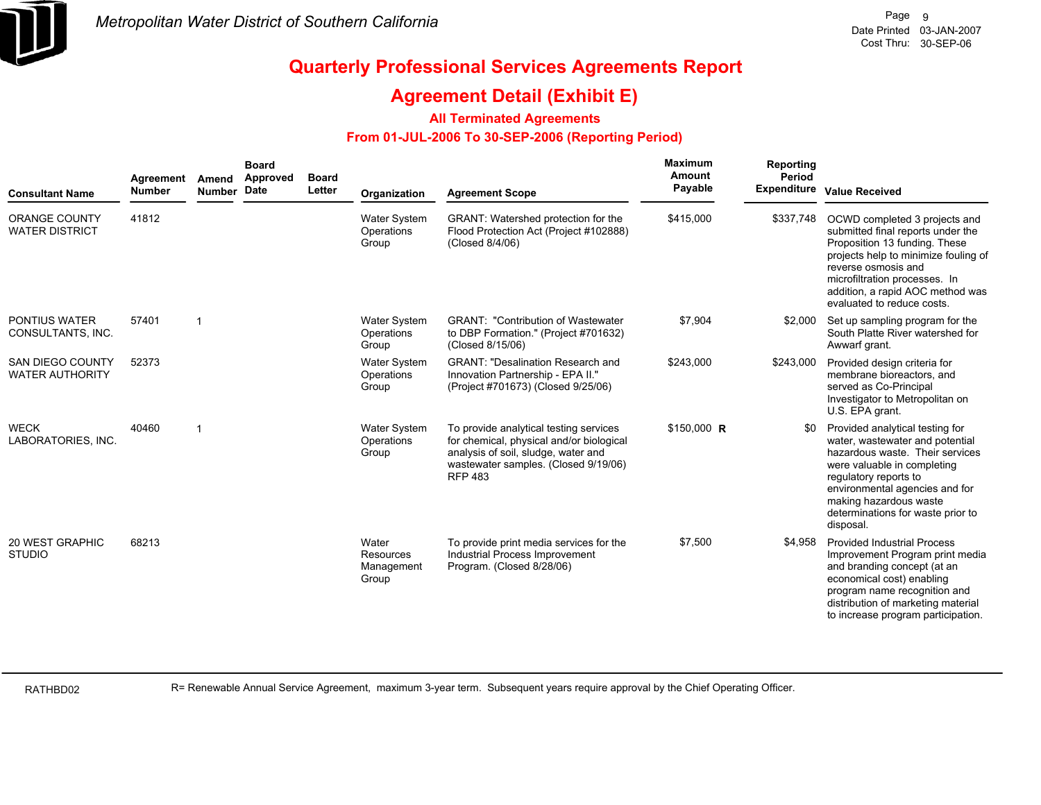Metropolitan Water District of Southern California

Date Printed 03-JAN-2007
Cost Thru: 30-SEP-06

# Quarterly Professional Services Agreements Report

## Agreement Detail (Exhibit E)

### All Terminated Agreements

### From 01-JUL-2006 To 30-SEP-2006 (Reporting Period)

| Consultant Name | Agreement Number | Amend Number | Board Approved Date | Board Letter | Organization | Agreement Scope | Maximum Amount Payable | Reporting Period Expenditure | Value Received |
|---|---|---|---|---|---|---|---|---|---|
| ORANGE COUNTY WATER DISTRICT | 41812 | | | | Water System Operations Group | GRANT: Watershed protection for the Flood Protection Act (Project #102888) (Closed 8/4/06) | $415,000 | $337,748 | OCWD completed 3 projects and submitted final reports under the Proposition 13 funding. These projects help to minimize fouling of reverse osmosis and microfiltration processes. In addition, a rapid AOC method was evaluated to reduce costs. |
| PONTIUS WATER CONSULTANTS, INC. | 57401 | 1 | | | Water System Operations Group | GRANT: "Contribution of Wastewater to DBP Formation." (Project #701632) (Closed 8/15/06) | $7,904 | $2,000 | Set up sampling program for the South Platte River watershed for Awwarf grant. |
| SAN DIEGO COUNTY WATER AUTHORITY | 52373 | | | | Water System Operations Group | GRANT: "Desalination Research and Innovation Partnership - EPA II." (Project #701673) (Closed 9/25/06) | $243,000 | $243,000 | Provided design criteria for membrane bioreactors, and served as Co-Principal Investigator to Metropolitan on U.S. EPA grant. |
| WECK LABORATORIES, INC. | 40460 | 1 | | | Water System Operations Group | To provide analytical testing services for chemical, physical and/or biological analysis of soil, sludge, water and wastewater samples. (Closed 9/19/06) RFP 483 | $150,000 **R** | $0 | Provided analytical testing for water, wastewater and potential hazardous waste. Their services were valuable in completing regulatory reports to environmental agencies and for making hazardous waste determinations for waste prior to disposal. |
| 20 WEST GRAPHIC STUDIO | 68213 | | | | Water Resources Management Group | To provide print media services for the Industrial Process Improvement Program. (Closed 8/28/06) | $7,500 | $4,958 | Provided Industrial Process Improvement Program print media and branding concept (at an economical cost) enabling program name recognition and distribution of marketing material to increase program participation. |

RATHBD02

R= Renewable Annual Service Agreement, maximum 3-year term. Subsequent years require approval by the Chief Operating Officer.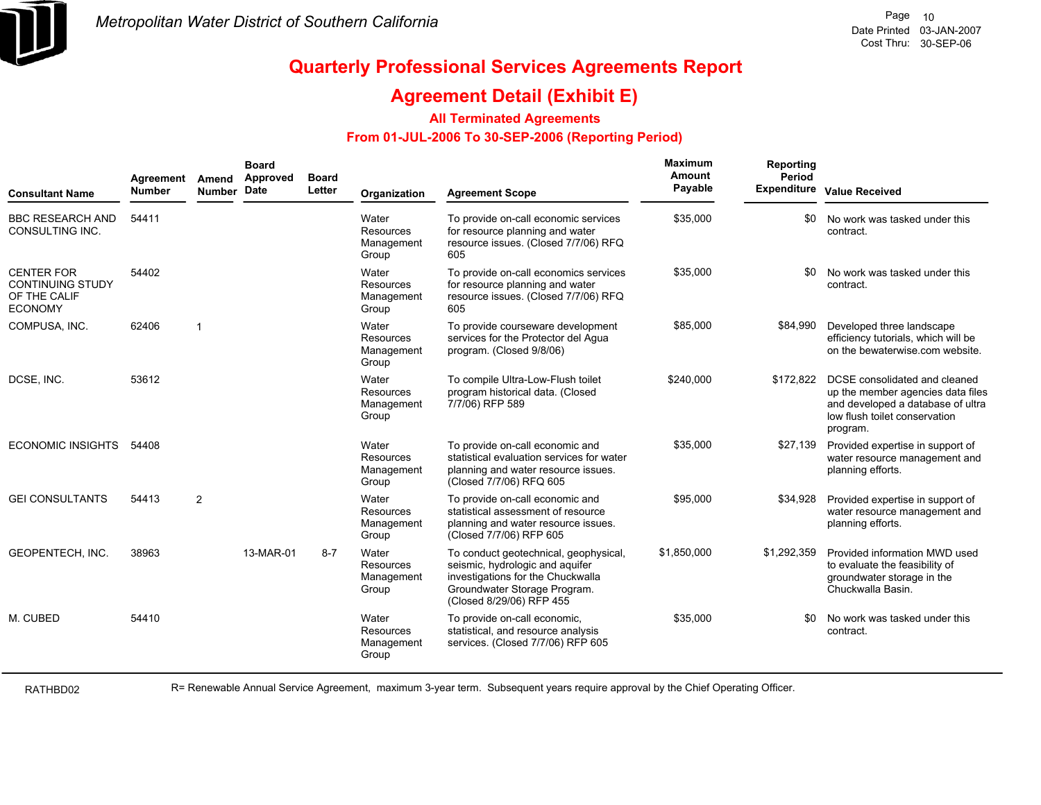# Metropolitan Water District of Southern California

Date Printed 03-JAN-2007
Cost Thru: 30-SEP-06

## Quarterly Professional Services Agreements Report

## Agreement Detail (Exhibit E)

### All Terminated Agreements

### From 01-JUL-2006 To 30-SEP-2006 (Reporting Period)

| Consultant Name | Agreement Number | Amend Number | Board Approved Date | Board Letter | Organization | Agreement Scope | Maximum Amount Payable | Reporting Period Expenditure | Value Received |
|---|---|---|---|---|---|---|---|---|---|
| BBC RESEARCH AND CONSULTING INC. | 54411 | | | | Water Resources Management Group | To provide on-call economic services for resource planning and water resource issues. (Closed 7/7/06) RFQ 605 | $35,000 | $0 | No work was tasked under this contract. |
| CENTER FOR CONTINUING STUDY OF THE CALIF ECONOMY | 54402 | | | | Water Resources Management Group | To provide on-call economics services for resource planning and water resource issues. (Closed 7/7/06) RFQ 605 | $35,000 | $0 | No work was tasked under this contract. |
| COMPUSA, INC. | 62406 | 1 | | | Water Resources Management Group | To provide courseware development services for the Protector del Agua program. (Closed 9/8/06) | $85,000 | $84,990 | Developed three landscape efficiency tutorials, which will be on the bewaterwise.com website. |
| DCSE, INC. | 53612 | | | | Water Resources Management Group | To compile Ultra-Low-Flush toilet program historical data. (Closed 7/7/06) RFP 589 | $240,000 | $172,822 | DCSE consolidated and cleaned up the member agencies data files and developed a database of ultra low flush toilet conservation program. |
| ECONOMIC INSIGHTS | 54408 | | | | Water Resources Management Group | To provide on-call economic and statistical evaluation services for water planning and water resource issues. (Closed 7/7/06) RFQ 605 | $35,000 | $27,139 | Provided expertise in support of water resource management and planning efforts. |
| GEI CONSULTANTS | 54413 | 2 | | | Water Resources Management Group | To provide on-call economic and statistical assessment of resource planning and water resource issues. (Closed 7/7/06) RFP 605 | $95,000 | $34,928 | Provided expertise in support of water resource management and planning efforts. |
| GEOPENTECH, INC. | 38963 | | 13-MAR-01 | 8-7 | Water Resources Management Group | To conduct geotechnical, geophysical, seismic, hydrologic and aquifer investigations for the Chuckwalla Groundwater Storage Program. (Closed 8/29/06) RFP 455 | $1,850,000 | $1,292,359 | Provided information MWD used to evaluate the feasibility of groundwater storage in the Chuckwalla Basin. |
| M. CUBED | 54410 | | | | Water Resources Management Group | To provide on-call economic, statistical, and resource analysis services. (Closed 7/7/06) RFP 605 | $35,000 | $0 | No work was tasked under this contract. |

RATHBD02

R= Renewable Annual Service Agreement, maximum 3-year term. Subsequent years require approval by the Chief Operating Officer.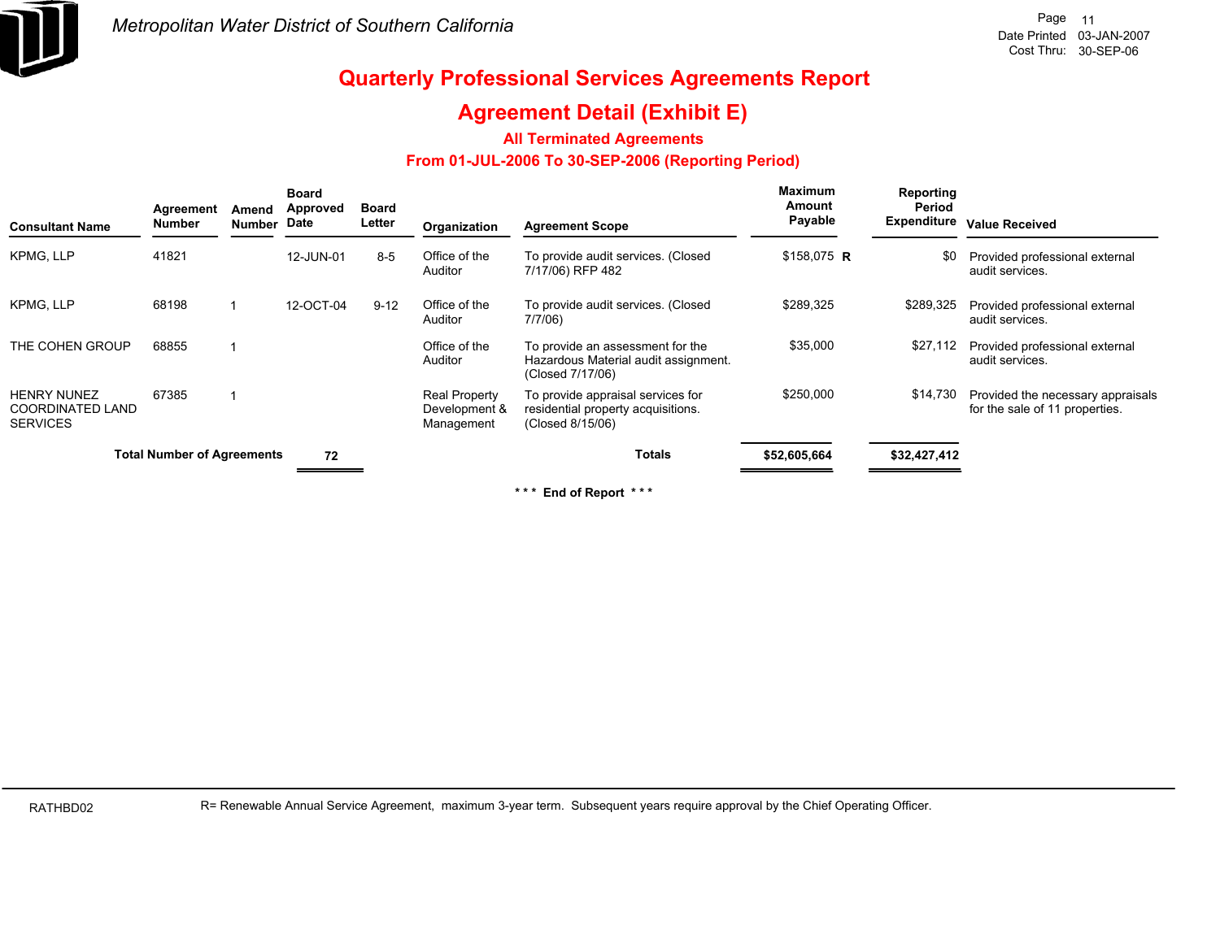# Quarterly Professional Services Agreements Report

## Agreement Detail (Exhibit E)

### All Terminated Agreements

### From 01-JUL-2006 To 30-SEP-2006 (Reporting Period)

| Consultant Name | Agreement Number | Amend Number | Board Approved Date | Board Letter | Organization | Agreement Scope | Maximum Amount Payable | | Reporting Period Expenditure | Value Received |
|---|---|---|---|---|---|---|---|---|---|---|
| KPMG, LLP | 41821 | | 12-JUN-01 | 8-5 | Office of the Auditor | To provide audit services. (Closed 7/17/06) RFP 482 | $158,075 | R | $0 | Provided professional external audit services. |
| KPMG, LLP | 68198 | 1 | 12-OCT-04 | 9-12 | Office of the Auditor | To provide audit services. (Closed 7/7/06) | $289,325 | | $289,325 | Provided professional external audit services. |
| THE COHEN GROUP | 68855 | 1 | | | Office of the Auditor | To provide an assessment for the Hazardous Material audit assignment. (Closed 7/17/06) | $35,000 | | $27,112 | Provided professional external audit services. |
| HENRY NUNEZ COORDINATED LAND SERVICES | 67385 | 1 | | | Real Property Development & Management | To provide appraisal services for residential property acquisitions. (Closed 8/15/06) | $250,000 | | $14,730 | Provided the necessary appraisals for the sale of 11 properties. |
| **Total Number of Agreements** | | | **72** | | | **Totals** | **$52,605,664** | | **$32,427,412** | |

**\*\*\* End of Report \*\*\***

RATHBD02

R= Renewable Annual Service Agreement, maximum 3-year term. Subsequent years require approval by the Chief Operating Officer.